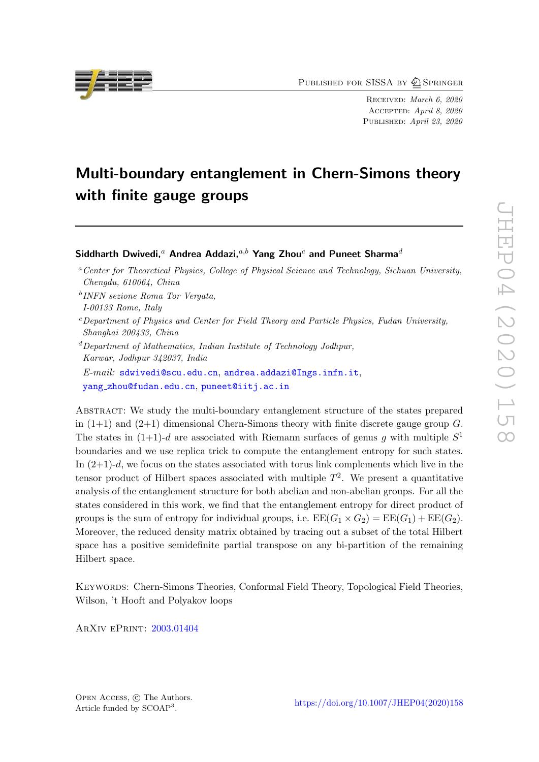Published for SISSA by Springer

Received: *March 6, 2020*
Accepted: *April 8, 2020*
Published: *April 23, 2020*

# Multi-boundary entanglement in Chern-Simons theory with finite gauge groups

**Siddharth Dwivedi,**[a] **Andrea Addazi,**[a,b] **Yang Zhou**[c] **and Puneet Sharma**[d]

[a] *Center for Theoretical Physics, College of Physical Science and Technology, Sichuan University, Chengdu, 610064, China*

[b] *INFN sezione Roma Tor Vergata, I-00133 Rome, Italy*

[c] *Department of Physics and Center for Field Theory and Particle Physics, Fudan University, Shanghai 200433, China*

[d] *Department of Mathematics, Indian Institute of Technology Jodhpur, Karwar, Jodhpur 342037, India*

*E-mail:* sdwivedi@scu.edu.cn, andrea.addazi@lngs.infn.it, yang_zhou@fudan.edu.cn, puneet@iitj.ac.in

Abstract: We study the multi-boundary entanglement structure of the states prepared in (1+1) and (2+1) dimensional Chern-Simons theory with finite discrete gauge group $G$. The states in (1+1)-$d$ are associated with Riemann surfaces of genus $g$ with multiple $S^1$ boundaries and we use replica trick to compute the entanglement entropy for such states. In (2+1)-$d$, we focus on the states associated with torus link complements which live in the tensor product of Hilbert spaces associated with multiple $T^2$. We present a quantitative analysis of the entanglement structure for both abelian and non-abelian groups. For all the states considered in this work, we find that the entanglement entropy for direct product of groups is the sum of entropy for individual groups, i.e. $\mathrm{EE}(G_1 \times G_2) = \mathrm{EE}(G_1) + \mathrm{EE}(G_2)$. Moreover, the reduced density matrix obtained by tracing out a subset of the total Hilbert space has a positive semidefinite partial transpose on any bi-partition of the remaining Hilbert space.

Keywords: Chern-Simons Theories, Conformal Field Theory, Topological Field Theories, Wilson, 't Hooft and Polyakov loops

ArXiv ePrint: 2003.01404

Open Access, © The Authors.
Article funded by SCOAP[3].

https://doi.org/10.1007/JHEP04(2020)158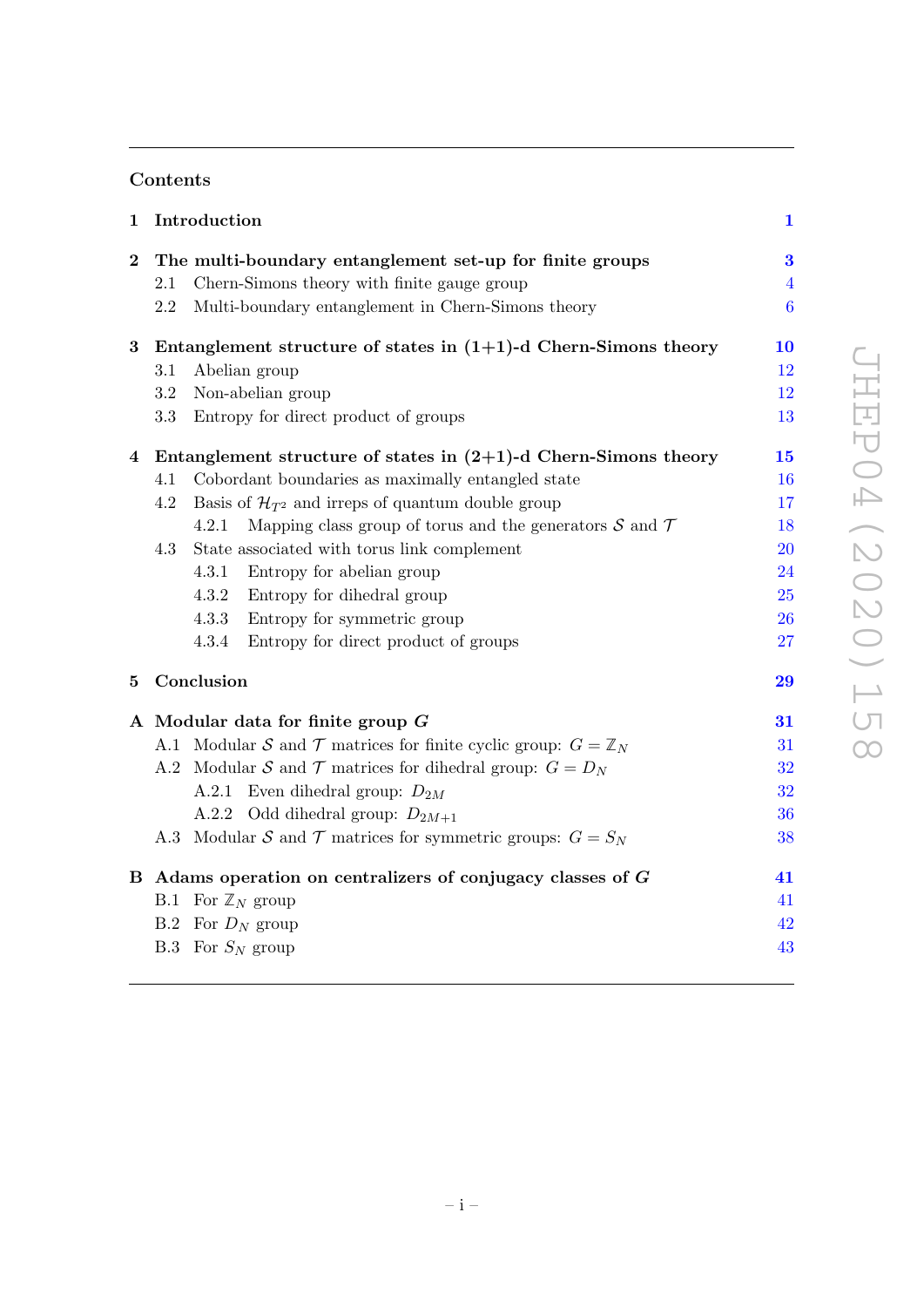## Contents

| | | |
|---|---|---|
| **1** | **Introduction** | **1** |
| **2** | **The multi-boundary entanglement set-up for finite groups** | **3** |
| 2.1 | Chern-Simons theory with finite gauge group | 4 |
| 2.2 | Multi-boundary entanglement in Chern-Simons theory | 6 |
| **3** | **Entanglement structure of states in (1+1)-d Chern-Simons theory** | **10** |
| 3.1 | Abelian group | 12 |
| 3.2 | Non-abelian group | 12 |
| 3.3 | Entropy for direct product of groups | 13 |
| **4** | **Entanglement structure of states in (2+1)-d Chern-Simons theory** | **15** |
| 4.1 | Cobordant boundaries as maximally entangled state | 16 |
| 4.2 | Basis of $\mathcal{H}_{T^2}$ and irreps of quantum double group | 17 |
| 4.2.1 | Mapping class group of torus and the generators $\mathcal{S}$ and $\mathcal{T}$ | 18 |
| 4.3 | State associated with torus link complement | 20 |
| 4.3.1 | Entropy for abelian group | 24 |
| 4.3.2 | Entropy for dihedral group | 25 |
| 4.3.3 | Entropy for symmetric group | 26 |
| 4.3.4 | Entropy for direct product of groups | 27 |
| **5** | **Conclusion** | **29** |
| **A** | **Modular data for finite group $G$** | **31** |
| A.1 | Modular $\mathcal{S}$ and $\mathcal{T}$ matrices for finite cyclic group: $G = \mathbb{Z}_N$ | 31 |
| A.2 | Modular $\mathcal{S}$ and $\mathcal{T}$ matrices for dihedral group: $G = D_N$ | 32 |
| A.2.1 | Even dihedral group: $D_{2M}$ | 32 |
| A.2.2 | Odd dihedral group: $D_{2M+1}$ | 36 |
| A.3 | Modular $\mathcal{S}$ and $\mathcal{T}$ matrices for symmetric groups: $G = S_N$ | 38 |
| **B** | **Adams operation on centralizers of conjugacy classes of $G$** | **41** |
| B.1 | For $\mathbb{Z}_N$ group | 41 |
| B.2 | For $D_N$ group | 42 |
| B.3 | For $S_N$ group | 43 |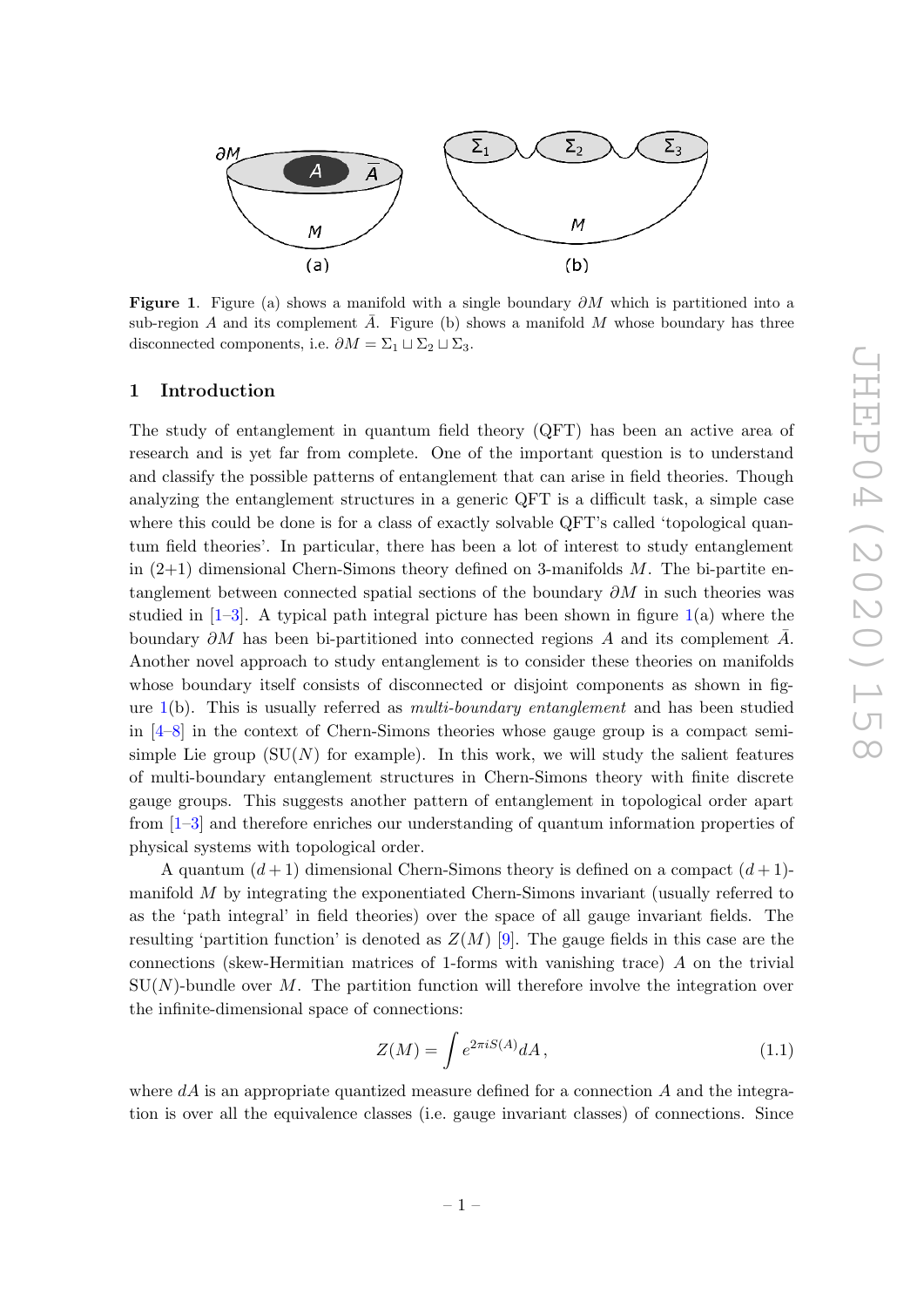**Figure 1**. Figure (a) shows a manifold with a single boundary $\partial M$ which is partitioned into a sub-region $A$ and its complement $\bar{A}$. Figure (b) shows a manifold $M$ whose boundary has three disconnected components, i.e. $\partial M = \Sigma_1 \sqcup \Sigma_2 \sqcup \Sigma_3$.

## 1 Introduction

The study of entanglement in quantum field theory (QFT) has been an active area of research and is yet far from complete. One of the important question is to understand and classify the possible patterns of entanglement that can arise in field theories. Though analyzing the entanglement structures in a generic QFT is a difficult task, a simple case where this could be done is for a class of exactly solvable QFT's called 'topological quantum field theories'. In particular, there has been a lot of interest to study entanglement in (2+1) dimensional Chern-Simons theory defined on 3-manifolds $M$. The bi-partite entanglement between connected spatial sections of the boundary $\partial M$ in such theories was studied in [1–3]. A typical path integral picture has been shown in figure 1(a) where the boundary $\partial M$ has been bi-partitioned into connected regions $A$ and its complement $\bar{A}$. Another novel approach to study entanglement is to consider these theories on manifolds whose boundary itself consists of disconnected or disjoint components as shown in figure 1(b). This is usually referred as *multi-boundary entanglement* and has been studied in [4–8] in the context of Chern-Simons theories whose gauge group is a compact semi-simple Lie group (SU($N$) for example). In this work, we will study the salient features of multi-boundary entanglement structures in Chern-Simons theory with finite discrete gauge groups. This suggests another pattern of entanglement in topological order apart from [1–3] and therefore enriches our understanding of quantum information properties of physical systems with topological order.

A quantum $(d+1)$ dimensional Chern-Simons theory is defined on a compact $(d+1)$-manifold $M$ by integrating the exponentiated Chern-Simons invariant (usually referred to as the 'path integral' in field theories) over the space of all gauge invariant fields. The resulting 'partition function' is denoted as $Z(M)$ [9]. The gauge fields in this case are the connections (skew-Hermitian matrices of 1-forms with vanishing trace) $A$ on the trivial SU($N$)-bundle over $M$. The partition function will therefore involve the integration over the infinite-dimensional space of connections:

$$Z(M) = \int e^{2\pi i S(A)} dA\,, \tag{1.1}$$

where $dA$ is an appropriate quantized measure defined for a connection $A$ and the integration is over all the equivalence classes (i.e. gauge invariant classes) of connections. Since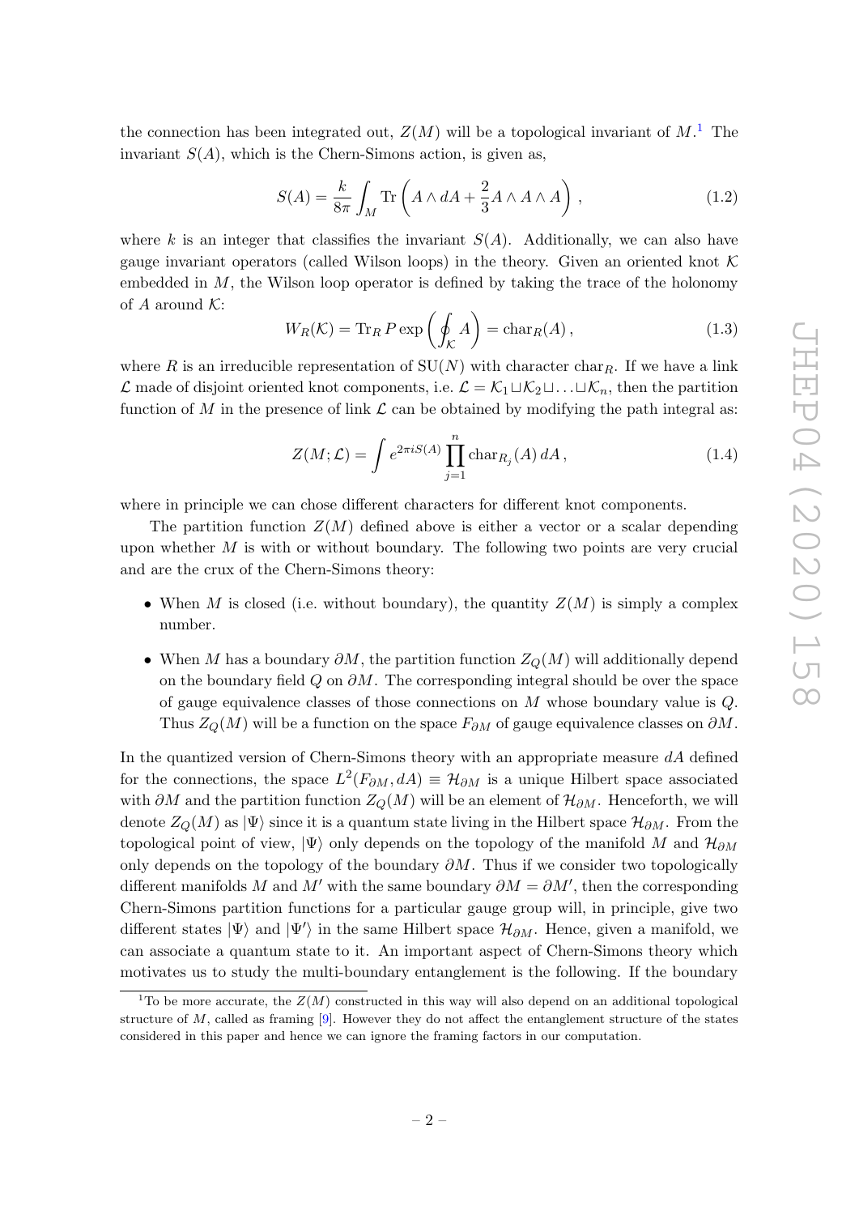the connection has been integrated out, $Z(M)$ will be a topological invariant of $M$.[1] The invariant $S(A)$, which is the Chern-Simons action, is given as,

$$S(A) = \frac{k}{8\pi} \int_M \mathrm{Tr}\left(A \wedge dA + \frac{2}{3} A \wedge A \wedge A\right), \tag{1.2}$$

where $k$ is an integer that classifies the invariant $S(A)$. Additionally, we can also have gauge invariant operators (called Wilson loops) in the theory. Given an oriented knot $\mathcal{K}$ embedded in $M$, the Wilson loop operator is defined by taking the trace of the holonomy of $A$ around $\mathcal{K}$:

$$W_R(\mathcal{K}) = \mathrm{Tr}_R\, P \exp\left(\oint_{\mathcal{K}} A\right) = \mathrm{char}_R(A), \tag{1.3}$$

where $R$ is an irreducible representation of $\mathrm{SU}(N)$ with character $\mathrm{char}_R$. If we have a link $\mathcal{L}$ made of disjoint oriented knot components, i.e. $\mathcal{L} = \mathcal{K}_1 \sqcup \mathcal{K}_2 \sqcup \ldots \sqcup \mathcal{K}_n$, then the partition function of $M$ in the presence of link $\mathcal{L}$ can be obtained by modifying the path integral as:

$$Z(M; \mathcal{L}) = \int e^{2\pi i S(A)} \prod_{j=1}^{n} \mathrm{char}_{R_j}(A)\, dA, \tag{1.4}$$

where in principle we can chose different characters for different knot components.

The partition function $Z(M)$ defined above is either a vector or a scalar depending upon whether $M$ is with or without boundary. The following two points are very crucial and are the crux of the Chern-Simons theory:

- When $M$ is closed (i.e. without boundary), the quantity $Z(M)$ is simply a complex number.
- When $M$ has a boundary $\partial M$, the partition function $Z_Q(M)$ will additionally depend on the boundary field $Q$ on $\partial M$. The corresponding integral should be over the space of gauge equivalence classes of those connections on $M$ whose boundary value is $Q$. Thus $Z_Q(M)$ will be a function on the space $F_{\partial M}$ of gauge equivalence classes on $\partial M$.

In the quantized version of Chern-Simons theory with an appropriate measure $dA$ defined for the connections, the space $L^2(F_{\partial M}, dA) \equiv \mathcal{H}_{\partial M}$ is a unique Hilbert space associated with $\partial M$ and the partition function $Z_Q(M)$ will be an element of $\mathcal{H}_{\partial M}$. Henceforth, we will denote $Z_Q(M)$ as $|\Psi\rangle$ since it is a quantum state living in the Hilbert space $\mathcal{H}_{\partial M}$. From the topological point of view, $|\Psi\rangle$ only depends on the topology of the manifold $M$ and $\mathcal{H}_{\partial M}$ only depends on the topology of the boundary $\partial M$. Thus if we consider two topologically different manifolds $M$ and $M'$ with the same boundary $\partial M = \partial M'$, then the corresponding Chern-Simons partition functions for a particular gauge group will, in principle, give two different states $|\Psi\rangle$ and $|\Psi'\rangle$ in the same Hilbert space $\mathcal{H}_{\partial M}$. Hence, given a manifold, we can associate a quantum state to it. An important aspect of Chern-Simons theory which motivates us to study the multi-boundary entanglement is the following. If the boundary

[1] To be more accurate, the $Z(M)$ constructed in this way will also depend on an additional topological structure of $M$, called as framing [9]. However they do not affect the entanglement structure of the states considered in this paper and hence we can ignore the framing factors in our computation.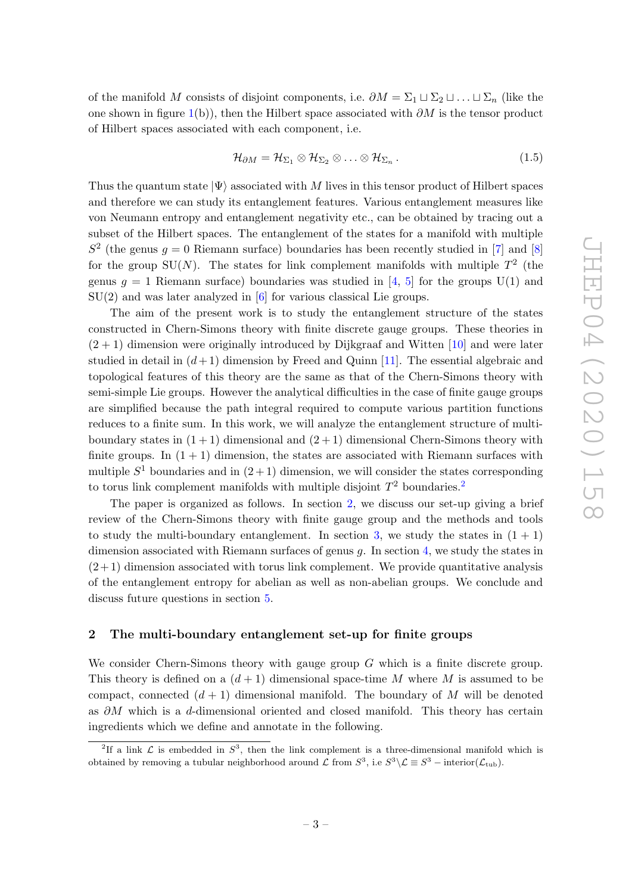of the manifold $M$ consists of disjoint components, i.e. $\partial M = \Sigma_1 \sqcup \Sigma_2 \sqcup \ldots \sqcup \Sigma_n$ (like the one shown in figure 1(b)), then the Hilbert space associated with $\partial M$ is the tensor product of Hilbert spaces associated with each component, i.e.

$$\mathcal{H}_{\partial M} = \mathcal{H}_{\Sigma_1} \otimes \mathcal{H}_{\Sigma_2} \otimes \ldots \otimes \mathcal{H}_{\Sigma_n} \,. \tag{1.5}$$

Thus the quantum state $|\Psi\rangle$ associated with $M$ lives in this tensor product of Hilbert spaces and therefore we can study its entanglement features. Various entanglement measures like von Neumann entropy and entanglement negativity etc., can be obtained by tracing out a subset of the Hilbert spaces. The entanglement of the states for a manifold with multiple $S^2$ (the genus $g = 0$ Riemann surface) boundaries has been recently studied in [7] and [8] for the group SU($N$). The states for link complement manifolds with multiple $T^2$ (the genus $g = 1$ Riemann surface) boundaries was studied in [4, 5] for the groups U(1) and SU(2) and was later analyzed in [6] for various classical Lie groups.

The aim of the present work is to study the entanglement structure of the states constructed in Chern-Simons theory with finite discrete gauge groups. These theories in $(2+1)$ dimension were originally introduced by Dijkgraaf and Witten [10] and were later studied in detail in $(d+1)$ dimension by Freed and Quinn [11]. The essential algebraic and topological features of this theory are the same as that of the Chern-Simons theory with semi-simple Lie groups. However the analytical difficulties in the case of finite gauge groups are simplified because the path integral required to compute various partition functions reduces to a finite sum. In this work, we will analyze the entanglement structure of multi-boundary states in $(1+1)$ dimensional and $(2+1)$ dimensional Chern-Simons theory with finite groups. In $(1+1)$ dimension, the states are associated with Riemann surfaces with multiple $S^1$ boundaries and in $(2+1)$ dimension, we will consider the states corresponding to torus link complement manifolds with multiple disjoint $T^2$ boundaries.[2]

The paper is organized as follows. In section 2, we discuss our set-up giving a brief review of the Chern-Simons theory with finite gauge group and the methods and tools to study the multi-boundary entanglement. In section 3, we study the states in $(1+1)$ dimension associated with Riemann surfaces of genus $g$. In section 4, we study the states in $(2+1)$ dimension associated with torus link complement. We provide quantitative analysis of the entanglement entropy for abelian as well as non-abelian groups. We conclude and discuss future questions in section 5.

## 2 The multi-boundary entanglement set-up for finite groups

We consider Chern-Simons theory with gauge group $G$ which is a finite discrete group. This theory is defined on a $(d+1)$ dimensional space-time $M$ where $M$ is assumed to be compact, connected $(d+1)$ dimensional manifold. The boundary of $M$ will be denoted as $\partial M$ which is a $d$-dimensional oriented and closed manifold. This theory has certain ingredients which we define and annotate in the following.

[2]If a link $\mathcal{L}$ is embedded in $S^3$, then the link complement is a three-dimensional manifold which is obtained by removing a tubular neighborhood around $\mathcal{L}$ from $S^3$, i.e $S^3 \backslash \mathcal{L} \equiv S^3 - \text{interior}(\mathcal{L}_{\text{tub}})$.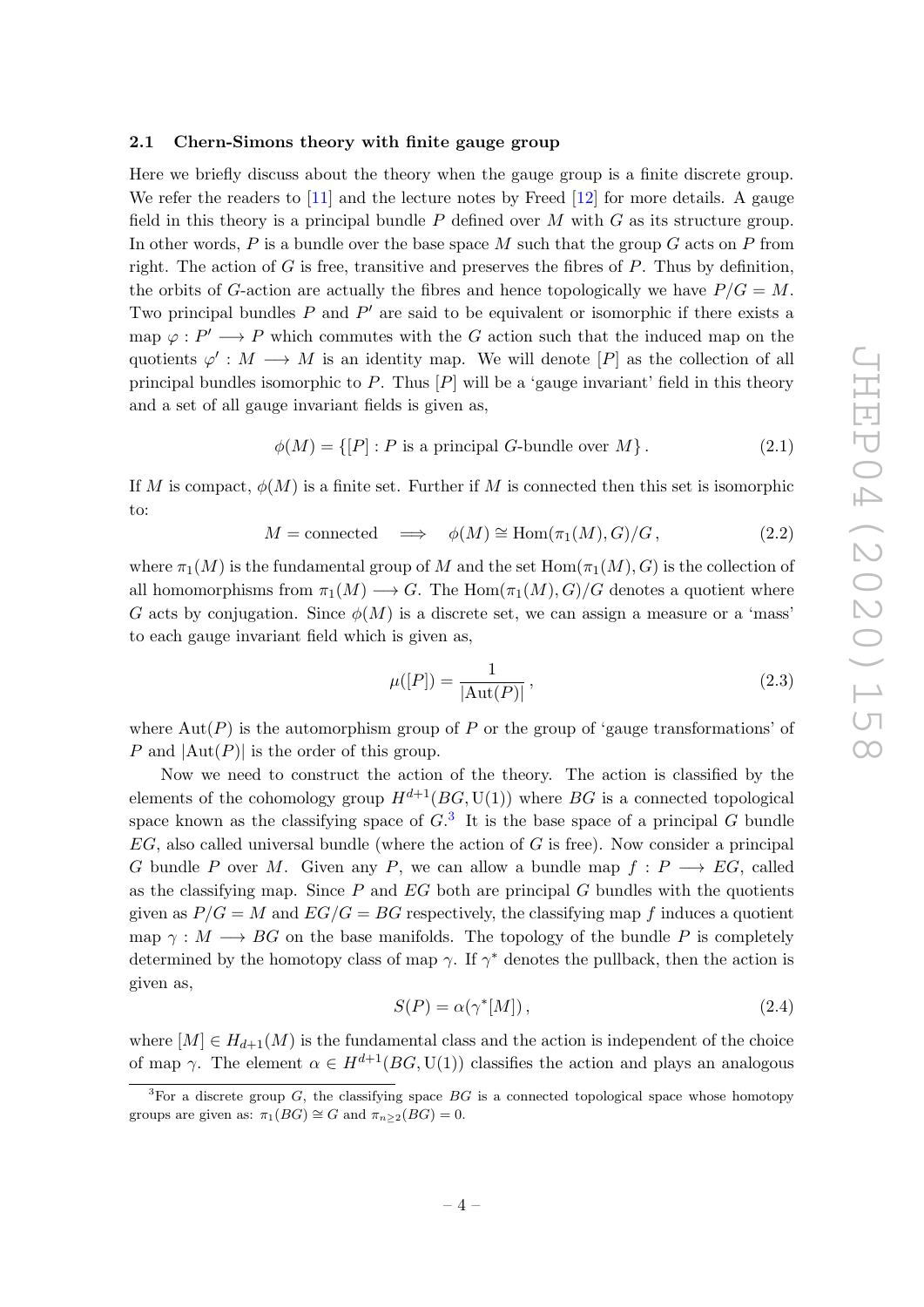### 2.1 Chern-Simons theory with finite gauge group

Here we briefly discuss about the theory when the gauge group is a finite discrete group. We refer the readers to [11] and the lecture notes by Freed [12] for more details. A gauge field in this theory is a principal bundle $P$ defined over $M$ with $G$ as its structure group. In other words, $P$ is a bundle over the base space $M$ such that the group $G$ acts on $P$ from right. The action of $G$ is free, transitive and preserves the fibres of $P$. Thus by definition, the orbits of $G$-action are actually the fibres and hence topologically we have $P/G = M$. Two principal bundles $P$ and $P'$ are said to be equivalent or isomorphic if there exists a map $\varphi : P' \longrightarrow P$ which commutes with the $G$ action such that the induced map on the quotients $\varphi' : M \longrightarrow M$ is an identity map. We will denote $[P]$ as the collection of all principal bundles isomorphic to $P$. Thus $[P]$ will be a 'gauge invariant' field in this theory and a set of all gauge invariant fields is given as,

$$\phi(M) = \{[P] : P \text{ is a principal } G\text{-bundle over } M\} . \tag{2.1}$$

If $M$ is compact, $\phi(M)$ is a finite set. Further if $M$ is connected then this set is isomorphic to:

$$M = \text{connected} \quad \Longrightarrow \quad \phi(M) \cong \text{Hom}(\pi_1(M), G)/G \,, \tag{2.2}$$

where $\pi_1(M)$ is the fundamental group of $M$ and the set $\text{Hom}(\pi_1(M), G)$ is the collection of all homomorphisms from $\pi_1(M) \longrightarrow G$. The $\text{Hom}(\pi_1(M), G)/G$ denotes a quotient where $G$ acts by conjugation. Since $\phi(M)$ is a discrete set, we can assign a measure or a 'mass' to each gauge invariant field which is given as,

$$\mu([P]) = \frac{1}{|\text{Aut}(P)|} \,, \tag{2.3}$$

where $\text{Aut}(P)$ is the automorphism group of $P$ or the group of 'gauge transformations' of $P$ and $|\text{Aut}(P)|$ is the order of this group.

Now we need to construct the action of the theory. The action is classified by the elements of the cohomology group $H^{d+1}(BG, \text{U}(1))$ where $BG$ is a connected topological space known as the classifying space of $G$.[3] It is the base space of a principal $G$ bundle $EG$, also called universal bundle (where the action of $G$ is free). Now consider a principal $G$ bundle $P$ over $M$. Given any $P$, we can allow a bundle map $f : P \longrightarrow EG$, called as the classifying map. Since $P$ and $EG$ both are principal $G$ bundles with the quotients given as $P/G = M$ and $EG/G = BG$ respectively, the classifying map $f$ induces a quotient map $\gamma : M \longrightarrow BG$ on the base manifolds. The topology of the bundle $P$ is completely determined by the homotopy class of map $\gamma$. If $\gamma^*$ denotes the pullback, then the action is given as,

$$S(P) = \alpha(\gamma^*[M]) \,, \tag{2.4}$$

where $[M] \in H_{d+1}(M)$ is the fundamental class and the action is independent of the choice of map $\gamma$. The element $\alpha \in H^{d+1}(BG, \text{U}(1))$ classifies the action and plays an analogous

[3] For a discrete group $G$, the classifying space $BG$ is a connected topological space whose homotopy groups are given as: $\pi_1(BG) \cong G$ and $\pi_{n\geq 2}(BG) = 0$.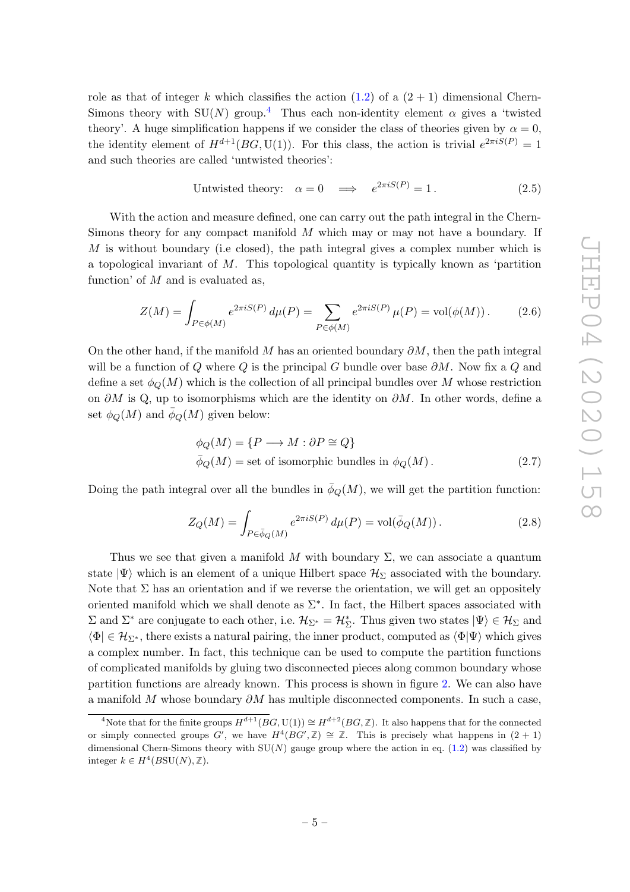role as that of integer $k$ which classifies the action (1.2) of a $(2+1)$ dimensional Chern-Simons theory with $\mathrm{SU}(N)$ group.[4] Thus each non-identity element $\alpha$ gives a 'twisted theory'. A huge simplification happens if we consider the class of theories given by $\alpha = 0$, the identity element of $H^{d+1}(BG, \mathrm{U}(1))$. For this class, the action is trivial $e^{2\pi i S(P)} = 1$ and such theories are called 'untwisted theories':

$$\text{Untwisted theory:} \quad \alpha = 0 \quad \Longrightarrow \quad e^{2\pi i S(P)} = 1\,. \tag{2.5}$$

With the action and measure defined, one can carry out the path integral in the Chern-Simons theory for any compact manifold $M$ which may or may not have a boundary. If $M$ is without boundary (i.e closed), the path integral gives a complex number which is a topological invariant of $M$. This topological quantity is typically known as 'partition function' of $M$ and is evaluated as,

$$Z(M) = \int_{P \in \phi(M)} e^{2\pi i S(P)}\, d\mu(P) = \sum_{P \in \phi(M)} e^{2\pi i S(P)}\, \mu(P) = \mathrm{vol}(\phi(M))\,. \tag{2.6}$$

On the other hand, if the manifold $M$ has an oriented boundary $\partial M$, then the path integral will be a function of $Q$ where $Q$ is the principal $G$ bundle over base $\partial M$. Now fix a $Q$ and define a set $\phi_Q(M)$ which is the collection of all principal bundles over $M$ whose restriction on $\partial M$ is Q, up to isomorphisms which are the identity on $\partial M$. In other words, define a set $\phi_Q(M)$ and $\bar{\phi}_Q(M)$ given below:

$$\begin{aligned} &\phi_Q(M) = \{P \longrightarrow M : \partial P \cong Q\} \\ &\bar{\phi}_Q(M) = \text{set of isomorphic bundles in } \phi_Q(M)\,. \end{aligned} \tag{2.7}$$

Doing the path integral over all the bundles in $\bar{\phi}_Q(M)$, we will get the partition function:

$$Z_Q(M) = \int_{P \in \bar{\phi}_Q(M)} e^{2\pi i S(P)}\, d\mu(P) = \mathrm{vol}(\bar{\phi}_Q(M))\,. \tag{2.8}$$

Thus we see that given a manifold $M$ with boundary $\Sigma$, we can associate a quantum state $|\Psi\rangle$ which is an element of a unique Hilbert space $\mathcal{H}_\Sigma$ associated with the boundary. Note that $\Sigma$ has an orientation and if we reverse the orientation, we will get an oppositely oriented manifold which we shall denote as $\Sigma^*$. In fact, the Hilbert spaces associated with $\Sigma$ and $\Sigma^*$ are conjugate to each other, i.e. $\mathcal{H}_{\Sigma^*} = \mathcal{H}_\Sigma^*$. Thus given two states $|\Psi\rangle \in \mathcal{H}_\Sigma$ and $\langle\Phi| \in \mathcal{H}_{\Sigma^*}$, there exists a natural pairing, the inner product, computed as $\langle\Phi|\Psi\rangle$ which gives a complex number. In fact, this technique can be used to compute the partition functions of complicated manifolds by gluing two disconnected pieces along common boundary whose partition functions are already known. This process is shown in figure 2. We can also have a manifold $M$ whose boundary $\partial M$ has multiple disconnected components. In such a case,

[4] Note that for the finite groups $H^{d+1}(BG, \mathrm{U}(1)) \cong H^{d+2}(BG, \mathbb{Z})$. It also happens that for the connected or simply connected groups $G'$, we have $H^4(BG', \mathbb{Z}) \cong \mathbb{Z}$. This is precisely what happens in $(2+1)$ dimensional Chern-Simons theory with $\mathrm{SU}(N)$ gauge group where the action in eq. (1.2) was classified by integer $k \in H^4(B\mathrm{SU}(N), \mathbb{Z})$.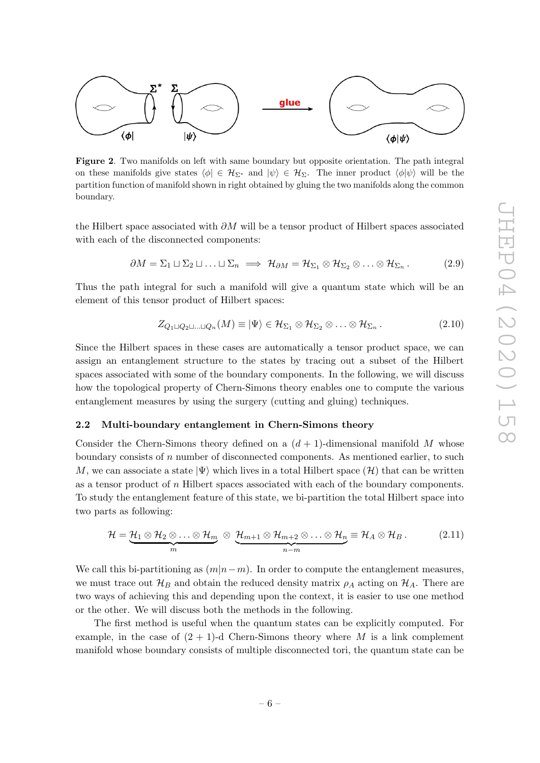**Figure 2**. Two manifolds on left with same boundary but opposite orientation. The path integral on these manifolds give states $\langle\phi| \in \mathcal{H}_{\Sigma^*}$ and $|\psi\rangle \in \mathcal{H}_{\Sigma}$. The inner product $\langle\phi|\psi\rangle$ will be the partition function of manifold shown in right obtained by gluing the two manifolds along the common boundary.

the Hilbert space associated with $\partial M$ will be a tensor product of Hilbert spaces associated with each of the disconnected components:

$$\partial M = \Sigma_1 \sqcup \Sigma_2 \sqcup \ldots \sqcup \Sigma_n \implies \mathcal{H}_{\partial M} = \mathcal{H}_{\Sigma_1} \otimes \mathcal{H}_{\Sigma_2} \otimes \ldots \otimes \mathcal{H}_{\Sigma_n} . \tag{2.9}$$

Thus the path integral for such a manifold will give a quantum state which will be an element of this tensor product of Hilbert spaces:

$$Z_{Q_1 \sqcup Q_2 \sqcup \ldots \sqcup Q_n}(M) \equiv |\Psi\rangle \in \mathcal{H}_{\Sigma_1} \otimes \mathcal{H}_{\Sigma_2} \otimes \ldots \otimes \mathcal{H}_{\Sigma_n} . \tag{2.10}$$

Since the Hilbert spaces in these cases are automatically a tensor product space, we can assign an entanglement structure to the states by tracing out a subset of the Hilbert spaces associated with some of the boundary components. In the following, we will discuss how the topological property of Chern-Simons theory enables one to compute the various entanglement measures by using the surgery (cutting and gluing) techniques.

### 2.2 Multi-boundary entanglement in Chern-Simons theory

Consider the Chern-Simons theory defined on a $(d+1)$-dimensional manifold $M$ whose boundary consists of $n$ number of disconnected components. As mentioned earlier, to such $M$, we can associate a state $|\Psi\rangle$ which lives in a total Hilbert space $(\mathcal{H})$ that can be written as a tensor product of $n$ Hilbert spaces associated with each of the boundary components. To study the entanglement feature of this state, we bi-partition the total Hilbert space into two parts as following:

$$\mathcal{H} = \underbrace{\mathcal{H}_1 \otimes \mathcal{H}_2 \otimes \ldots \otimes \mathcal{H}_m}_{m} \otimes \underbrace{\mathcal{H}_{m+1} \otimes \mathcal{H}_{m+2} \otimes \ldots \otimes \mathcal{H}_n}_{n-m} \equiv \mathcal{H}_A \otimes \mathcal{H}_B . \tag{2.11}$$

We call this bi-partitioning as $(m|n-m)$. In order to compute the entanglement measures, we must trace out $\mathcal{H}_B$ and obtain the reduced density matrix $\rho_A$ acting on $\mathcal{H}_A$. There are two ways of achieving this and depending upon the context, it is easier to use one method or the other. We will discuss both the methods in the following.

The first method is useful when the quantum states can be explicitly computed. For example, in the case of $(2+1)$-d Chern-Simons theory where $M$ is a link complement manifold whose boundary consists of multiple disconnected tori, the quantum state can be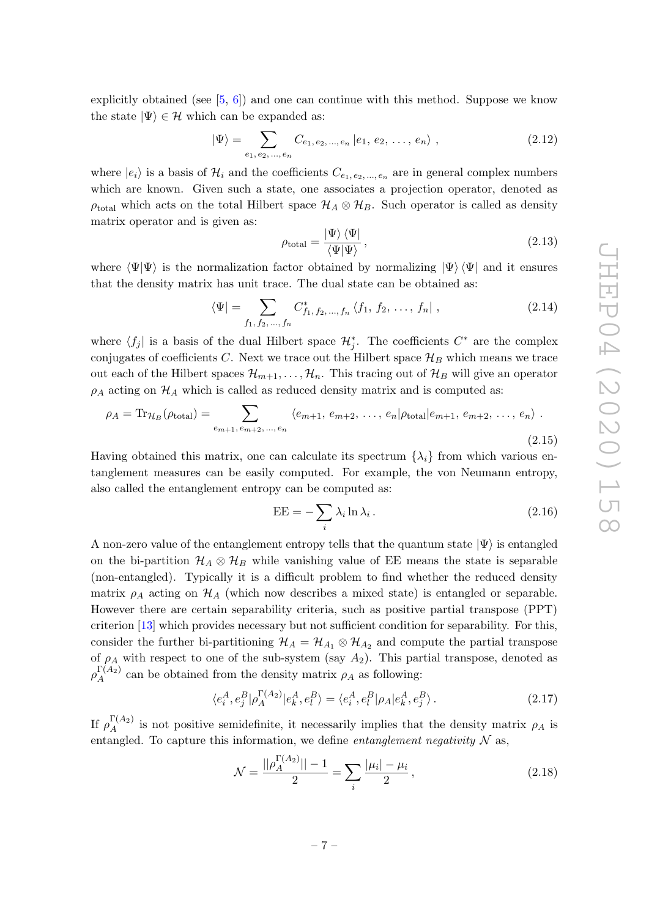explicitly obtained (see [5, 6]) and one can continue with this method. Suppose we know the state $|\Psi\rangle \in \mathcal{H}$ which can be expanded as:

$$|\Psi\rangle = \sum_{e_1,\, e_2,\, \dots,\, e_n} C_{e_1,\, e_2,\, \dots,\, e_n} \, |e_1,\, e_2,\, \dots,\, e_n\rangle \, , \tag{2.12}$$

where $|e_i\rangle$ is a basis of $\mathcal{H}_i$ and the coefficients $C_{e_1,\, e_2,\, \dots,\, e_n}$ are in general complex numbers which are known. Given such a state, one associates a projection operator, denoted as $\rho_{\text{total}}$ which acts on the total Hilbert space $\mathcal{H}_A \otimes \mathcal{H}_B$. Such operator is called as density matrix operator and is given as:

$$\rho_{\text{total}} = \frac{|\Psi\rangle \langle\Psi|}{\langle\Psi|\Psi\rangle} \, , \tag{2.13}$$

where $\langle\Psi|\Psi\rangle$ is the normalization factor obtained by normalizing $|\Psi\rangle \langle\Psi|$ and it ensures that the density matrix has unit trace. The dual state can be obtained as:

$$\langle\Psi| = \sum_{f_1,\, f_2,\, \dots,\, f_n} C^*_{f_1,\, f_2,\, \dots,\, f_n} \, \langle f_1,\, f_2,\, \dots,\, f_n| \, , \tag{2.14}$$

where $\langle f_j|$ is a basis of the dual Hilbert space $\mathcal{H}_j^*$. The coefficients $C^*$ are the complex conjugates of coefficients $C$. Next we trace out the Hilbert space $\mathcal{H}_B$ which means we trace out each of the Hilbert spaces $\mathcal{H}_{m+1}, \dots, \mathcal{H}_n$. This tracing out of $\mathcal{H}_B$ will give an operator $\rho_A$ acting on $\mathcal{H}_A$ which is called as reduced density matrix and is computed as:

$$\rho_A = \text{Tr}_{\mathcal{H}_B}(\rho_{\text{total}}) = \sum_{e_{m+1},\, e_{m+2},\, \dots,\, e_n} \langle e_{m+1},\, e_{m+2},\, \dots,\, e_n|\rho_{\text{total}}|e_{m+1},\, e_{m+2},\, \dots,\, e_n\rangle \, . \tag{2.15}$$

Having obtained this matrix, one can calculate its spectrum $\{\lambda_i\}$ from which various entanglement measures can be easily computed. For example, the von Neumann entropy, also called the entanglement entropy can be computed as:

$$\text{EE} = -\sum_i \lambda_i \ln \lambda_i \, . \tag{2.16}$$

A non-zero value of the entanglement entropy tells that the quantum state $|\Psi\rangle$ is entangled on the bi-partition $\mathcal{H}_A \otimes \mathcal{H}_B$ while vanishing value of EE means the state is separable (non-entangled). Typically it is a difficult problem to find whether the reduced density matrix $\rho_A$ acting on $\mathcal{H}_A$ (which now describes a mixed state) is entangled or separable. However there are certain separability criteria, such as positive partial transpose (PPT) criterion [13] which provides necessary but not sufficient condition for separability. For this, consider the further bi-partitioning $\mathcal{H}_A = \mathcal{H}_{A_1} \otimes \mathcal{H}_{A_2}$ and compute the partial transpose of $\rho_A$ with respect to one of the sub-system (say $A_2$). This partial transpose, denoted as $\rho_A^{\Gamma(A_2)}$ can be obtained from the density matrix $\rho_A$ as following:

$$\langle e_i^A, e_j^B|\rho_A^{\Gamma(A_2)}|e_k^A, e_l^B\rangle = \langle e_i^A, e_l^B|\rho_A|e_k^A, e_j^B\rangle \, . \tag{2.17}$$

If $\rho_A^{\Gamma(A_2)}$ is not positive semidefinite, it necessarily implies that the density matrix $\rho_A$ is entangled. To capture this information, we define *entanglement negativity* $\mathcal{N}$ as,

$$\mathcal{N} = \frac{||\rho_A^{\Gamma(A_2)}|| - 1}{2} = \sum_i \frac{|\mu_i| - \mu_i}{2} \, , \tag{2.18}$$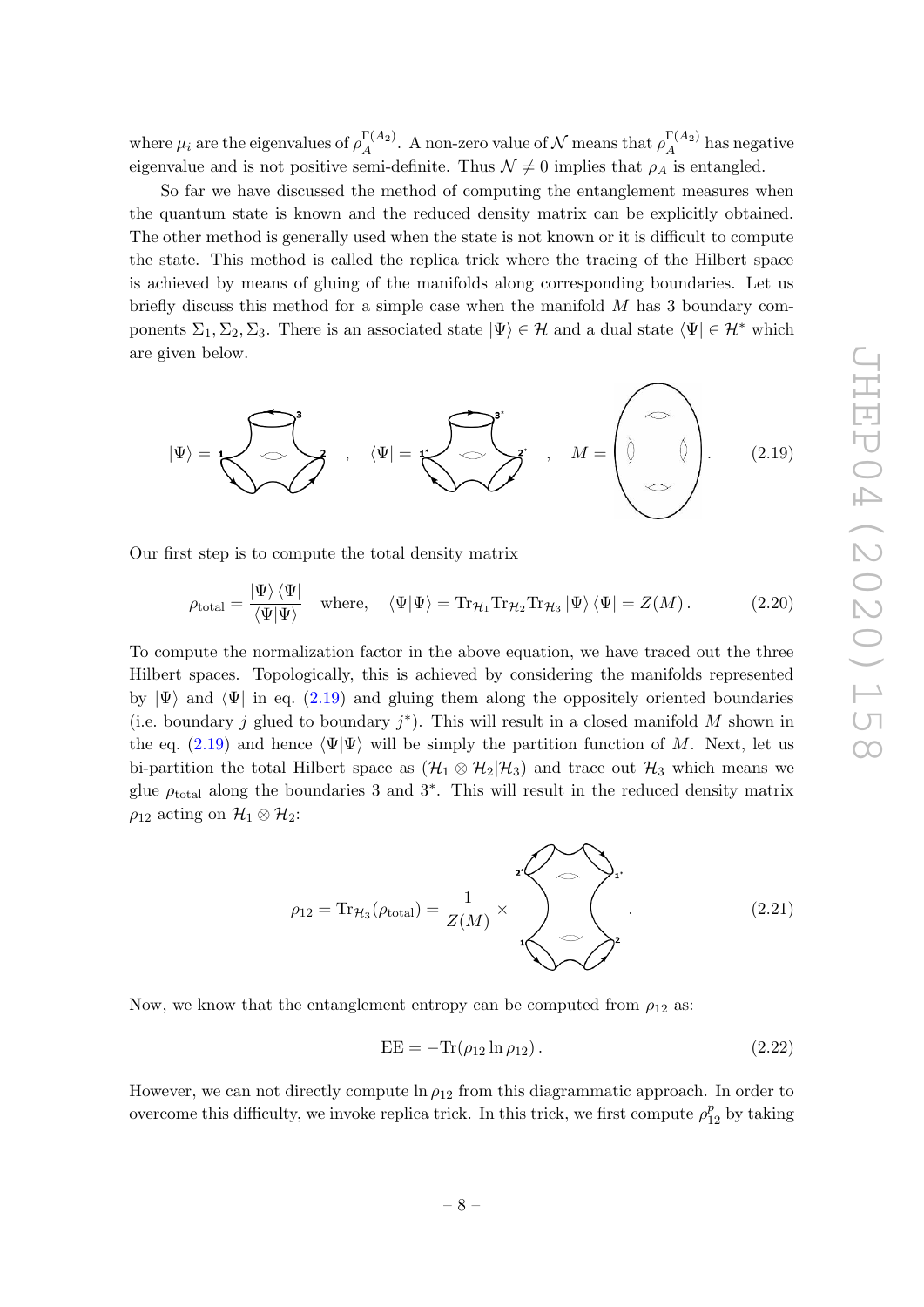where $\mu_i$ are the eigenvalues of $\rho_A^{\Gamma(A_2)}$. A non-zero value of $\mathcal{N}$ means that $\rho_A^{\Gamma(A_2)}$ has negative eigenvalue and is not positive semi-definite. Thus $\mathcal{N} \neq 0$ implies that $\rho_A$ is entangled.

So far we have discussed the method of computing the entanglement measures when the quantum state is known and the reduced density matrix can be explicitly obtained. The other method is generally used when the state is not known or it is difficult to compute the state. This method is called the replica trick where the tracing of the Hilbert space is achieved by means of gluing of the manifolds along corresponding boundaries. Let us briefly discuss this method for a simple case when the manifold $M$ has 3 boundary components $\Sigma_1, \Sigma_2, \Sigma_3$. There is an associated state $|\Psi\rangle \in \mathcal{H}$ and a dual state $\langle\Psi| \in \mathcal{H}^*$ which are given below.

$$|\Psi\rangle = \quad , \quad \langle\Psi| = \quad , \quad M = \quad . \tag{2.19}$$

Our first step is to compute the total density matrix

$$\rho_{\text{total}} = \frac{|\Psi\rangle\langle\Psi|}{\langle\Psi|\Psi\rangle} \quad \text{where,} \quad \langle\Psi|\Psi\rangle = \text{Tr}_{\mathcal{H}_1}\text{Tr}_{\mathcal{H}_2}\text{Tr}_{\mathcal{H}_3}|\Psi\rangle\langle\Psi| = Z(M)\,. \tag{2.20}$$

To compute the normalization factor in the above equation, we have traced out the three Hilbert spaces. Topologically, this is achieved by considering the manifolds represented by $|\Psi\rangle$ and $\langle\Psi|$ in eq. (2.19) and gluing them along the oppositely oriented boundaries (i.e. boundary $j$ glued to boundary $j^*$). This will result in a closed manifold $M$ shown in the eq. (2.19) and hence $\langle\Psi|\Psi\rangle$ will be simply the partition function of $M$. Next, let us bi-partition the total Hilbert space as $(\mathcal{H}_1 \otimes \mathcal{H}_2|\mathcal{H}_3)$ and trace out $\mathcal{H}_3$ which means we glue $\rho_{\text{total}}$ along the boundaries 3 and $3^*$. This will result in the reduced density matrix $\rho_{12}$ acting on $\mathcal{H}_1 \otimes \mathcal{H}_2$:

$$\rho_{12} = \text{Tr}_{\mathcal{H}_3}(\rho_{\text{total}}) = \frac{1}{Z(M)} \times \quad . \tag{2.21}$$

Now, we know that the entanglement entropy can be computed from $\rho_{12}$ as:

$$\text{EE} = -\text{Tr}(\rho_{12} \ln \rho_{12})\,. \tag{2.22}$$

However, we can not directly compute $\ln \rho_{12}$ from this diagrammatic approach. In order to overcome this difficulty, we invoke replica trick. In this trick, we first compute $\rho_{12}^p$ by taking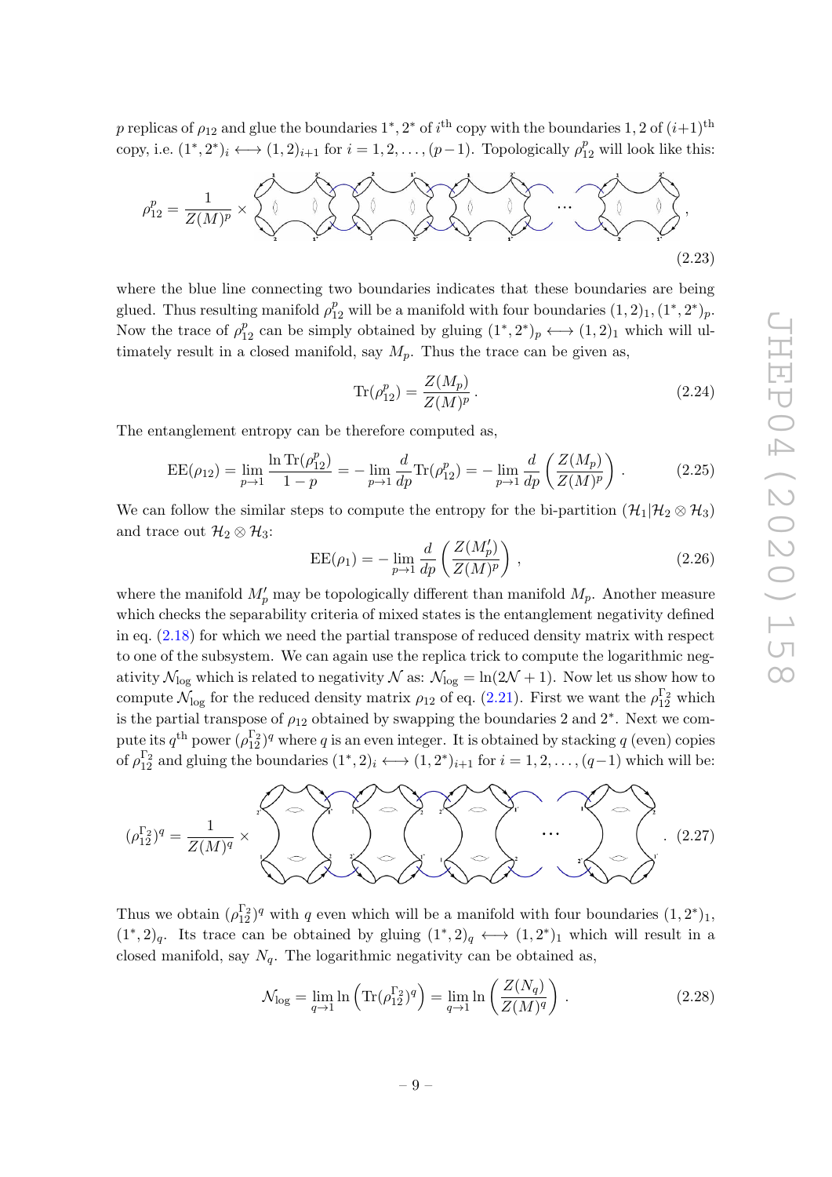$p$ replicas of $\rho_{12}$ and glue the boundaries $1^*, 2^*$ of $i^{\text{th}}$ copy with the boundaries $1, 2$ of $(i+1)^{\text{th}}$ copy, i.e. $(1^*, 2^*)_i \longleftrightarrow (1,2)_{i+1}$ for $i = 1, 2, \ldots, (p-1)$. Topologically $\rho_{12}^p$ will look like this:

$$\rho_{12}^p = \frac{1}{Z(M)^p} \times \quad \cdots \quad , \tag{2.23}$$

where the blue line connecting two boundaries indicates that these boundaries are being glued. Thus resulting manifold $\rho_{12}^p$ will be a manifold with four boundaries $(1,2)_1, (1^*, 2^*)_p$. Now the trace of $\rho_{12}^p$ can be simply obtained by gluing $(1^*, 2^*)_p \longleftrightarrow (1,2)_1$ which will ultimately result in a closed manifold, say $M_p$. Thus the trace can be given as,

$$\text{Tr}(\rho_{12}^p) = \frac{Z(M_p)}{Z(M)^p} . \tag{2.24}$$

The entanglement entropy can be therefore computed as,

$$\text{EE}(\rho_{12}) = \lim_{p\to 1} \frac{\ln \text{Tr}(\rho_{12}^p)}{1-p} = -\lim_{p\to 1} \frac{d}{dp} \text{Tr}(\rho_{12}^p) = -\lim_{p\to 1} \frac{d}{dp} \left( \frac{Z(M_p)}{Z(M)^p} \right) . \tag{2.25}$$

We can follow the similar steps to compute the entropy for the bi-partition $(\mathcal{H}_1 | \mathcal{H}_2 \otimes \mathcal{H}_3)$ and trace out $\mathcal{H}_2 \otimes \mathcal{H}_3$:

$$\text{EE}(\rho_1) = -\lim_{p\to 1} \frac{d}{dp} \left( \frac{Z(M_p')}{Z(M)^p} \right) , \tag{2.26}$$

where the manifold $M_p'$ may be topologically different than manifold $M_p$. Another measure which checks the separability criteria of mixed states is the entanglement negativity defined in eq. (2.18) for which we need the partial transpose of reduced density matrix with respect to one of the subsystem. We can again use the replica trick to compute the logarithmic negativity $\mathcal{N}_{\log}$ which is related to negativity $\mathcal{N}$ as: $\mathcal{N}_{\log} = \ln(2\mathcal{N} + 1)$. Now let us show how to compute $\mathcal{N}_{\log}$ for the reduced density matrix $\rho_{12}$ of eq. (2.21). First we want the $\rho_{12}^{\Gamma_2}$ which is the partial transpose of $\rho_{12}$ obtained by swapping the boundaries 2 and $2^*$. Next we compute its $q^{\text{th}}$ power $(\rho_{12}^{\Gamma_2})^q$ where $q$ is an even integer. It is obtained by stacking $q$ (even) copies of $\rho_{12}^{\Gamma_2}$ and gluing the boundaries $(1^*, 2)_i \longleftrightarrow (1, 2^*)_{i+1}$ for $i = 1, 2, \ldots, (q-1)$ which will be:

$$(\rho_{12}^{\Gamma_2})^q = \frac{1}{Z(M)^q} \times \quad \cdots \quad . \tag{2.27}$$

Thus we obtain $(\rho_{12}^{\Gamma_2})^q$ with $q$ even which will be a manifold with four boundaries $(1, 2^*)_1$, $(1^*, 2)_q$. Its trace can be obtained by gluing $(1^*, 2)_q \longleftrightarrow (1, 2^*)_1$ which will result in a closed manifold, say $N_q$. The logarithmic negativity can be obtained as,

$$\mathcal{N}_{\log} = \lim_{q\to 1} \ln \left( \text{Tr}(\rho_{12}^{\Gamma_2})^q \right) = \lim_{q\to 1} \ln \left( \frac{Z(N_q)}{Z(M)^q} \right) . \tag{2.28}$$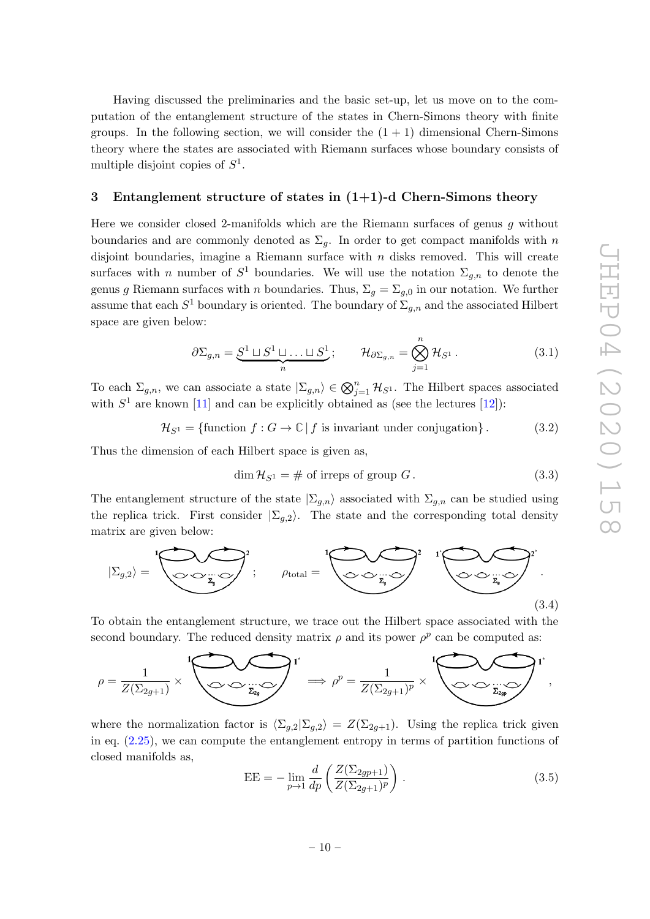Having discussed the preliminaries and the basic set-up, let us move on to the computation of the entanglement structure of the states in Chern-Simons theory with finite groups. In the following section, we will consider the $(1+1)$ dimensional Chern-Simons theory where the states are associated with Riemann surfaces whose boundary consists of multiple disjoint copies of $S^1$.

## 3 Entanglement structure of states in (1+1)-d Chern-Simons theory

Here we consider closed 2-manifolds which are the Riemann surfaces of genus $g$ without boundaries and are commonly denoted as $\Sigma_g$. In order to get compact manifolds with $n$ disjoint boundaries, imagine a Riemann surface with $n$ disks removed. This will create surfaces with $n$ number of $S^1$ boundaries. We will use the notation $\Sigma_{g,n}$ to denote the genus $g$ Riemann surfaces with $n$ boundaries. Thus, $\Sigma_g = \Sigma_{g,0}$ in our notation. We further assume that each $S^1$ boundary is oriented. The boundary of $\Sigma_{g,n}$ and the associated Hilbert space are given below:

$$\partial\Sigma_{g,n} = \underbrace{S^1 \sqcup S^1 \sqcup \ldots \sqcup S^1}_{n}; \qquad \mathcal{H}_{\partial\Sigma_{g,n}} = \bigotimes_{j=1}^{n} \mathcal{H}_{S^1}\,. \tag{3.1}$$

To each $\Sigma_{g,n}$, we can associate a state $|\Sigma_{g,n}\rangle \in \bigotimes_{j=1}^{n} \mathcal{H}_{S^1}$. The Hilbert spaces associated with $S^1$ are known [11] and can be explicitly obtained as (see the lectures [12]):

$$\mathcal{H}_{S^1} = \{\text{function } f : G \to \mathbb{C} \,|\, f \text{ is invariant under conjugation}\}\,. \tag{3.2}$$

Thus the dimension of each Hilbert space is given as,

$$\dim \mathcal{H}_{S^1} = \#\text{ of irreps of group } G\,. \tag{3.3}$$

The entanglement structure of the state $|\Sigma_{g,n}\rangle$ associated with $\Sigma_{g,n}$ can be studied using the replica trick. First consider $|\Sigma_{g,2}\rangle$. The state and the corresponding total density matrix are given below:

$$|\Sigma_{g,2}\rangle = [\text{figure}]\,; \qquad \rho_{\text{total}} = [\text{figure}]\,. \tag{3.4}$$

To obtain the entanglement structure, we trace out the Hilbert space associated with the second boundary. The reduced density matrix $\rho$ and its power $\rho^p$ can be computed as:

$$\rho = \frac{1}{Z(\Sigma_{2g+1})} \times [\text{figure}] \implies \rho^p = \frac{1}{Z(\Sigma_{2g+1})^p} \times [\text{figure}]\,,$$

where the normalization factor is $\langle\Sigma_{g,2}|\Sigma_{g,2}\rangle = Z(\Sigma_{2g+1})$. Using the replica trick given in eq. (2.25), we can compute the entanglement entropy in terms of partition functions of closed manifolds as,

$$\text{EE} = -\lim_{p\to 1}\frac{d}{dp}\left(\frac{Z(\Sigma_{2gp+1})}{Z(\Sigma_{2g+1})^p}\right)\,. \tag{3.5}$$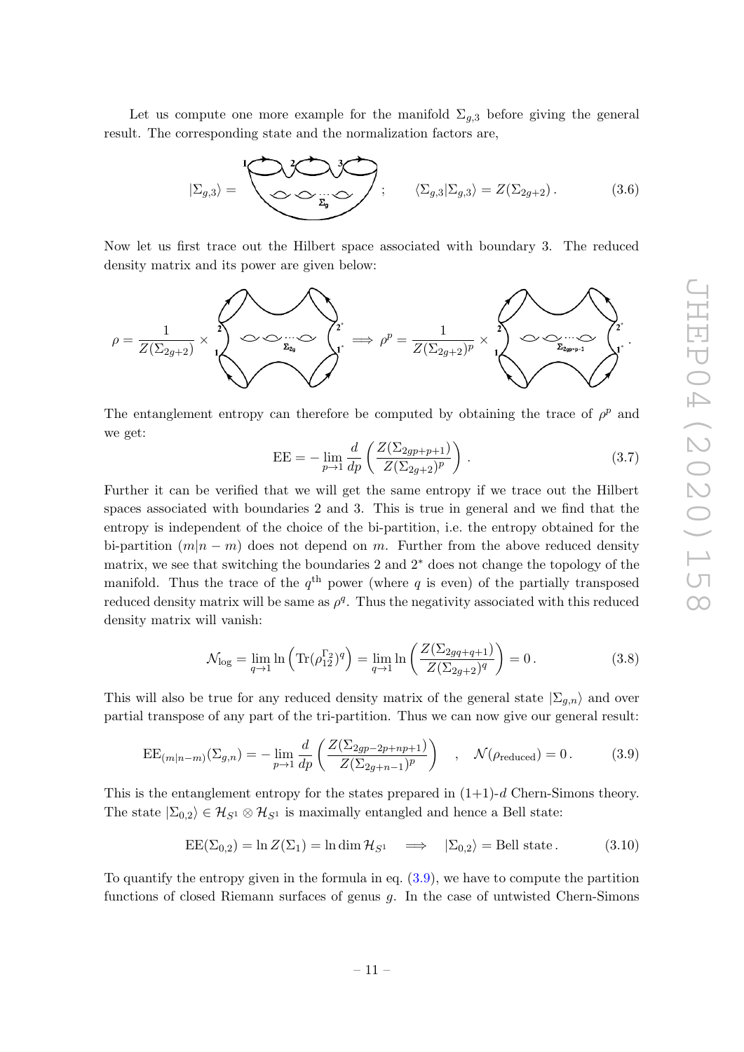Let us compute one more example for the manifold $\Sigma_{g,3}$ before giving the general result. The corresponding state and the normalization factors are,

$$|\Sigma_{g,3}\rangle = \quad ; \qquad \langle \Sigma_{g,3}|\Sigma_{g,3}\rangle = Z(\Sigma_{2g+2})\,. \tag{3.6}$$

Now let us first trace out the Hilbert space associated with boundary 3. The reduced density matrix and its power are given below:

$$\rho = \frac{1}{Z(\Sigma_{2g+2})} \times \quad \Longrightarrow \rho^p = \frac{1}{Z(\Sigma_{2g+2})^p} \times \quad .$$

The entanglement entropy can therefore be computed by obtaining the trace of $\rho^p$ and we get:

$$\text{EE} = -\lim_{p\to 1} \frac{d}{dp}\left(\frac{Z(\Sigma_{2gp+p+1})}{Z(\Sigma_{2g+2})^p}\right)\,. \tag{3.7}$$

Further it can be verified that we will get the same entropy if we trace out the Hilbert spaces associated with boundaries 2 and 3. This is true in general and we find that the entropy is independent of the choice of the bi-partition, i.e. the entropy obtained for the bi-partition $(m|n-m)$ does not depend on $m$. Further from the above reduced density matrix, we see that switching the boundaries 2 and $2^*$ does not change the topology of the manifold. Thus the trace of the $q^{\text{th}}$ power (where $q$ is even) of the partially transposed reduced density matrix will be same as $\rho^q$. Thus the negativity associated with this reduced density matrix will vanish:

$$\mathcal{N}_{\log} = \lim_{q\to 1} \ln\left(\text{Tr}(\rho_{12}^{\Gamma_2})^q\right) = \lim_{q\to 1} \ln\left(\frac{Z(\Sigma_{2gq+q+1})}{Z(\Sigma_{2g+2})^q}\right) = 0\,. \tag{3.8}$$

This will also be true for any reduced density matrix of the general state $|\Sigma_{g,n}\rangle$ and over partial transpose of any part of the tri-partition. Thus we can now give our general result:

$$\text{EE}_{(m|n-m)}(\Sigma_{g,n}) = -\lim_{p\to 1} \frac{d}{dp}\left(\frac{Z(\Sigma_{2gp-2p+np+1})}{Z(\Sigma_{2g+n-1})^p}\right) \quad , \quad \mathcal{N}(\rho_{\text{reduced}}) = 0\,. \tag{3.9}$$

This is the entanglement entropy for the states prepared in (1+1)-$d$ Chern-Simons theory. The state $|\Sigma_{0,2}\rangle \in \mathcal{H}_{S^1} \otimes \mathcal{H}_{S^1}$ is maximally entangled and hence a Bell state:

$$\text{EE}(\Sigma_{0,2}) = \ln Z(\Sigma_1) = \ln \dim \mathcal{H}_{S^1} \quad \Longrightarrow \quad |\Sigma_{0,2}\rangle = \text{Bell state}\,. \tag{3.10}$$

To quantify the entropy given in the formula in eq. (3.9), we have to compute the partition functions of closed Riemann surfaces of genus $g$. In the case of untwisted Chern-Simons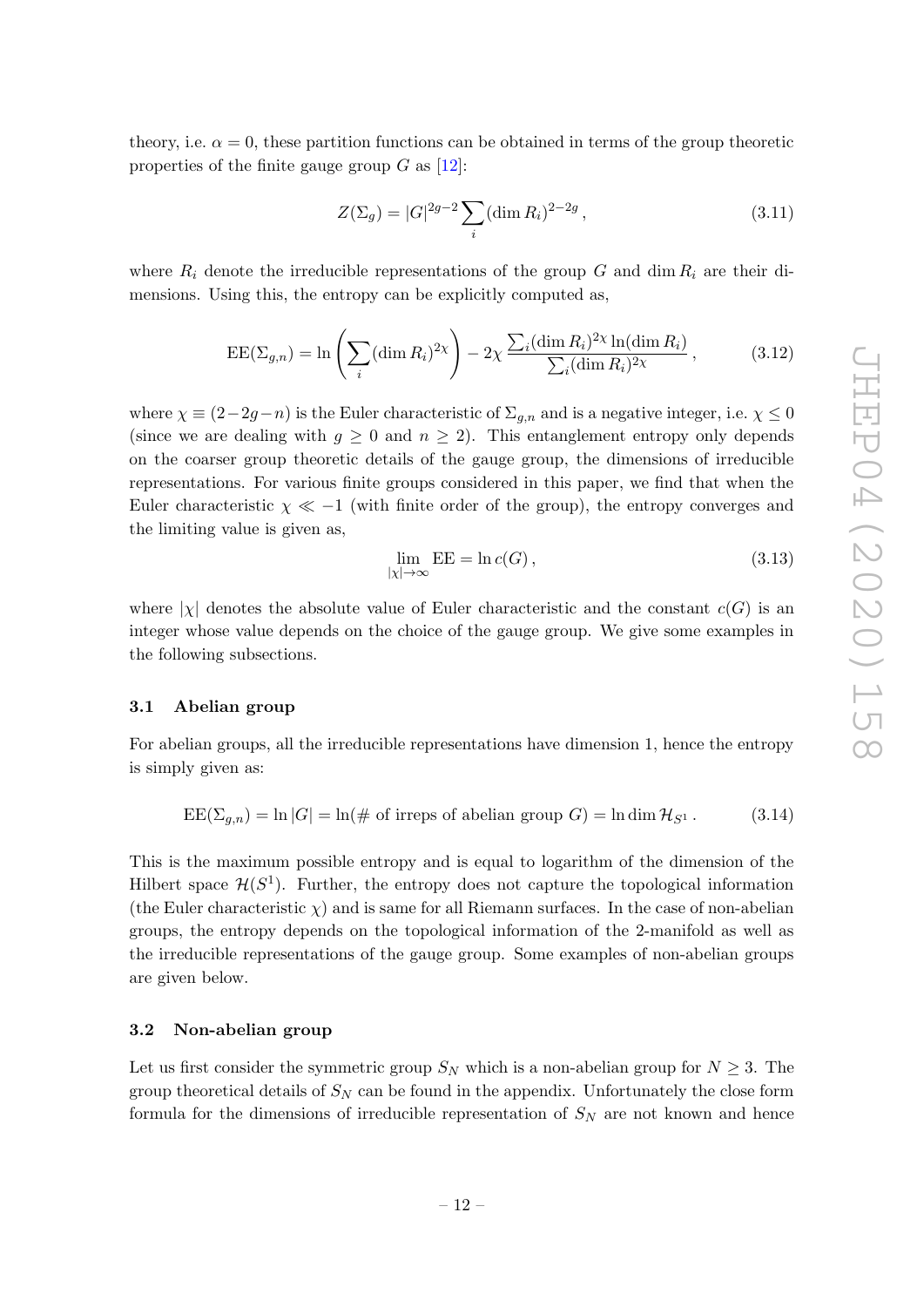theory, i.e. $\alpha = 0$, these partition functions can be obtained in terms of the group theoretic properties of the finite gauge group $G$ as [12]:

$$Z(\Sigma_g) = |G|^{2g-2} \sum_i (\dim R_i)^{2-2g}\,, \tag{3.11}$$

where $R_i$ denote the irreducible representations of the group $G$ and $\dim R_i$ are their dimensions. Using this, the entropy can be explicitly computed as,

$$\mathrm{EE}(\Sigma_{g,n}) = \ln\left(\sum_i (\dim R_i)^{2\chi}\right) - 2\chi\,\frac{\sum_i (\dim R_i)^{2\chi}\ln(\dim R_i)}{\sum_i (\dim R_i)^{2\chi}}\,, \tag{3.12}$$

where $\chi \equiv (2-2g-n)$ is the Euler characteristic of $\Sigma_{g,n}$ and is a negative integer, i.e. $\chi \leq 0$ (since we are dealing with $g \geq 0$ and $n \geq 2$). This entanglement entropy only depends on the coarser group theoretic details of the gauge group, the dimensions of irreducible representations. For various finite groups considered in this paper, we find that when the Euler characteristic $\chi \ll -1$ (with finite order of the group), the entropy converges and the limiting value is given as,

$$\lim_{|\chi|\to\infty} \mathrm{EE} = \ln c(G)\,, \tag{3.13}$$

where $|\chi|$ denotes the absolute value of Euler characteristic and the constant $c(G)$ is an integer whose value depends on the choice of the gauge group. We give some examples in the following subsections.

### 3.1 Abelian group

For abelian groups, all the irreducible representations have dimension 1, hence the entropy is simply given as:

$$\mathrm{EE}(\Sigma_{g,n}) = \ln|G| = \ln(\#\text{ of irreps of abelian group } G) = \ln\dim\mathcal{H}_{S^1}\,. \tag{3.14}$$

This is the maximum possible entropy and is equal to logarithm of the dimension of the Hilbert space $\mathcal{H}(S^1)$. Further, the entropy does not capture the topological information (the Euler characteristic $\chi$) and is same for all Riemann surfaces. In the case of non-abelian groups, the entropy depends on the topological information of the 2-manifold as well as the irreducible representations of the gauge group. Some examples of non-abelian groups are given below.

### 3.2 Non-abelian group

Let us first consider the symmetric group $S_N$ which is a non-abelian group for $N \geq 3$. The group theoretical details of $S_N$ can be found in the appendix. Unfortunately the close form formula for the dimensions of irreducible representation of $S_N$ are not known and hence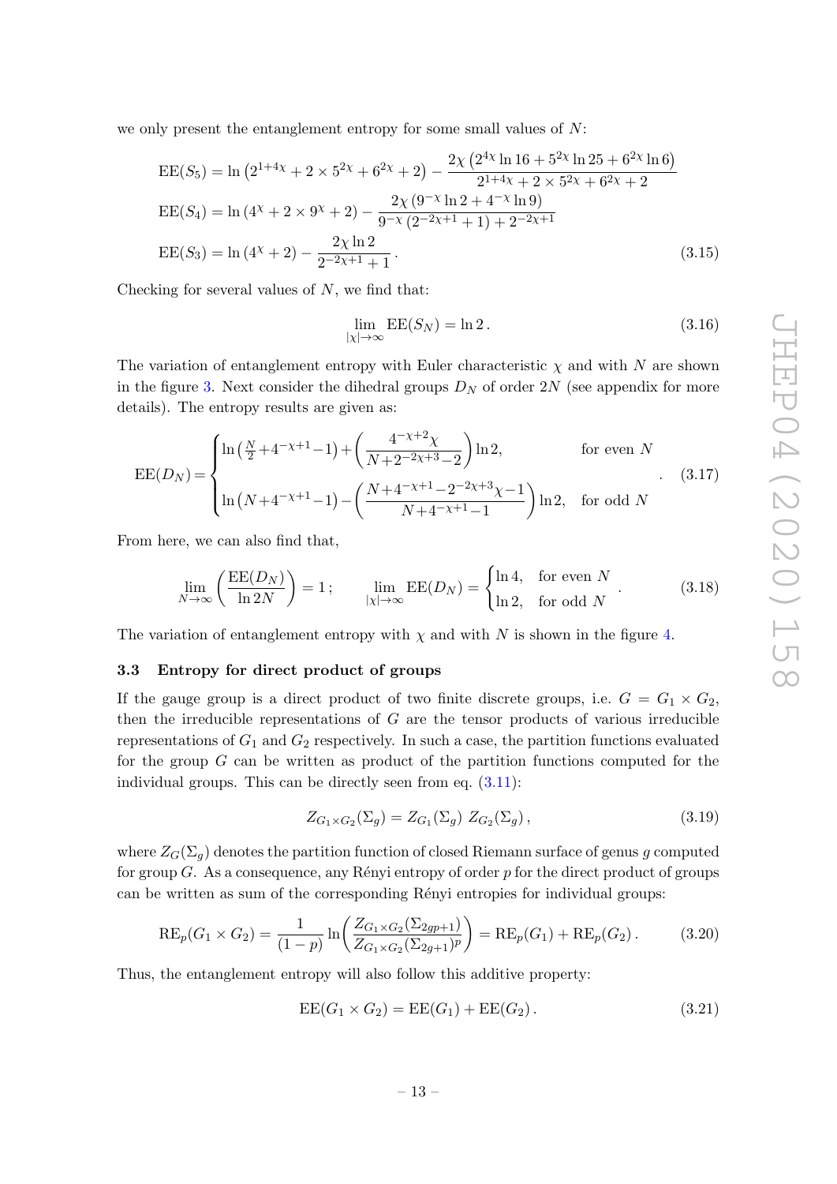we only present the entanglement entropy for some small values of $N$:

$$
\begin{aligned}
\mathrm{EE}(S_5) &= \ln\left(2^{1+4\chi} + 2\times 5^{2\chi} + 6^{2\chi} + 2\right) - \frac{2\chi\left(2^{4\chi}\ln 16 + 5^{2\chi}\ln 25 + 6^{2\chi}\ln 6\right)}{2^{1+4\chi} + 2\times 5^{2\chi} + 6^{2\chi} + 2} \\
\mathrm{EE}(S_4) &= \ln\left(4^{\chi} + 2\times 9^{\chi} + 2\right) - \frac{2\chi\left(9^{-\chi}\ln 2 + 4^{-\chi}\ln 9\right)}{9^{-\chi}\left(2^{-2\chi+1}+1\right) + 2^{-2\chi+1}} \\
\mathrm{EE}(S_3) &= \ln\left(4^{\chi}+2\right) - \frac{2\chi\ln 2}{2^{-2\chi+1}+1}\,.
\end{aligned}
\tag{3.15}
$$

Checking for several values of $N$, we find that:

$$
\lim_{|\chi|\to\infty} \mathrm{EE}(S_N) = \ln 2\,. \tag{3.16}
$$

The variation of entanglement entropy with Euler characteristic $\chi$ and with $N$ are shown in the figure 3. Next consider the dihedral groups $D_N$ of order $2N$ (see appendix for more details). The entropy results are given as:

$$
\mathrm{EE}(D_N) = \begin{cases} \ln\left(\frac{N}{2}+4^{-\chi+1}-1\right) + \left(\dfrac{4^{-\chi+2}\chi}{N+2^{-2\chi+3}-2}\right)\ln 2, & \text{for even } N \\[2ex] \ln\left(N+4^{-\chi+1}-1\right) - \left(\dfrac{N+4^{-\chi+1}-2^{-2\chi+3}\chi-1}{N+4^{-\chi+1}-1}\right)\ln 2, & \text{for odd } N \end{cases}\,. \tag{3.17}
$$

From here, we can also find that,

$$
\lim_{N\to\infty}\left(\frac{\mathrm{EE}(D_N)}{\ln 2N}\right) = 1\,; \qquad \lim_{|\chi|\to\infty} \mathrm{EE}(D_N) = \begin{cases} \ln 4, & \text{for even } N \\ \ln 2, & \text{for odd } N \end{cases}\,. \tag{3.18}
$$

The variation of entanglement entropy with $\chi$ and with $N$ is shown in the figure 4.

### 3.3 Entropy for direct product of groups

If the gauge group is a direct product of two finite discrete groups, i.e. $G = G_1 \times G_2$, then the irreducible representations of $G$ are the tensor products of various irreducible representations of $G_1$ and $G_2$ respectively. In such a case, the partition functions evaluated for the group $G$ can be written as product of the partition functions computed for the individual groups. This can be directly seen from eq. (3.11):

$$
Z_{G_1\times G_2}(\Sigma_g) = Z_{G_1}(\Sigma_g)\; Z_{G_2}(\Sigma_g)\,, \tag{3.19}
$$

where $Z_G(\Sigma_g)$ denotes the partition function of closed Riemann surface of genus $g$ computed for group $G$. As a consequence, any Rényi entropy of order $p$ for the direct product of groups can be written as sum of the corresponding Rényi entropies for individual groups:

$$
\mathrm{RE}_p(G_1\times G_2) = \frac{1}{(1-p)}\ln\left(\frac{Z_{G_1\times G_2}(\Sigma_{2gp+1})}{Z_{G_1\times G_2}(\Sigma_{2g+1})^p}\right) = \mathrm{RE}_p(G_1) + \mathrm{RE}_p(G_2)\,. \tag{3.20}
$$

Thus, the entanglement entropy will also follow this additive property:

$$
\mathrm{EE}(G_1\times G_2) = \mathrm{EE}(G_1) + \mathrm{EE}(G_2)\,. \tag{3.21}
$$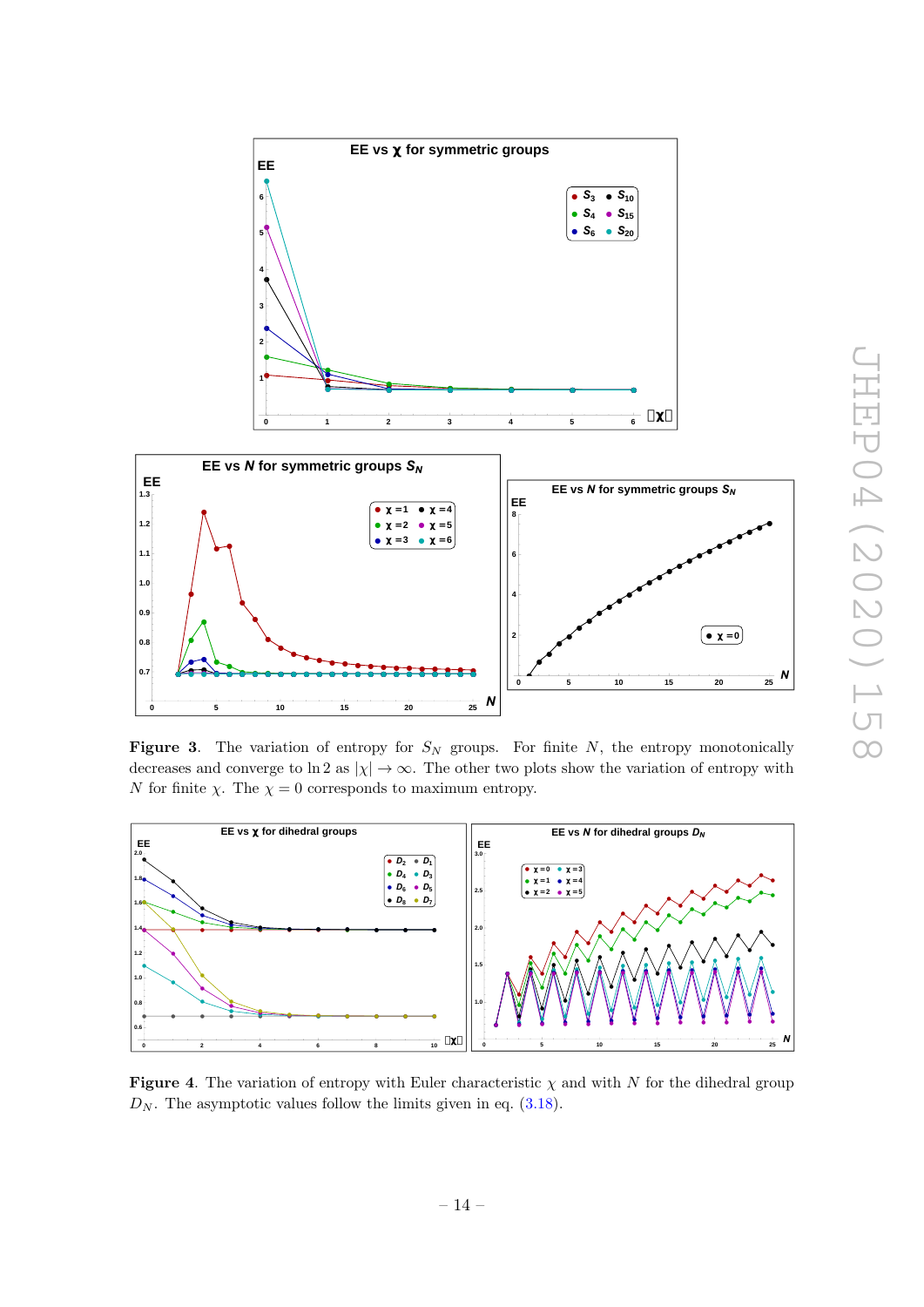**Figure 3**. The variation of entropy for $S_N$ groups. For finite $N$, the entropy monotonically decreases and converge to $\ln 2$ as $|\chi| \to \infty$. The other two plots show the variation of entropy with $N$ for finite $\chi$. The $\chi = 0$ corresponds to maximum entropy.

**Figure 4**. The variation of entropy with Euler characteristic $\chi$ and with $N$ for the dihedral group $D_N$. The asymptotic values follow the limits given in eq. (3.18).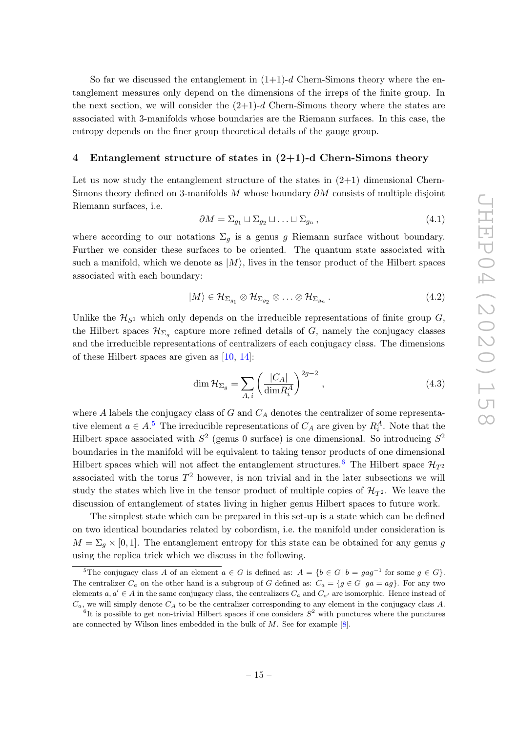So far we discussed the entanglement in (1+1)-$d$ Chern-Simons theory where the entanglement measures only depend on the dimensions of the irreps of the finite group. In the next section, we will consider the (2+1)-$d$ Chern-Simons theory where the states are associated with 3-manifolds whose boundaries are the Riemann surfaces. In this case, the entropy depends on the finer group theoretical details of the gauge group.

## 4 Entanglement structure of states in (2+1)-d Chern-Simons theory

Let us now study the entanglement structure of the states in (2+1) dimensional Chern-Simons theory defined on 3-manifolds $M$ whose boundary $\partial M$ consists of multiple disjoint Riemann surfaces, i.e.

$$\partial M = \Sigma_{g_1} \sqcup \Sigma_{g_2} \sqcup \ldots \sqcup \Sigma_{g_n} \,, \tag{4.1}$$

where according to our notations $\Sigma_g$ is a genus $g$ Riemann surface without boundary. Further we consider these surfaces to be oriented. The quantum state associated with such a manifold, which we denote as $|M\rangle$, lives in the tensor product of the Hilbert spaces associated with each boundary:

$$|M\rangle \in \mathcal{H}_{\Sigma_{g_1}} \otimes \mathcal{H}_{\Sigma_{g_2}} \otimes \ldots \otimes \mathcal{H}_{\Sigma_{g_n}} \,. \tag{4.2}$$

Unlike the $\mathcal{H}_{S^1}$ which only depends on the irreducible representations of finite group $G$, the Hilbert spaces $\mathcal{H}_{\Sigma_g}$ capture more refined details of $G$, namely the conjugacy classes and the irreducible representations of centralizers of each conjugacy class. The dimensions of these Hilbert spaces are given as [10, 14]:

$$\dim \mathcal{H}_{\Sigma_g} = \sum_{A,\, i} \left( \frac{|C_A|}{\dim R_i^A} \right)^{2g-2} \,, \tag{4.3}$$

where $A$ labels the conjugacy class of $G$ and $C_A$ denotes the centralizer of some representative element $a \in A$.[5] The irreducible representations of $C_A$ are given by $R_i^A$. Note that the Hilbert space associated with $S^2$ (genus 0 surface) is one dimensional. So introducing $S^2$ boundaries in the manifold will be equivalent to taking tensor products of one dimensional Hilbert spaces which will not affect the entanglement structures.[6] The Hilbert space $\mathcal{H}_{T^2}$ associated with the torus $T^2$ however, is non trivial and in the later subsections we will study the states which live in the tensor product of multiple copies of $\mathcal{H}_{T^2}$. We leave the discussion of entanglement of states living in higher genus Hilbert spaces to future work.

The simplest state which can be prepared in this set-up is a state which can be defined on two identical boundaries related by cobordism, i.e. the manifold under consideration is $M = \Sigma_g \times [0, 1]$. The entanglement entropy for this state can be obtained for any genus $g$ using the replica trick which we discuss in the following.

[5] The conjugacy class $A$ of an element $a \in G$ is defined as: $A = \{b \in G \,|\, b = gag^{-1}$ for some $g \in G\}$. The centralizer $C_a$ on the other hand is a subgroup of $G$ defined as: $C_a = \{g \in G \,|\, ga = ag\}$. For any two elements $a, a' \in A$ in the same conjugacy class, the centralizers $C_a$ and $C_{a'}$ are isomorphic. Hence instead of $C_a$, we will simply denote $C_A$ to be the centralizer corresponding to any element in the conjugacy class $A$.

[6] It is possible to get non-trivial Hilbert spaces if one considers $S^2$ with punctures where the punctures are connected by Wilson lines embedded in the bulk of $M$. See for example [8].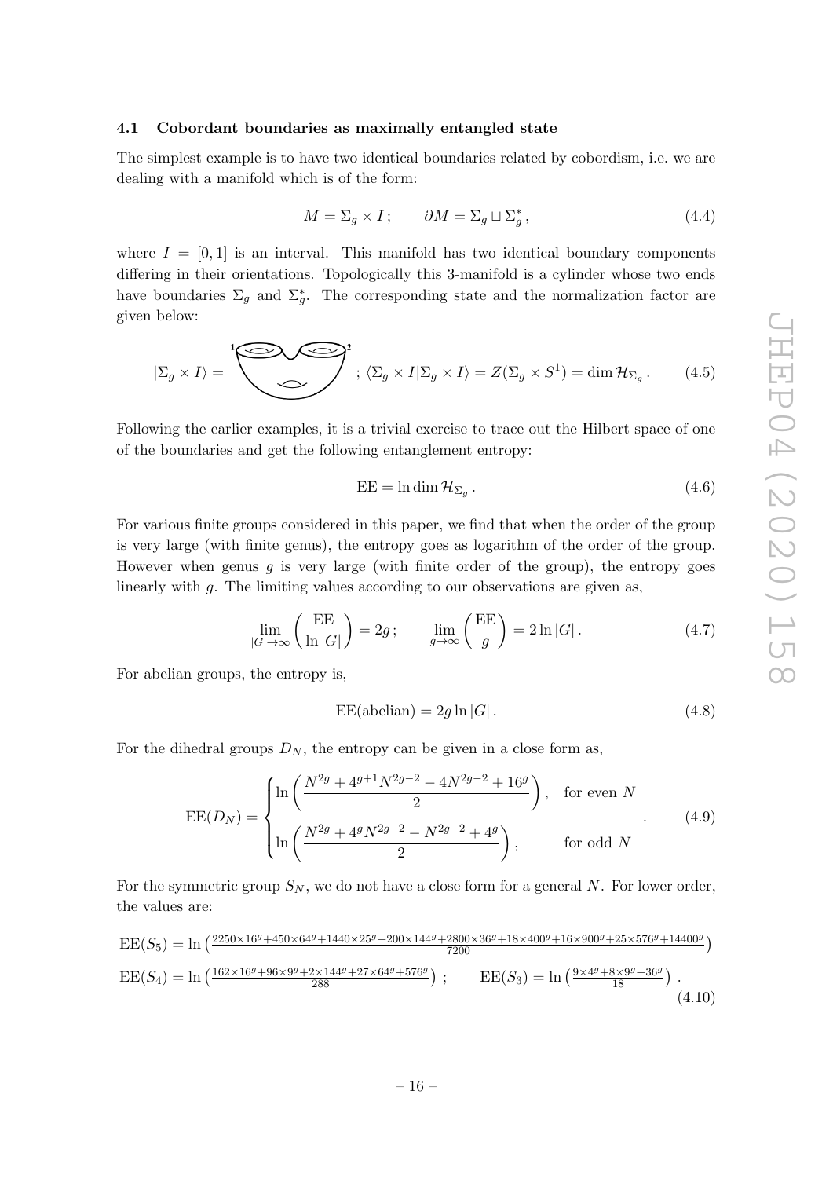### 4.1 Cobordant boundaries as maximally entangled state

The simplest example is to have two identical boundaries related by cobordism, i.e. we are dealing with a manifold which is of the form:

$$M = \Sigma_g \times I\,; \qquad \partial M = \Sigma_g \sqcup \Sigma_g^*\,, \tag{4.4}$$

where $I = [0, 1]$ is an interval. This manifold has two identical boundary components differing in their orientations. Topologically this 3-manifold is a cylinder whose two ends have boundaries $\Sigma_g$ and $\Sigma_g^*$. The corresponding state and the normalization factor are given below:

$$|\Sigma_g \times I\rangle = \quad ; \; \langle \Sigma_g \times I|\Sigma_g \times I\rangle = Z(\Sigma_g \times S^1) = \dim \mathcal{H}_{\Sigma_g}\,. \tag{4.5}$$

Following the earlier examples, it is a trivial exercise to trace out the Hilbert space of one of the boundaries and get the following entanglement entropy:

$$\mathrm{EE} = \ln \dim \mathcal{H}_{\Sigma_g}\,. \tag{4.6}$$

For various finite groups considered in this paper, we find that when the order of the group is very large (with finite genus), the entropy goes as logarithm of the order of the group. However when genus $g$ is very large (with finite order of the group), the entropy goes linearly with $g$. The limiting values according to our observations are given as,

$$\lim_{|G|\to\infty} \left(\frac{\mathrm{EE}}{\ln |G|}\right) = 2g\,; \qquad \lim_{g\to\infty} \left(\frac{\mathrm{EE}}{g}\right) = 2 \ln |G|\,. \tag{4.7}$$

For abelian groups, the entropy is,

$$\mathrm{EE(abelian)} = 2g \ln |G|\,. \tag{4.8}$$

For the dihedral groups $D_N$, the entropy can be given in a close form as,

$$\mathrm{EE}(D_N) = \begin{cases} \ln\left(\dfrac{N^{2g} + 4^{g+1}N^{2g-2} - 4N^{2g-2} + 16^g}{2}\right), & \text{for even } N \\[2ex] \ln\left(\dfrac{N^{2g} + 4^g N^{2g-2} - N^{2g-2} + 4^g}{2}\right), & \text{for odd } N \end{cases}. \tag{4.9}$$

For the symmetric group $S_N$, we do not have a close form for a general $N$. For lower order, the values are:

$$\begin{aligned} &\mathrm{EE}(S_5) = \ln\left(\tfrac{2250\times 16^g + 450\times 64^g + 1440\times 25^g + 200\times 144^g + 2800\times 36^g + 18\times 400^g + 16\times 900^g + 25\times 576^g + 14400^g}{7200}\right) \\ &\mathrm{EE}(S_4) = \ln\left(\tfrac{162\times 16^g + 96\times 9^g + 2\times 144^g + 27\times 64^g + 576^g}{288}\right)\,; \qquad \mathrm{EE}(S_3) = \ln\left(\tfrac{9\times 4^g + 8\times 9^g + 36^g}{18}\right)\,. \end{aligned} \tag{4.10}$$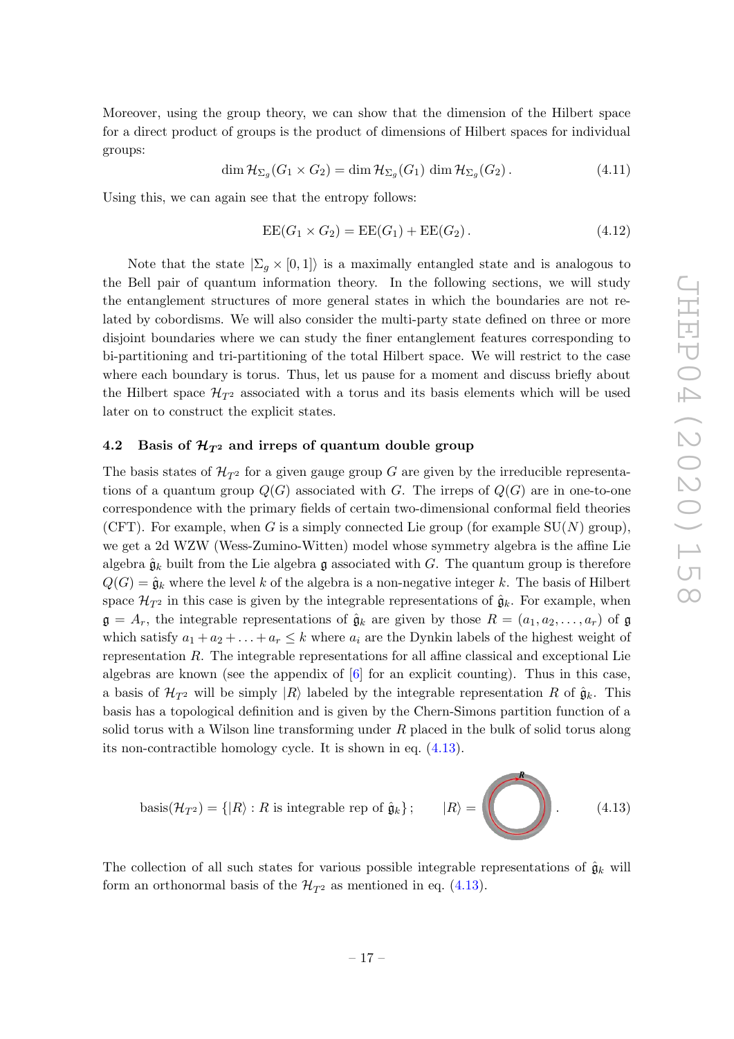Moreover, using the group theory, we can show that the dimension of the Hilbert space for a direct product of groups is the product of dimensions of Hilbert spaces for individual groups:

$$\dim \mathcal{H}_{\Sigma_g}(G_1 \times G_2) = \dim \mathcal{H}_{\Sigma_g}(G_1) \, \dim \mathcal{H}_{\Sigma_g}(G_2) \,. \tag{4.11}$$

Using this, we can again see that the entropy follows:

$$\text{EE}(G_1 \times G_2) = \text{EE}(G_1) + \text{EE}(G_2) \,. \tag{4.12}$$

Note that the state $|\Sigma_g \times [0,1]\rangle$ is a maximally entangled state and is analogous to the Bell pair of quantum information theory. In the following sections, we will study the entanglement structures of more general states in which the boundaries are not related by cobordisms. We will also consider the multi-party state defined on three or more disjoint boundaries where we can study the finer entanglement features corresponding to bi-partitioning and tri-partitioning of the total Hilbert space. We will restrict to the case where each boundary is torus. Thus, let us pause for a moment and discuss briefly about the Hilbert space $\mathcal{H}_{T^2}$ associated with a torus and its basis elements which will be used later on to construct the explicit states.

### 4.2 Basis of $\mathcal{H}_{T^2}$ and irreps of quantum double group

The basis states of $\mathcal{H}_{T^2}$ for a given gauge group $G$ are given by the irreducible representations of a quantum group $Q(G)$ associated with $G$. The irreps of $Q(G)$ are in one-to-one correspondence with the primary fields of certain two-dimensional conformal field theories (CFT). For example, when $G$ is a simply connected Lie group (for example SU($N$) group), we get a 2d WZW (Wess-Zumino-Witten) model whose symmetry algebra is the affine Lie algebra $\hat{\mathfrak{g}}_k$ built from the Lie algebra $\mathfrak{g}$ associated with $G$. The quantum group is therefore $Q(G) = \hat{\mathfrak{g}}_k$ where the level $k$ of the algebra is a non-negative integer $k$. The basis of Hilbert space $\mathcal{H}_{T^2}$ in this case is given by the integrable representations of $\hat{\mathfrak{g}}_k$. For example, when $\mathfrak{g} = A_r$, the integrable representations of $\hat{\mathfrak{g}}_k$ are given by those $R = (a_1, a_2, \ldots, a_r)$ of $\mathfrak{g}$ which satisfy $a_1 + a_2 + \ldots + a_r \leq k$ where $a_i$ are the Dynkin labels of the highest weight of representation $R$. The integrable representations for all affine classical and exceptional Lie algebras are known (see the appendix of [6] for an explicit counting). Thus in this case, a basis of $\mathcal{H}_{T^2}$ will be simply $|R\rangle$ labeled by the integrable representation $R$ of $\hat{\mathfrak{g}}_k$. This basis has a topological definition and is given by the Chern-Simons partition function of a solid torus with a Wilson line transforming under $R$ placed in the bulk of solid torus along its non-contractible homology cycle. It is shown in eq. (4.13).

$$\text{basis}(\mathcal{H}_{T^2}) = \{|R\rangle : R \text{ is integrable rep of } \hat{\mathfrak{g}}_k\} \, ; \qquad |R\rangle = \; . \tag{4.13}$$

The collection of all such states for various possible integrable representations of $\hat{\mathfrak{g}}_k$ will form an orthonormal basis of the $\mathcal{H}_{T^2}$ as mentioned in eq. (4.13).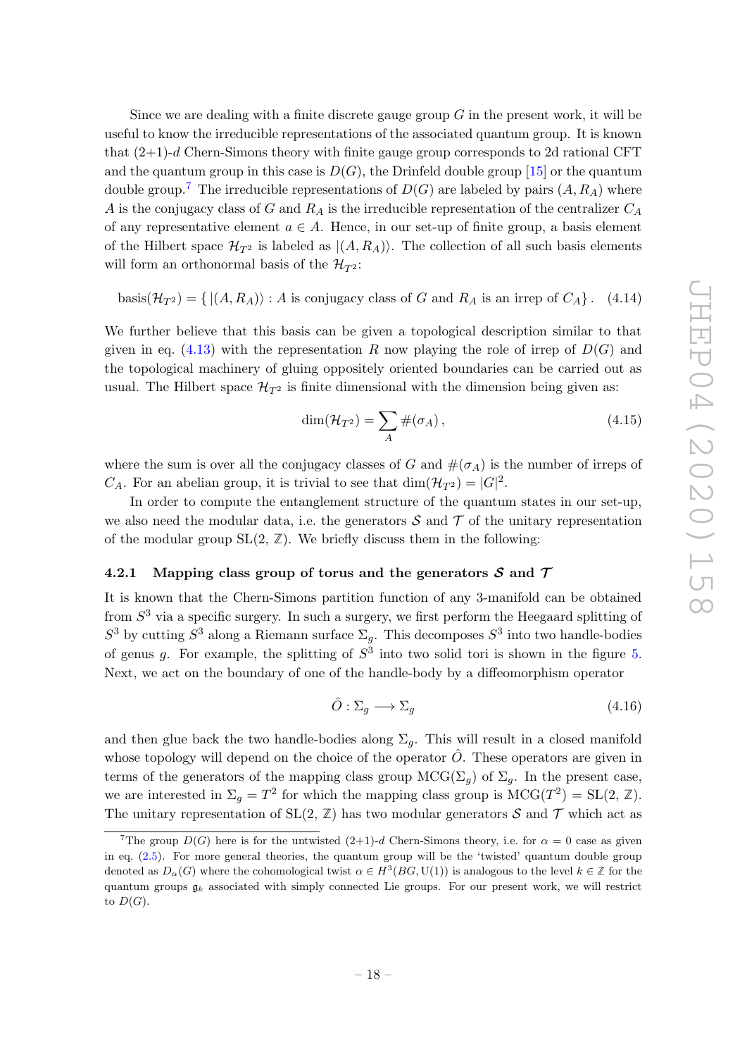Since we are dealing with a finite discrete gauge group $G$ in the present work, it will be useful to know the irreducible representations of the associated quantum group. It is known that (2+1)-$d$ Chern-Simons theory with finite gauge group corresponds to 2d rational CFT and the quantum group in this case is $D(G)$, the Drinfeld double group [15] or the quantum double group.[7] The irreducible representations of $D(G)$ are labeled by pairs $(A, R_A)$ where $A$ is the conjugacy class of $G$ and $R_A$ is the irreducible representation of the centralizer $C_A$ of any representative element $a \in A$. Hence, in our set-up of finite group, a basis element of the Hilbert space $\mathcal{H}_{T^2}$ is labeled as $|(A, R_A)\rangle$. The collection of all such basis elements will form an orthonormal basis of the $\mathcal{H}_{T^2}$:

$$\text{basis}(\mathcal{H}_{T^2}) = \{\, |(A, R_A)\rangle : A \text{ is conjugacy class of } G \text{ and } R_A \text{ is an irrep of } C_A \} . \quad (4.14)$$

We further believe that this basis can be given a topological description similar to that given in eq. (4.13) with the representation $R$ now playing the role of irrep of $D(G)$ and the topological machinery of gluing oppositely oriented boundaries can be carried out as usual. The Hilbert space $\mathcal{H}_{T^2}$ is finite dimensional with the dimension being given as:

$$\dim(\mathcal{H}_{T^2}) = \sum_{A} \#(\sigma_A) , \quad (4.15)$$

where the sum is over all the conjugacy classes of $G$ and $\#(\sigma_A)$ is the number of irreps of $C_A$. For an abelian group, it is trivial to see that $\dim(\mathcal{H}_{T^2}) = |G|^2$.

In order to compute the entanglement structure of the quantum states in our set-up, we also need the modular data, i.e. the generators $\mathcal{S}$ and $\mathcal{T}$ of the unitary representation of the modular group $\text{SL}(2, \mathbb{Z})$. We briefly discuss them in the following:

### 4.2.1 Mapping class group of torus and the generators $\mathcal{S}$ and $\mathcal{T}$

It is known that the Chern-Simons partition function of any 3-manifold can be obtained from $S^3$ via a specific surgery. In such a surgery, we first perform the Heegaard splitting of $S^3$ by cutting $S^3$ along a Riemann surface $\Sigma_g$. This decomposes $S^3$ into two handle-bodies of genus $g$. For example, the splitting of $S^3$ into two solid tori is shown in the figure 5. Next, we act on the boundary of one of the handle-body by a diffeomorphism operator

$$\hat{O} : \Sigma_g \longrightarrow \Sigma_g \quad (4.16)$$

and then glue back the two handle-bodies along $\Sigma_g$. This will result in a closed manifold whose topology will depend on the choice of the operator $\hat{O}$. These operators are given in terms of the generators of the mapping class group $\text{MCG}(\Sigma_g)$ of $\Sigma_g$. In the present case, we are interested in $\Sigma_g = T^2$ for which the mapping class group is $\text{MCG}(T^2) = \text{SL}(2, \mathbb{Z})$. The unitary representation of $\text{SL}(2, \mathbb{Z})$ has two modular generators $\mathcal{S}$ and $\mathcal{T}$ which act as

[7] The group $D(G)$ here is for the untwisted (2+1)-$d$ Chern-Simons theory, i.e. for $\alpha = 0$ case as given in eq. (2.5). For more general theories, the quantum group will be the 'twisted' quantum double group denoted as $D_\alpha(G)$ where the cohomological twist $\alpha \in H^3(BG, \text{U}(1))$ is analogous to the level $k \in \mathbb{Z}$ for the quantum groups $\mathfrak{g}_k$ associated with simply connected Lie groups. For our present work, we will restrict to $D(G)$.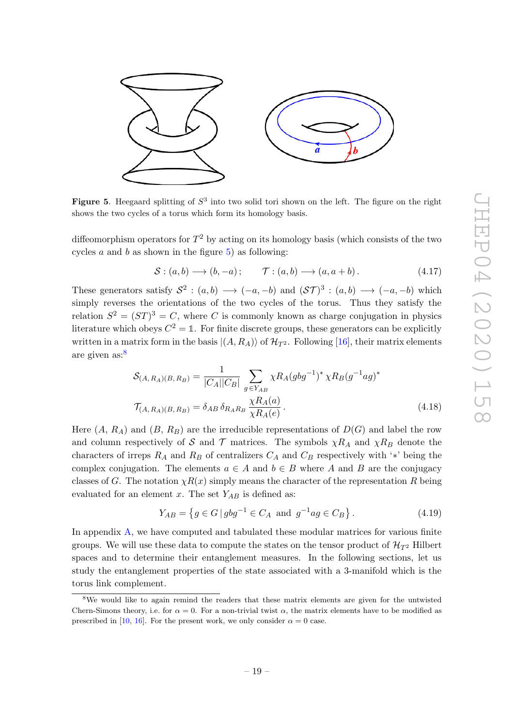**Figure 5**. Heegaard splitting of $S^3$ into two solid tori shown on the left. The figure on the right shows the two cycles of a torus which form its homology basis.

diffeomorphism operators for $T^2$ by acting on its homology basis (which consists of the two cycles $a$ and $b$ as shown in the figure 5) as following:

$$\mathcal{S} : (a, b) \longrightarrow (b, -a) \,; \qquad \mathcal{T} : (a, b) \longrightarrow (a, a+b) \,. \tag{4.17}$$

These generators satisfy $\mathcal{S}^2 : (a, b) \longrightarrow (-a, -b)$ and $(\mathcal{ST})^3 : (a, b) \longrightarrow (-a, -b)$ which simply reverses the orientations of the two cycles of the torus. Thus they satisfy the relation $S^2 = (ST)^3 = C$, where $C$ is commonly known as charge conjugation in physics literature which obeys $C^2 = \mathbb{1}$. For finite discrete groups, these generators can be explicitly written in a matrix form in the basis $|(A, R_A)\rangle$ of $\mathcal{H}_{T^2}$. Following [16], their matrix elements are given as:[8]

$$\begin{aligned}
\mathcal{S}_{(A,\,R_A)(B,\,R_B)} &= \frac{1}{|C_A||C_B|} \sum_{g\,\in Y_{AB}} \chi R_A(gbg^{-1})^* \, \chi R_B(g^{-1}ag)^* \\
\mathcal{T}_{(A,\,R_A)(B,\,R_B)} &= \delta_{AB}\, \delta_{R_A R_B} \, \frac{\chi R_A(a)}{\chi R_A(e)} \,.
\end{aligned} \tag{4.18}$$

Here $(A,\, R_A)$ and $(B,\, R_B)$ are the irreducible representations of $D(G)$ and label the row and column respectively of $\mathcal{S}$ and $\mathcal{T}$ matrices. The symbols $\chi R_A$ and $\chi R_B$ denote the characters of irreps $R_A$ and $R_B$ of centralizers $C_A$ and $C_B$ respectively with '$*$' being the complex conjugation. The elements $a \in A$ and $b \in B$ where $A$ and $B$ are the conjugacy classes of $G$. The notation $\chi R(x)$ simply means the character of the representation $R$ being evaluated for an element $x$. The set $Y_{AB}$ is defined as:

$$Y_{AB} = \left\{ g \in G \,|\, gbg^{-1} \in C_A \;\text{ and }\; g^{-1}ag \in C_B \right\} . \tag{4.19}$$

In appendix A, we have computed and tabulated these modular matrices for various finite groups. We will use these data to compute the states on the tensor product of $\mathcal{H}_{T^2}$ Hilbert spaces and to determine their entanglement measures. In the following sections, let us study the entanglement properties of the state associated with a 3-manifold which is the torus link complement.

---

[8] We would like to again remind the readers that these matrix elements are given for the untwisted Chern-Simons theory, i.e. for $\alpha = 0$. For a non-trivial twist $\alpha$, the matrix elements have to be modified as prescribed in [10, 16]. For the present work, we only consider $\alpha = 0$ case.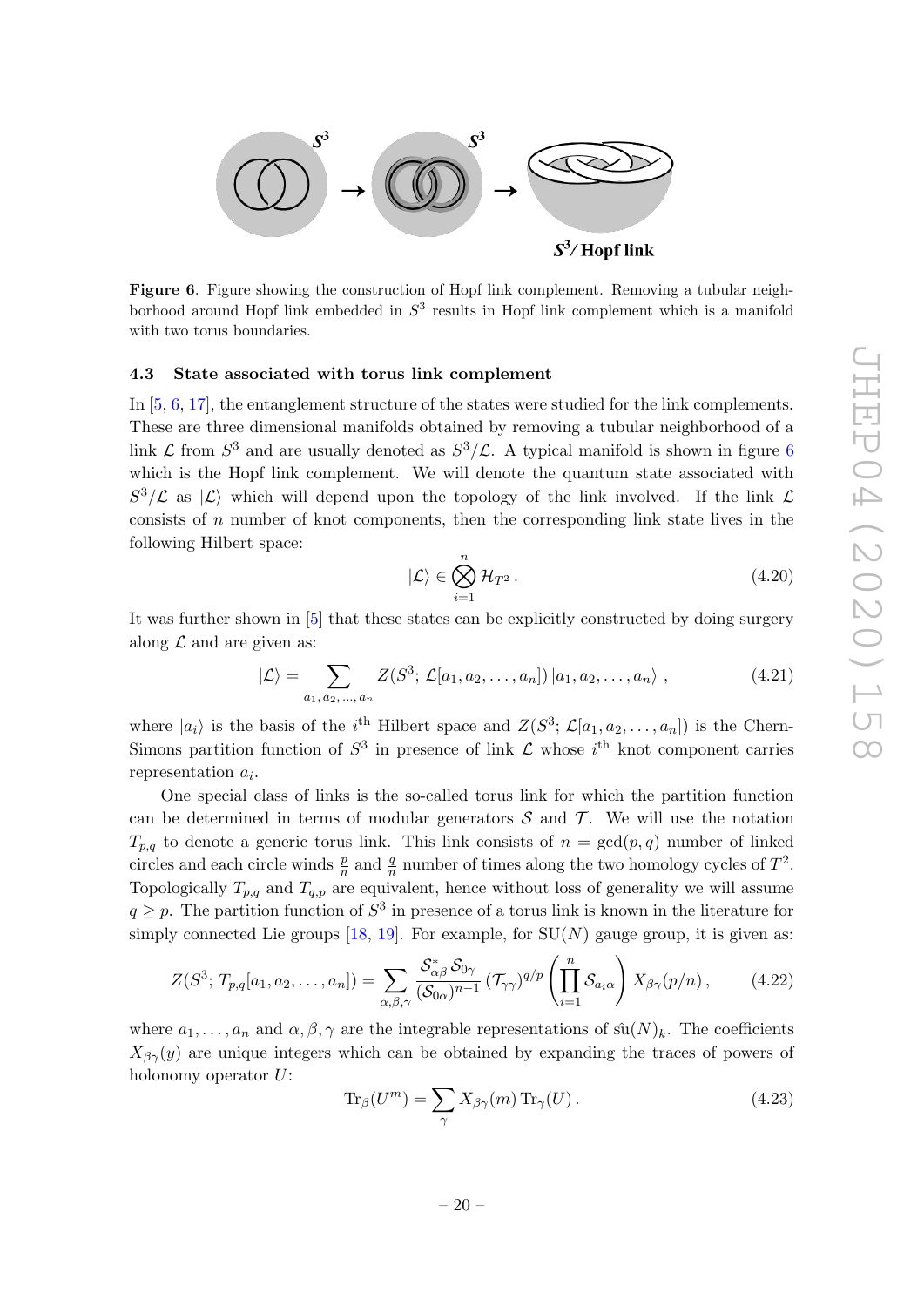**Figure 6**. Figure showing the construction of Hopf link complement. Removing a tubular neighborhood around Hopf link embedded in $S^3$ results in Hopf link complement which is a manifold with two torus boundaries.

### 4.3 State associated with torus link complement

In [5, 6, 17], the entanglement structure of the states were studied for the link complements. These are three dimensional manifolds obtained by removing a tubular neighborhood of a link $\mathcal{L}$ from $S^3$ and are usually denoted as $S^3/\mathcal{L}$. A typical manifold is shown in figure 6 which is the Hopf link complement. We will denote the quantum state associated with $S^3/\mathcal{L}$ as $|\mathcal{L}\rangle$ which will depend upon the topology of the link involved. If the link $\mathcal{L}$ consists of $n$ number of knot components, then the corresponding link state lives in the following Hilbert space:

$$|\mathcal{L}\rangle \in \bigotimes_{i=1}^{n} \mathcal{H}_{T^2}\,. \tag{4.20}$$

It was further shown in [5] that these states can be explicitly constructed by doing surgery along $\mathcal{L}$ and are given as:

$$|\mathcal{L}\rangle = \sum_{a_1, a_2, \ldots, a_n} Z(S^3;\, \mathcal{L}[a_1, a_2, \ldots, a_n])\, |a_1, a_2, \ldots, a_n\rangle \;, \tag{4.21}$$

where $|a_i\rangle$ is the basis of the $i^{\text{th}}$ Hilbert space and $Z(S^3;\, \mathcal{L}[a_1, a_2, \ldots, a_n])$ is the Chern-Simons partition function of $S^3$ in presence of link $\mathcal{L}$ whose $i^{\text{th}}$ knot component carries representation $a_i$.

One special class of links is the so-called torus link for which the partition function can be determined in terms of modular generators $\mathcal{S}$ and $\mathcal{T}$. We will use the notation $T_{p,q}$ to denote a generic torus link. This link consists of $n = \gcd(p, q)$ number of linked circles and each circle winds $\frac{p}{n}$ and $\frac{q}{n}$ number of times along the two homology cycles of $T^2$. Topologically $T_{p,q}$ and $T_{q,p}$ are equivalent, hence without loss of generality we will assume $q \geq p$. The partition function of $S^3$ in presence of a torus link is known in the literature for simply connected Lie groups [18, 19]. For example, for SU($N$) gauge group, it is given as:

$$Z(S^3;\, T_{p,q}[a_1, a_2, \ldots, a_n]) = \sum_{\alpha,\beta,\gamma} \frac{\mathcal{S}^*_{\alpha\beta}\, \mathcal{S}_{0\gamma}}{(\mathcal{S}_{0\alpha})^{n-1}}\, (\mathcal{T}_{\gamma\gamma})^{q/p} \left(\prod_{i=1}^{n} \mathcal{S}_{a_i\alpha}\right) X_{\beta\gamma}(p/n)\,, \tag{4.22}$$

where $a_1, \ldots, a_n$ and $\alpha, \beta, \gamma$ are the integrable representations of $\hat{\text{su}}(N)_k$. The coefficients $X_{\beta\gamma}(y)$ are unique integers which can be obtained by expanding the traces of powers of holonomy operator $U$:

$$\text{Tr}_\beta(U^m) = \sum_\gamma X_{\beta\gamma}(m)\, \text{Tr}_\gamma(U)\,. \tag{4.23}$$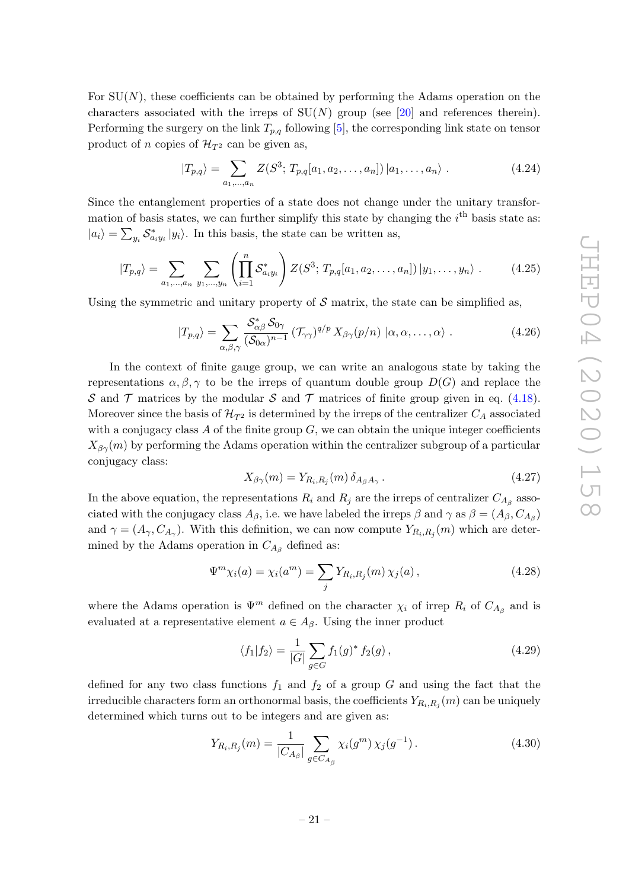For SU($N$), these coefficients can be obtained by performing the Adams operation on the characters associated with the irreps of SU($N$) group (see [20] and references therein). Performing the surgery on the link $T_{p,q}$ following [5], the corresponding link state on tensor product of $n$ copies of $\mathcal{H}_{T^2}$ can be given as,

$$|T_{p,q}\rangle = \sum_{a_1,\ldots,a_n} Z(S^3;\, T_{p,q}[a_1,a_2,\ldots,a_n])\, |a_1,\ldots,a_n\rangle \; . \tag{4.24}$$

Since the entanglement properties of a state does not change under the unitary transformation of basis states, we can further simplify this state by changing the $i^{\text{th}}$ basis state as: $|a_i\rangle = \sum_{y_i} \mathcal{S}^*_{a_i y_i} |y_i\rangle$. In this basis, the state can be written as,

$$|T_{p,q}\rangle = \sum_{a_1,\ldots,a_n} \sum_{y_1,\ldots,y_n} \left( \prod_{i=1}^{n} \mathcal{S}^*_{a_i y_i} \right) Z(S^3;\, T_{p,q}[a_1,a_2,\ldots,a_n])\, |y_1,\ldots,y_n\rangle \; . \tag{4.25}$$

Using the symmetric and unitary property of $\mathcal{S}$ matrix, the state can be simplified as,

$$|T_{p,q}\rangle = \sum_{\alpha,\beta,\gamma} \frac{\mathcal{S}^*_{\alpha\beta}\, \mathcal{S}_{0\gamma}}{(\mathcal{S}_{0\alpha})^{n-1}}\, (\mathcal{T}_{\gamma\gamma})^{q/p}\, X_{\beta\gamma}(p/n)\; |\alpha,\alpha,\ldots,\alpha\rangle \; . \tag{4.26}$$

In the context of finite gauge group, we can write an analogous state by taking the representations $\alpha, \beta, \gamma$ to be the irreps of quantum double group $D(G)$ and replace the $\mathcal{S}$ and $\mathcal{T}$ matrices by the modular $\mathcal{S}$ and $\mathcal{T}$ matrices of finite group given in eq. (4.18). Moreover since the basis of $\mathcal{H}_{T^2}$ is determined by the irreps of the centralizer $C_A$ associated with a conjugacy class $A$ of the finite group $G$, we can obtain the unique integer coefficients $X_{\beta\gamma}(m)$ by performing the Adams operation within the centralizer subgroup of a particular conjugacy class:

$$X_{\beta\gamma}(m) = Y_{R_i,R_j}(m)\, \delta_{A_\beta A_\gamma} \, . \tag{4.27}$$

In the above equation, the representations $R_i$ and $R_j$ are the irreps of centralizer $C_{A_\beta}$ associated with the conjugacy class $A_\beta$, i.e. we have labeled the irreps $\beta$ and $\gamma$ as $\beta = (A_\beta, C_{A_\beta})$ and $\gamma = (A_\gamma, C_{A_\gamma})$. With this definition, we can now compute $Y_{R_i,R_j}(m)$ which are determined by the Adams operation in $C_{A_\beta}$ defined as:

$$\Psi^m \chi_i(a) = \chi_i(a^m) = \sum_j Y_{R_i,R_j}(m)\, \chi_j(a) \, , \tag{4.28}$$

where the Adams operation is $\Psi^m$ defined on the character $\chi_i$ of irrep $R_i$ of $C_{A_\beta}$ and is evaluated at a representative element $a \in A_\beta$. Using the inner product

$$\langle f_1 | f_2 \rangle = \frac{1}{|G|} \sum_{g \in G} f_1(g)^*\, f_2(g) \, , \tag{4.29}$$

defined for any two class functions $f_1$ and $f_2$ of a group $G$ and using the fact that the irreducible characters form an orthonormal basis, the coefficients $Y_{R_i,R_j}(m)$ can be uniquely determined which turns out to be integers and are given as:

$$Y_{R_i,R_j}(m) = \frac{1}{|C_{A_\beta}|} \sum_{g \in C_{A_\beta}} \chi_i(g^m)\, \chi_j(g^{-1}) \, . \tag{4.30}$$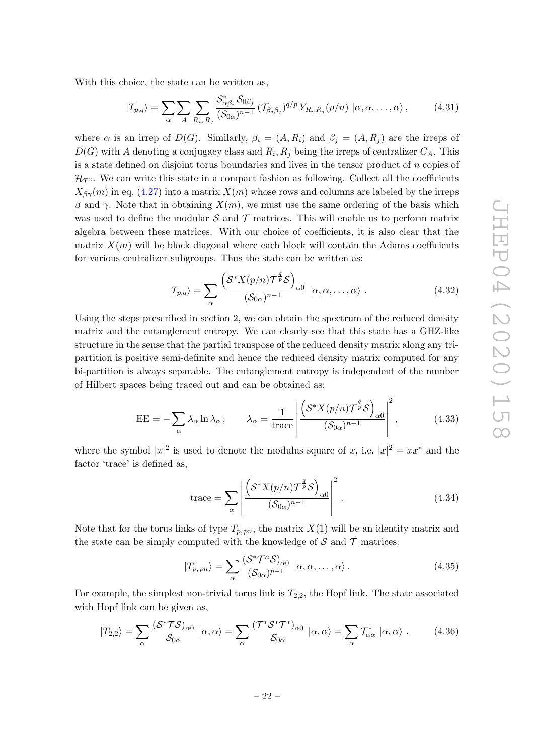With this choice, the state can be written as,

$$|T_{p,q}\rangle = \sum_{\alpha}\sum_{A}\sum_{R_i,R_j} \frac{\mathcal{S}^*_{\alpha\beta_i}\,\mathcal{S}_{0\beta_j}}{(\mathcal{S}_{0\alpha})^{n-1}}\,(\mathcal{T}_{\beta_j\beta_j})^{q/p}\,Y_{R_i,R_j}(p/n)\;|\alpha,\alpha,\ldots,\alpha\rangle\,, \tag{4.31}$$

where $\alpha$ is an irrep of $D(G)$. Similarly, $\beta_i = (A, R_i)$ and $\beta_j = (A, R_j)$ are the irreps of $D(G)$ with $A$ denoting a conjugacy class and $R_i, R_j$ being the irreps of centralizer $C_A$. This is a state defined on disjoint torus boundaries and lives in the tensor product of $n$ copies of $\mathcal{H}_{T^2}$. We can write this state in a compact fashion as following. Collect all the coefficients $X_{\beta\gamma}(m)$ in eq. (4.27) into a matrix $X(m)$ whose rows and columns are labeled by the irreps $\beta$ and $\gamma$. Note that in obtaining $X(m)$, we must use the same ordering of the basis which was used to define the modular $\mathcal{S}$ and $\mathcal{T}$ matrices. This will enable us to perform matrix algebra between these matrices. With our choice of coefficients, it is also clear that the matrix $X(m)$ will be block diagonal where each block will contain the Adams coefficients for various centralizer subgroups. Thus the state can be written as:

$$|T_{p,q}\rangle = \sum_{\alpha} \frac{\left(\mathcal{S}^* X(p/n)\mathcal{T}^{\frac{q}{p}}\mathcal{S}\right)_{\alpha 0}}{(\mathcal{S}_{0\alpha})^{n-1}}\;|\alpha,\alpha,\ldots,\alpha\rangle\;. \tag{4.32}$$

Using the steps prescribed in section 2, we can obtain the spectrum of the reduced density matrix and the entanglement entropy. We can clearly see that this state has a GHZ-like structure in the sense that the partial transpose of the reduced density matrix along any tri-partition is positive semi-definite and hence the reduced density matrix computed for any bi-partition is always separable. The entanglement entropy is independent of the number of Hilbert spaces being traced out and can be obtained as:

$$\text{EE} = -\sum_{\alpha}\lambda_\alpha \ln\lambda_\alpha\,; \qquad \lambda_\alpha = \frac{1}{\text{trace}}\left|\frac{\left(\mathcal{S}^* X(p/n)\mathcal{T}^{\frac{q}{p}}\mathcal{S}\right)_{\alpha 0}}{(\mathcal{S}_{0\alpha})^{n-1}}\right|^2, \tag{4.33}$$

where the symbol $|x|^2$ is used to denote the modulus square of $x$, i.e. $|x|^2 = xx^*$ and the factor 'trace' is defined as,

$$\text{trace} = \sum_{\alpha}\left|\frac{\left(\mathcal{S}^* X(p/n)\mathcal{T}^{\frac{q}{p}}\mathcal{S}\right)_{\alpha 0}}{(\mathcal{S}_{0\alpha})^{n-1}}\right|^2. \tag{4.34}$$

Note that for the torus links of type $T_{p,\,pn}$, the matrix $X(1)$ will be an identity matrix and the state can be simply computed with the knowledge of $\mathcal{S}$ and $\mathcal{T}$ matrices:

$$|T_{p,\,pn}\rangle = \sum_{\alpha} \frac{(\mathcal{S}^*\mathcal{T}^n\mathcal{S})_{\alpha 0}}{(\mathcal{S}_{0\alpha})^{p-1}}\;|\alpha,\alpha,\ldots,\alpha\rangle\,. \tag{4.35}$$

For example, the simplest non-trivial torus link is $T_{2,2}$, the Hopf link. The state associated with Hopf link can be given as,

$$|T_{2,2}\rangle = \sum_{\alpha}\frac{(\mathcal{S}^*\mathcal{T}\mathcal{S})_{\alpha 0}}{\mathcal{S}_{0\alpha}}\;|\alpha,\alpha\rangle = \sum_{\alpha}\frac{(\mathcal{T}^*\mathcal{S}^*\mathcal{T}^*)_{\alpha 0}}{\mathcal{S}_{0\alpha}}\;|\alpha,\alpha\rangle = \sum_{\alpha}\mathcal{T}^*_{\alpha\alpha}\;|\alpha,\alpha\rangle\;. \tag{4.36}$$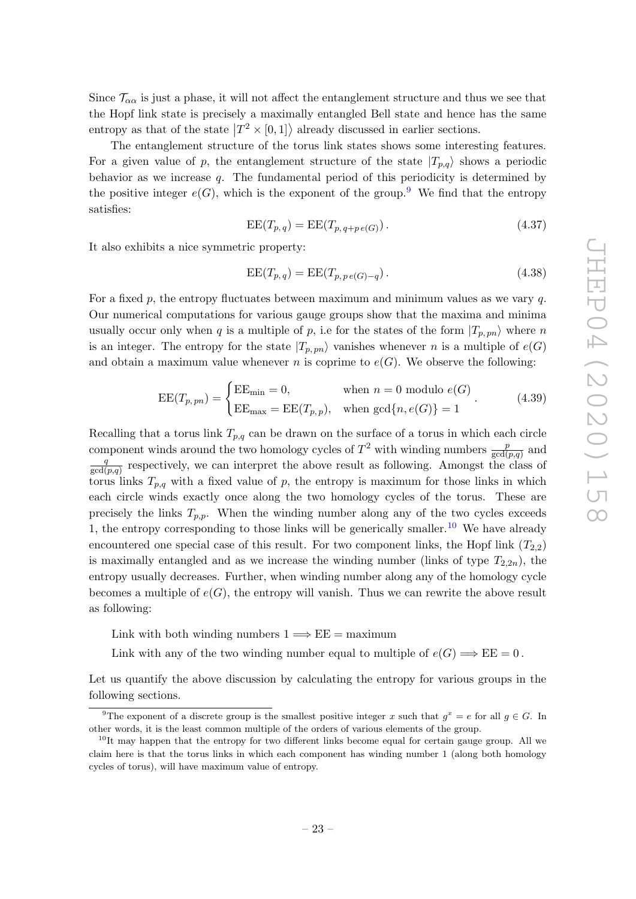Since $\mathcal{T}_{\alpha\alpha}$ is just a phase, it will not affect the entanglement structure and thus we see that the Hopf link state is precisely a maximally entangled Bell state and hence has the same entropy as that of the state $|T^2 \times [0,1]\rangle$ already discussed in earlier sections.

The entanglement structure of the torus link states shows some interesting features. For a given value of $p$, the entanglement structure of the state $|T_{p,q}\rangle$ shows a periodic behavior as we increase $q$. The fundamental period of this periodicity is determined by the positive integer $e(G)$, which is the exponent of the group.[9] We find that the entropy satisfies:

$$\text{EE}(T_{p,\,q}) = \text{EE}(T_{p,\,q+p\,e(G)})\,. \tag{4.37}$$

It also exhibits a nice symmetric property:

$$\text{EE}(T_{p,\,q}) = \text{EE}(T_{p,\,p\,e(G)-q})\,. \tag{4.38}$$

For a fixed $p$, the entropy fluctuates between maximum and minimum values as we vary $q$. Our numerical computations for various gauge groups show that the maxima and minima usually occur only when $q$ is a multiple of $p$, i.e for the states of the form $|T_{p,pn}\rangle$ where $n$ is an integer. The entropy for the state $|T_{p,\,pn}\rangle$ vanishes whenever $n$ is a multiple of $e(G)$ and obtain a maximum value whenever $n$ is coprime to $e(G)$. We observe the following:

$$\text{EE}(T_{p,\,pn}) = \begin{cases} \text{EE}_{\text{min}} = 0, & \text{when } n = 0 \text{ modulo } e(G) \\ \text{EE}_{\text{max}} = \text{EE}(T_{p,\,p}), & \text{when } \gcd\{n, e(G)\} = 1 \end{cases}. \tag{4.39}$$

Recalling that a torus link $T_{p,q}$ can be drawn on the surface of a torus in which each circle component winds around the two homology cycles of $T^2$ with winding numbers $\frac{p}{\gcd(p,q)}$ and $\frac{q}{\gcd(p,q)}$ respectively, we can interpret the above result as following. Amongst the class of torus links $T_{p,q}$ with a fixed value of $p$, the entropy is maximum for those links in which each circle winds exactly once along the two homology cycles of the torus. These are precisely the links $T_{p,p}$. When the winding number along any of the two cycles exceeds 1, the entropy corresponding to those links will be generically smaller.[10] We have already encountered one special case of this result. For two component links, the Hopf link ($T_{2,2}$) is maximally entangled and as we increase the winding number (links of type $T_{2,2n}$), the entropy usually decreases. Further, when winding number along any of the homology cycle becomes a multiple of $e(G)$, the entropy will vanish. Thus we can rewrite the above result as following:

$$\text{Link with both winding numbers } 1 \Longrightarrow \text{EE} = \text{maximum}$$

$$\text{Link with any of the two winding number equal to multiple of } e(G) \Longrightarrow \text{EE} = 0\,.$$

Let us quantify the above discussion by calculating the entropy for various groups in the following sections.

[9] The exponent of a discrete group is the smallest positive integer $x$ such that $g^x = e$ for all $g \in G$. In other words, it is the least common multiple of the orders of various elements of the group.

[10] It may happen that the entropy for two different links become equal for certain gauge group. All we claim here is that the torus links in which each component has winding number 1 (along both homology cycles of torus), will have maximum value of entropy.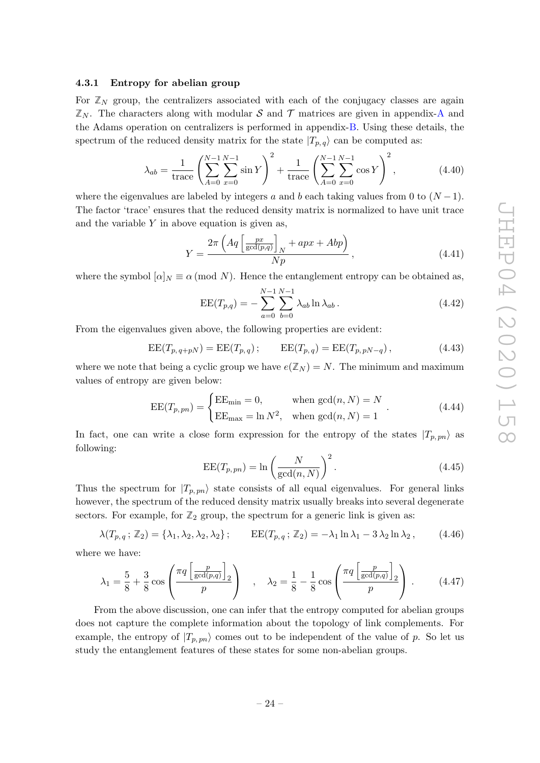### 4.3.1 Entropy for abelian group

For $\mathbb{Z}_N$ group, the centralizers associated with each of the conjugacy classes are again $\mathbb{Z}_N$. The characters along with modular $\mathcal{S}$ and $\mathcal{T}$ matrices are given in appendix-A and the Adams operation on centralizers is performed in appendix-B. Using these details, the spectrum of the reduced density matrix for the state $|T_{p,q}\rangle$ can be computed as:

$$\lambda_{ab} = \frac{1}{\text{trace}} \left( \sum_{A=0}^{N-1} \sum_{x=0}^{N-1} \sin Y \right)^2 + \frac{1}{\text{trace}} \left( \sum_{A=0}^{N-1} \sum_{x=0}^{N-1} \cos Y \right)^2 , \tag{4.40}$$

where the eigenvalues are labeled by integers $a$ and $b$ each taking values from 0 to $(N-1)$. The factor 'trace' ensures that the reduced density matrix is normalized to have unit trace and the variable $Y$ in above equation is given as,

$$Y = \frac{2\pi \left( Aq \left[ \frac{px}{\gcd(p,q)} \right]_N + apx + Abp \right)}{Np} , \tag{4.41}$$

where the symbol $[\alpha]_N \equiv \alpha \,(\text{mod } N)$. Hence the entanglement entropy can be obtained as,

$$\text{EE}(T_{p,q}) = -\sum_{a=0}^{N-1} \sum_{b=0}^{N-1} \lambda_{ab} \ln \lambda_{ab} \,. \tag{4.42}$$

From the eigenvalues given above, the following properties are evident:

$$\text{EE}(T_{p,\,q+pN}) = \text{EE}(T_{p,\,q}) \,; \qquad \text{EE}(T_{p,\,q}) = \text{EE}(T_{p,\,pN-q}) \,, \tag{4.43}$$

where we note that being a cyclic group we have $e(\mathbb{Z}_N) = N$. The minimum and maximum values of entropy are given below:

$$\text{EE}(T_{p,\,pn}) = \begin{cases} \text{EE}_{\min} = 0, & \text{when } \gcd(n, N) = N \\ \text{EE}_{\max} = \ln N^2, & \text{when } \gcd(n, N) = 1 \end{cases} . \tag{4.44}$$

In fact, one can write a close form expression for the entropy of the states $|T_{p,\,pn}\rangle$ as following:

$$\text{EE}(T_{p,\,pn}) = \ln \left( \frac{N}{\gcd(n,N)} \right)^2 . \tag{4.45}$$

Thus the spectrum for $|T_{p,\,pn}\rangle$ state consists of all equal eigenvalues. For general links however, the spectrum of the reduced density matrix usually breaks into several degenerate sectors. For example, for $\mathbb{Z}_2$ group, the spectrum for a generic link is given as:

$$\lambda(T_{p,\,q}\,;\,\mathbb{Z}_2) = \{\lambda_1, \lambda_2, \lambda_2, \lambda_2\}\,; \qquad \text{EE}(T_{p,\,q}\,;\,\mathbb{Z}_2) = -\lambda_1 \ln \lambda_1 - 3\,\lambda_2 \ln \lambda_2 \,, \tag{4.46}$$

where we have:

$$\lambda_1 = \frac{5}{8} + \frac{3}{8} \cos \left( \frac{\pi q \left[ \frac{p}{\gcd(p,q)} \right]_2}{p} \right) \quad , \quad \lambda_2 = \frac{1}{8} - \frac{1}{8} \cos \left( \frac{\pi q \left[ \frac{p}{\gcd(p,q)} \right]_2}{p} \right) . \tag{4.47}$$

From the above discussion, one can infer that the entropy computed for abelian groups does not capture the complete information about the topology of link complements. For example, the entropy of $|T_{p,\,pn}\rangle$ comes out to be independent of the value of $p$. So let us study the entanglement features of these states for some non-abelian groups.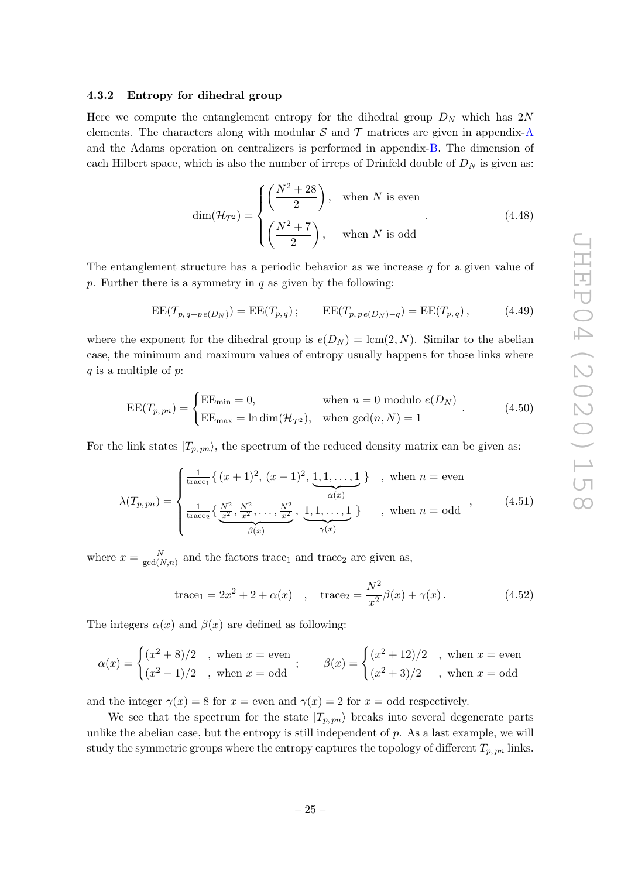### 4.3.2 Entropy for dihedral group

Here we compute the entanglement entropy for the dihedral group $D_N$ which has $2N$ elements. The characters along with modular $\mathcal{S}$ and $\mathcal{T}$ matrices are given in appendix-A and the Adams operation on centralizers is performed in appendix-B. The dimension of each Hilbert space, which is also the number of irreps of Drinfeld double of $D_N$ is given as:

$$\dim(\mathcal{H}_{T^2}) = \begin{cases} \left(\dfrac{N^2+28}{2}\right), & \text{when } N \text{ is even} \\ \left(\dfrac{N^2+7}{2}\right), & \text{when } N \text{ is odd} \end{cases} . \tag{4.48}$$

The entanglement structure has a periodic behavior as we increase $q$ for a given value of $p$. Further there is a symmetry in $q$ as given by the following:

$$\text{EE}(T_{p,\,q+p\,e(D_N)}) = \text{EE}(T_{p,\,q})\,; \qquad \text{EE}(T_{p,\,p\,e(D_N)-q}) = \text{EE}(T_{p,\,q})\,, \tag{4.49}$$

where the exponent for the dihedral group is $e(D_N) = \text{lcm}(2, N)$. Similar to the abelian case, the minimum and maximum values of entropy usually happens for those links where $q$ is a multiple of $p$:

$$\text{EE}(T_{p,\,pn}) = \begin{cases} \text{EE}_{\min} = 0, & \text{when } n = 0 \text{ modulo } e(D_N) \\ \text{EE}_{\max} = \ln \dim(\mathcal{H}_{T^2}), & \text{when } \gcd(n, N) = 1 \end{cases} . \tag{4.50}$$

For the link states $|T_{p,\,pn}\rangle$, the spectrum of the reduced density matrix can be given as:

$$\lambda(T_{p,\,pn}) = \begin{cases} \frac{1}{\text{trace}_1}\{\,(x+1)^2,\,(x-1)^2,\,\underbrace{1,1,\ldots,1}_{\alpha(x)}\,\} & , \text{ when } n = \text{even} \\ \frac{1}{\text{trace}_2}\{\,\underbrace{\frac{N^2}{x^2},\frac{N^2}{x^2},\ldots,\frac{N^2}{x^2}}_{\beta(x)},\,\underbrace{1,1,\ldots,1}_{\gamma(x)}\,\} & , \text{ when } n = \text{odd} \end{cases} , \tag{4.51}$$

where $x = \frac{N}{\gcd(N,n)}$ and the factors $\text{trace}_1$ and $\text{trace}_2$ are given as,

$$\text{trace}_1 = 2x^2 + 2 + \alpha(x) \quad , \quad \text{trace}_2 = \frac{N^2}{x^2}\beta(x) + \gamma(x)\,. \tag{4.52}$$

The integers $\alpha(x)$ and $\beta(x)$ are defined as following:

$$\alpha(x) = \begin{cases} (x^2+8)/2 & , \text{ when } x = \text{even} \\ (x^2-1)/2 & , \text{ when } x = \text{odd} \end{cases} ; \qquad \beta(x) = \begin{cases} (x^2+12)/2 & , \text{ when } x = \text{even} \\ (x^2+3)/2 & , \text{ when } x = \text{odd} \end{cases}$$

and the integer $\gamma(x) = 8$ for $x =$ even and $\gamma(x) = 2$ for $x =$ odd respectively.

We see that the spectrum for the state $|T_{p,\,pn}\rangle$ breaks into several degenerate parts unlike the abelian case, but the entropy is still independent of $p$. As a last example, we will study the symmetric groups where the entropy captures the topology of different $T_{p,\,pn}$ links.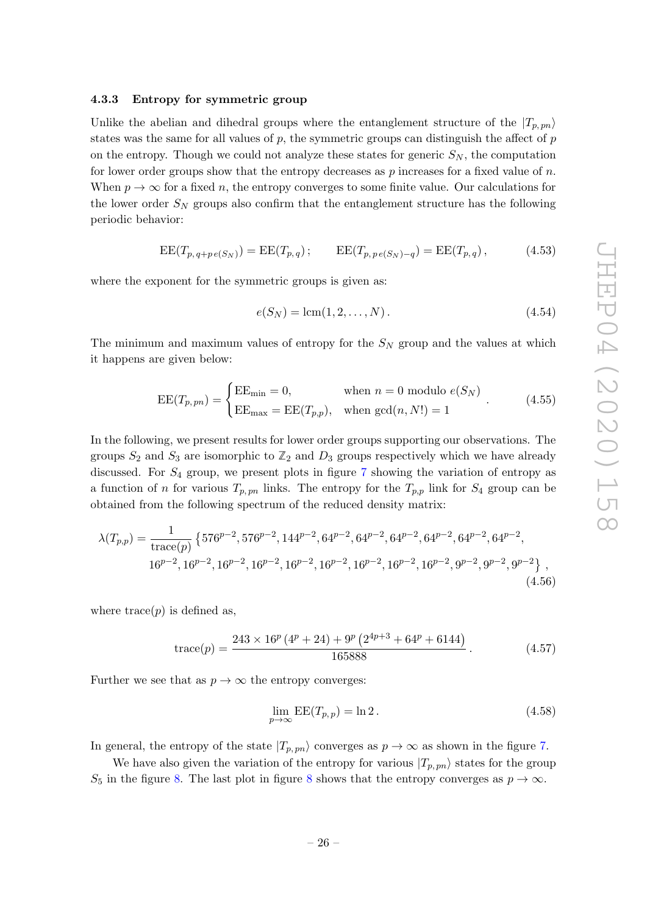### 4.3.3 Entropy for symmetric group

Unlike the abelian and dihedral groups where the entanglement structure of the $|T_{p,\,pn}\rangle$ states was the same for all values of $p$, the symmetric groups can distinguish the affect of $p$ on the entropy. Though we could not analyze these states for generic $S_N$, the computation for lower order groups show that the entropy decreases as $p$ increases for a fixed value of $n$. When $p \to \infty$ for a fixed $n$, the entropy converges to some finite value. Our calculations for the lower order $S_N$ groups also confirm that the entanglement structure has the following periodic behavior:

$$\mathrm{EE}(T_{p,\,q+p\,e(S_N)}) = \mathrm{EE}(T_{p,\,q})\,; \qquad \mathrm{EE}(T_{p,\,p\,e(S_N)-q}) = \mathrm{EE}(T_{p,\,q})\,, \tag{4.53}$$

where the exponent for the symmetric groups is given as:

$$e(S_N) = \mathrm{lcm}(1, 2, \ldots, N)\,. \tag{4.54}$$

The minimum and maximum values of entropy for the $S_N$ group and the values at which it happens are given below:

$$\mathrm{EE}(T_{p,\,pn}) = \begin{cases} \mathrm{EE}_{\min} = 0, & \text{when } n = 0 \text{ modulo } e(S_N) \\ \mathrm{EE}_{\max} = \mathrm{EE}(T_{p,p}), & \text{when } \gcd(n, N!) = 1 \end{cases}. \tag{4.55}$$

In the following, we present results for lower order groups supporting our observations. The groups $S_2$ and $S_3$ are isomorphic to $\mathbb{Z}_2$ and $D_3$ groups respectively which we have already discussed. For $S_4$ group, we present plots in figure 7 showing the variation of entropy as a function of $n$ for various $T_{p,\,pn}$ links. The entropy for the $T_{p,p}$ link for $S_4$ group can be obtained from the following spectrum of the reduced density matrix:

$$\begin{aligned}\lambda(T_{p,p}) = \frac{1}{\mathrm{trace}(p)} \{ & 576^{p-2}, 576^{p-2}, 144^{p-2}, 64^{p-2}, 64^{p-2}, 64^{p-2}, 64^{p-2}, 64^{p-2}, 64^{p-2}, \\ & 16^{p-2}, 16^{p-2}, 16^{p-2}, 16^{p-2}, 16^{p-2}, 16^{p-2}, 16^{p-2}, 16^{p-2}, 16^{p-2}, 9^{p-2}, 9^{p-2}, 9^{p-2} \}\,,\end{aligned} \tag{4.56}$$

where trace$(p)$ is defined as,

$$\mathrm{trace}(p) = \frac{243 \times 16^p\,(4^p + 24) + 9^p\,(2^{4p+3} + 64^p + 6144)}{165888}\,. \tag{4.57}$$

Further we see that as $p \to \infty$ the entropy converges:

$$\lim_{p\to\infty} \mathrm{EE}(T_{p,\,p}) = \ln 2\,. \tag{4.58}$$

In general, the entropy of the state $|T_{p,\,pn}\rangle$ converges as $p \to \infty$ as shown in the figure 7.

We have also given the variation of the entropy for various $|T_{p,\,pn}\rangle$ states for the group $S_5$ in the figure 8. The last plot in figure 8 shows that the entropy converges as $p \to \infty$.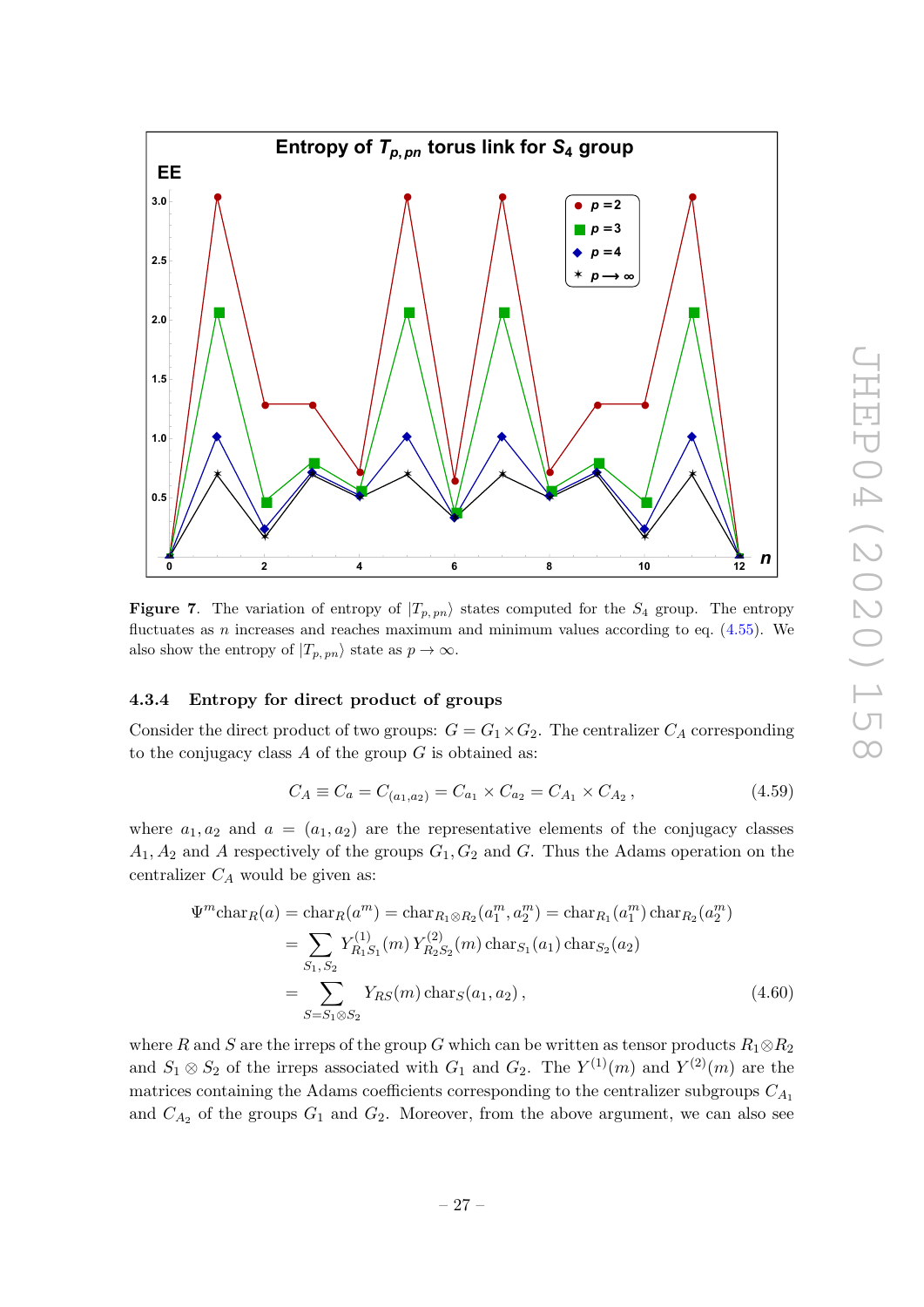**Figure 7**. The variation of entropy of $|T_{p,pn}\rangle$ states computed for the $S_4$ group. The entropy fluctuates as $n$ increases and reaches maximum and minimum values according to eq. (4.55). We also show the entropy of $|T_{p,pn}\rangle$ state as $p \to \infty$.

### 4.3.4 Entropy for direct product of groups

Consider the direct product of two groups: $G = G_1 \times G_2$. The centralizer $C_A$ corresponding to the conjugacy class $A$ of the group $G$ is obtained as:

$$C_A \equiv C_a = C_{(a_1,a_2)} = C_{a_1} \times C_{a_2} = C_{A_1} \times C_{A_2}\,, \tag{4.59}$$

where $a_1, a_2$ and $a = (a_1, a_2)$ are the representative elements of the conjugacy classes $A_1, A_2$ and $A$ respectively of the groups $G_1, G_2$ and $G$. Thus the Adams operation on the centralizer $C_A$ would be given as:

$$\begin{aligned}
\Psi^m \text{char}_R(a) = \text{char}_R(a^m) &= \text{char}_{R_1 \otimes R_2}(a_1^m, a_2^m) = \text{char}_{R_1}(a_1^m)\, \text{char}_{R_2}(a_2^m) \\
&= \sum_{S_1, S_2} Y^{(1)}_{R_1 S_1}(m)\, Y^{(2)}_{R_2 S_2}(m)\, \text{char}_{S_1}(a_1)\, \text{char}_{S_2}(a_2) \\
&= \sum_{S = S_1 \otimes S_2} Y_{RS}(m)\, \text{char}_S(a_1, a_2)\,,
\end{aligned} \tag{4.60}$$

where $R$ and $S$ are the irreps of the group $G$ which can be written as tensor products $R_1 \otimes R_2$ and $S_1 \otimes S_2$ of the irreps associated with $G_1$ and $G_2$. The $Y^{(1)}(m)$ and $Y^{(2)}(m)$ are the matrices containing the Adams coefficients corresponding to the centralizer subgroups $C_{A_1}$ and $C_{A_2}$ of the groups $G_1$ and $G_2$. Moreover, from the above argument, we can also see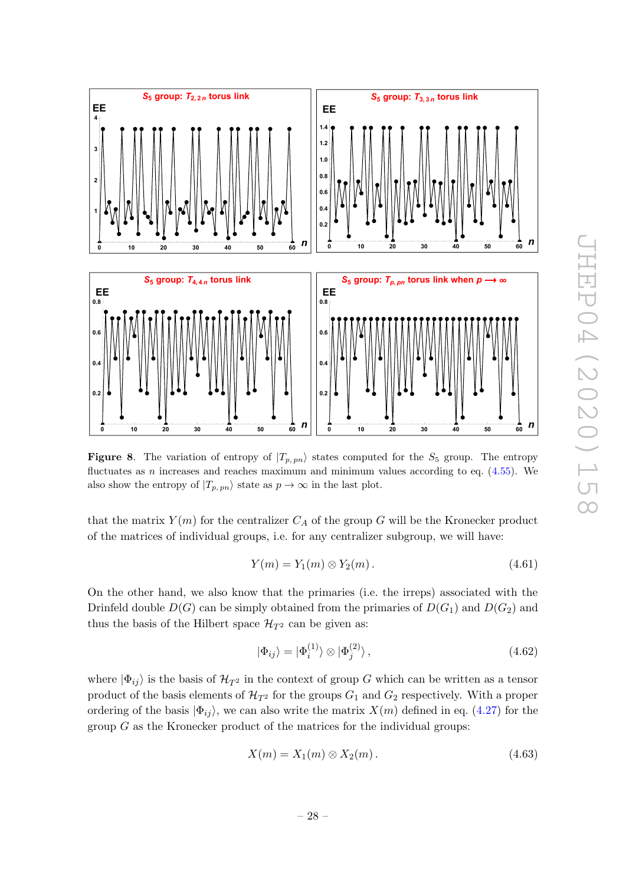**Figure 8**. The variation of entropy of $|T_{p,pn}\rangle$ states computed for the $S_5$ group. The entropy fluctuates as $n$ increases and reaches maximum and minimum values according to eq. (4.55). We also show the entropy of $|T_{p,pn}\rangle$ state as $p \to \infty$ in the last plot.

that the matrix $Y(m)$ for the centralizer $C_A$ of the group $G$ will be the Kronecker product of the matrices of individual groups, i.e. for any centralizer subgroup, we will have:

$$Y(m) = Y_1(m) \otimes Y_2(m)\,. \tag{4.61}$$

On the other hand, we also know that the primaries (i.e. the irreps) associated with the Drinfeld double $D(G)$ can be simply obtained from the primaries of $D(G_1)$ and $D(G_2)$ and thus the basis of the Hilbert space $\mathcal{H}_{T^2}$ can be given as:

$$|\Phi_{ij}\rangle = |\Phi_i^{(1)}\rangle \otimes |\Phi_j^{(2)}\rangle\,, \tag{4.62}$$

where $|\Phi_{ij}\rangle$ is the basis of $\mathcal{H}_{T^2}$ in the context of group $G$ which can be written as a tensor product of the basis elements of $\mathcal{H}_{T^2}$ for the groups $G_1$ and $G_2$ respectively. With a proper ordering of the basis $|\Phi_{ij}\rangle$, we can also write the matrix $X(m)$ defined in eq. (4.27) for the group $G$ as the Kronecker product of the matrices for the individual groups:

$$X(m) = X_1(m) \otimes X_2(m)\,. \tag{4.63}$$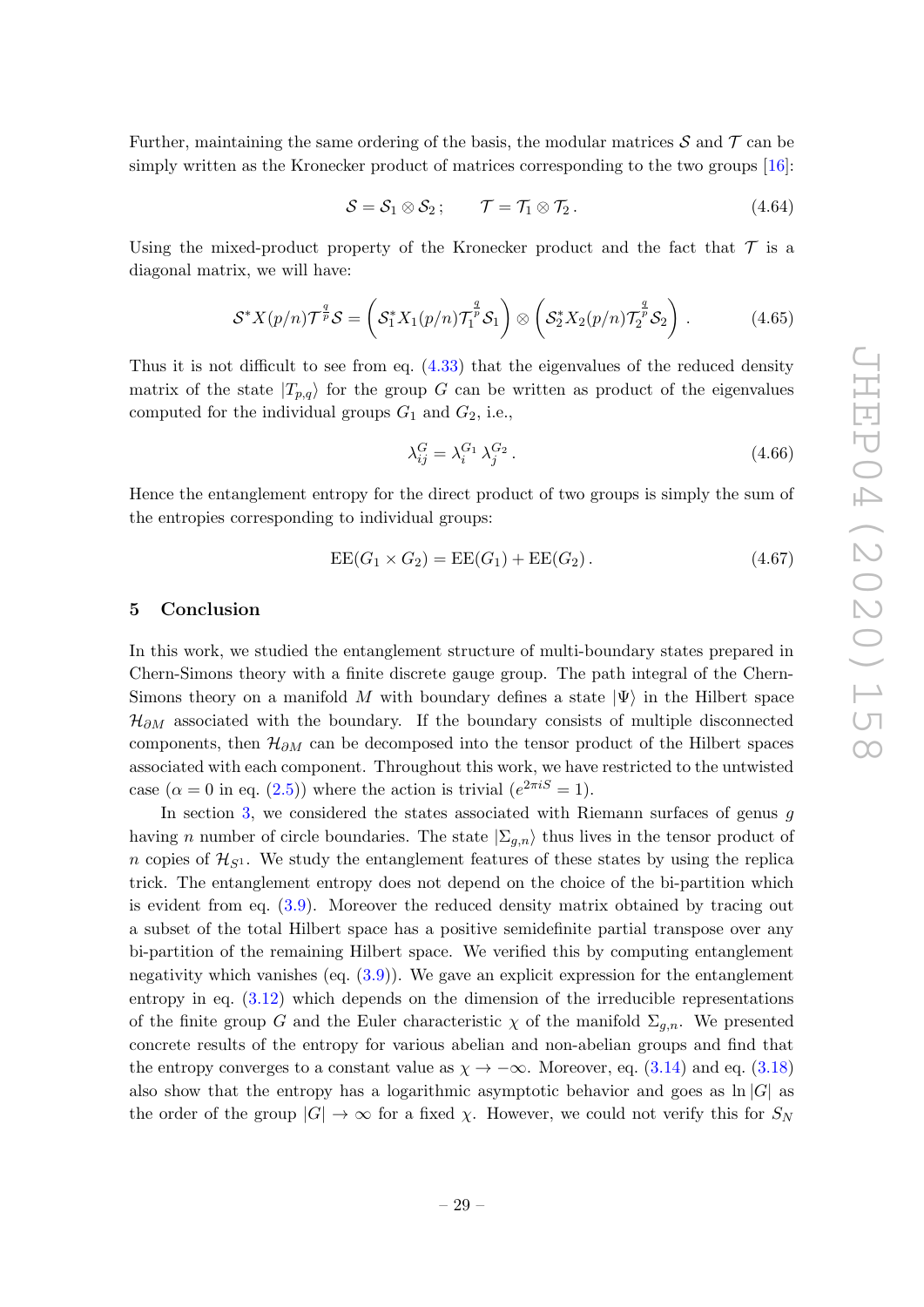Further, maintaining the same ordering of the basis, the modular matrices $\mathcal{S}$ and $\mathcal{T}$ can be simply written as the Kronecker product of matrices corresponding to the two groups [16]:

$$\mathcal{S} = \mathcal{S}_1 \otimes \mathcal{S}_2 \, ; \qquad \mathcal{T} = \mathcal{T}_1 \otimes \mathcal{T}_2 \, . \tag{4.64}$$

Using the mixed-product property of the Kronecker product and the fact that $\mathcal{T}$ is a diagonal matrix, we will have:

$$\mathcal{S}^* X(p/n) \mathcal{T}^{\frac{q}{p}} \mathcal{S} = \left( \mathcal{S}_1^* X_1(p/n) \mathcal{T}_1^{\frac{q}{p}} \mathcal{S}_1 \right) \otimes \left( \mathcal{S}_2^* X_2(p/n) \mathcal{T}_2^{\frac{q}{p}} \mathcal{S}_2 \right) . \tag{4.65}$$

Thus it is not difficult to see from eq. (4.33) that the eigenvalues of the reduced density matrix of the state $|T_{p,q}\rangle$ for the group $G$ can be written as product of the eigenvalues computed for the individual groups $G_1$ and $G_2$, i.e.,

$$\lambda_{ij}^{G} = \lambda_i^{G_1} \, \lambda_j^{G_2} \, . \tag{4.66}$$

Hence the entanglement entropy for the direct product of two groups is simply the sum of the entropies corresponding to individual groups:

$$\text{EE}(G_1 \times G_2) = \text{EE}(G_1) + \text{EE}(G_2) \, . \tag{4.67}$$

## 5 Conclusion

In this work, we studied the entanglement structure of multi-boundary states prepared in Chern-Simons theory with a finite discrete gauge group. The path integral of the Chern-Simons theory on a manifold $M$ with boundary defines a state $|\Psi\rangle$ in the Hilbert space $\mathcal{H}_{\partial M}$ associated with the boundary. If the boundary consists of multiple disconnected components, then $\mathcal{H}_{\partial M}$ can be decomposed into the tensor product of the Hilbert spaces associated with each component. Throughout this work, we have restricted to the untwisted case ($\alpha = 0$ in eq. (2.5)) where the action is trivial ($e^{2\pi i S} = 1$).

In section 3, we considered the states associated with Riemann surfaces of genus $g$ having $n$ number of circle boundaries. The state $|\Sigma_{g,n}\rangle$ thus lives in the tensor product of $n$ copies of $\mathcal{H}_{S^1}$. We study the entanglement features of these states by using the replica trick. The entanglement entropy does not depend on the choice of the bi-partition which is evident from eq. (3.9). Moreover the reduced density matrix obtained by tracing out a subset of the total Hilbert space has a positive semidefinite partial transpose over any bi-partition of the remaining Hilbert space. We verified this by computing entanglement negativity which vanishes (eq. (3.9)). We gave an explicit expression for the entanglement entropy in eq. (3.12) which depends on the dimension of the irreducible representations of the finite group $G$ and the Euler characteristic $\chi$ of the manifold $\Sigma_{g,n}$. We presented concrete results of the entropy for various abelian and non-abelian groups and find that the entropy converges to a constant value as $\chi \to -\infty$. Moreover, eq. (3.14) and eq. (3.18) also show that the entropy has a logarithmic asymptotic behavior and goes as $\ln |G|$ as the order of the group $|G| \to \infty$ for a fixed $\chi$. However, we could not verify this for $S_N$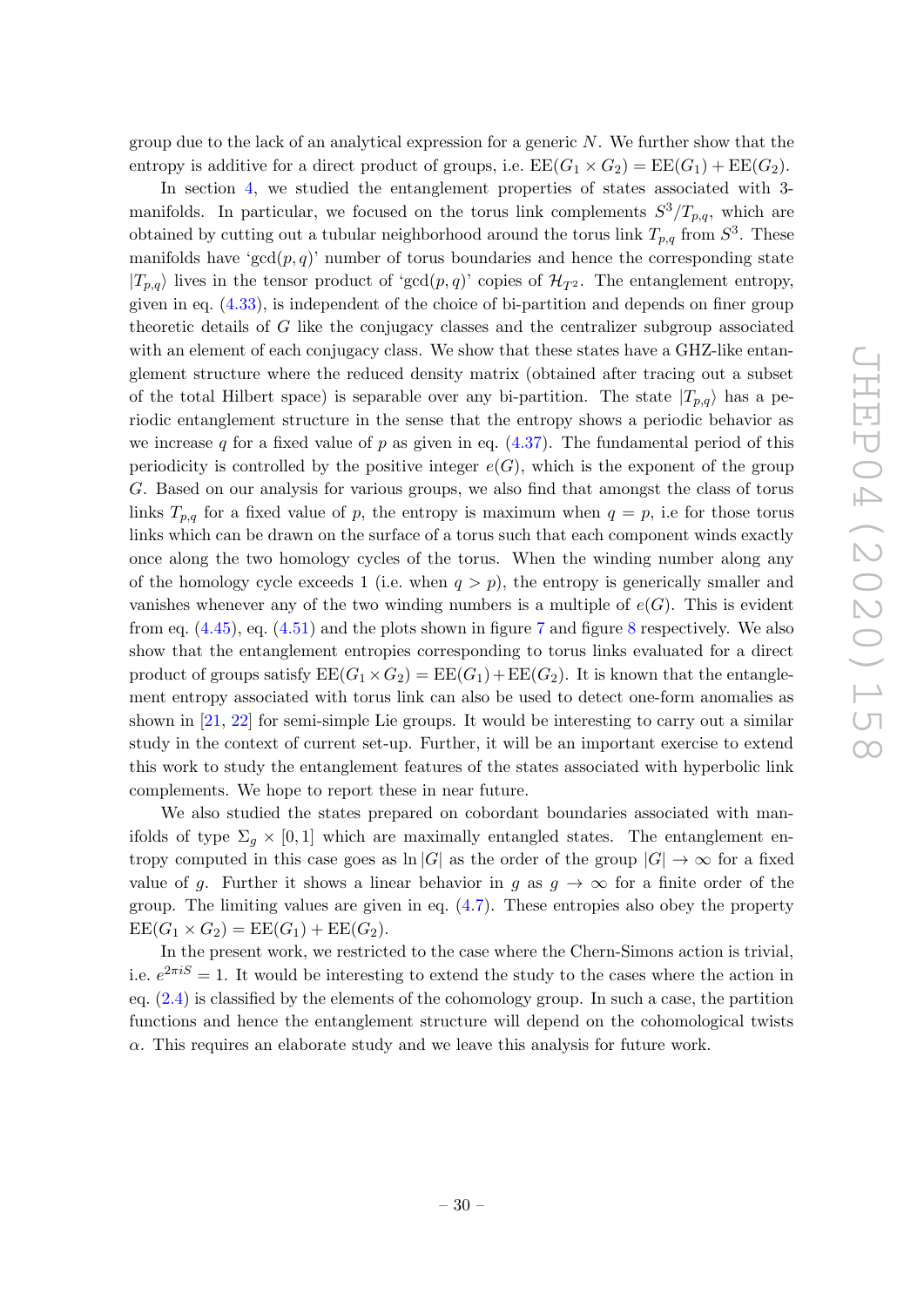group due to the lack of an analytical expression for a generic $N$. We further show that the entropy is additive for a direct product of groups, i.e. $\text{EE}(G_1 \times G_2) = \text{EE}(G_1) + \text{EE}(G_2)$.

In section 4, we studied the entanglement properties of states associated with 3-manifolds. In particular, we focused on the torus link complements $S^3/T_{p,q}$, which are obtained by cutting out a tubular neighborhood around the torus link $T_{p,q}$ from $S^3$. These manifolds have 'gcd$(p,q)$' number of torus boundaries and hence the corresponding state $|T_{p,q}\rangle$ lives in the tensor product of 'gcd$(p,q)$' copies of $\mathcal{H}_{T^2}$. The entanglement entropy, given in eq. (4.33), is independent of the choice of bi-partition and depends on finer group theoretic details of $G$ like the conjugacy classes and the centralizer subgroup associated with an element of each conjugacy class. We show that these states have a GHZ-like entanglement structure where the reduced density matrix (obtained after tracing out a subset of the total Hilbert space) is separable over any bi-partition. The state $|T_{p,q}\rangle$ has a periodic entanglement structure in the sense that the entropy shows a periodic behavior as we increase $q$ for a fixed value of $p$ as given in eq. (4.37). The fundamental period of this periodicity is controlled by the positive integer $e(G)$, which is the exponent of the group $G$. Based on our analysis for various groups, we also find that amongst the class of torus links $T_{p,q}$ for a fixed value of $p$, the entropy is maximum when $q = p$, i.e for those torus links which can be drawn on the surface of a torus such that each component winds exactly once along the two homology cycles of the torus. When the winding number along any of the homology cycle exceeds 1 (i.e. when $q > p$), the entropy is generically smaller and vanishes whenever any of the two winding numbers is a multiple of $e(G)$. This is evident from eq. (4.45), eq. (4.51) and the plots shown in figure 7 and figure 8 respectively. We also show that the entanglement entropies corresponding to torus links evaluated for a direct product of groups satisfy $\text{EE}(G_1 \times G_2) = \text{EE}(G_1) + \text{EE}(G_2)$. It is known that the entanglement entropy associated with torus link can also be used to detect one-form anomalies as shown in [21, 22] for semi-simple Lie groups. It would be interesting to carry out a similar study in the context of current set-up. Further, it will be an important exercise to extend this work to study the entanglement features of the states associated with hyperbolic link complements. We hope to report these in near future.

We also studied the states prepared on cobordant boundaries associated with manifolds of type $\Sigma_g \times [0,1]$ which are maximally entangled states. The entanglement entropy computed in this case goes as $\ln |G|$ as the order of the group $|G| \to \infty$ for a fixed value of $g$. Further it shows a linear behavior in $g$ as $g \to \infty$ for a finite order of the group. The limiting values are given in eq. (4.7). These entropies also obey the property $\text{EE}(G_1 \times G_2) = \text{EE}(G_1) + \text{EE}(G_2)$.

In the present work, we restricted to the case where the Chern-Simons action is trivial, i.e. $e^{2\pi i S} = 1$. It would be interesting to extend the study to the cases where the action in eq. (2.4) is classified by the elements of the cohomology group. In such a case, the partition functions and hence the entanglement structure will depend on the cohomological twists $\alpha$. This requires an elaborate study and we leave this analysis for future work.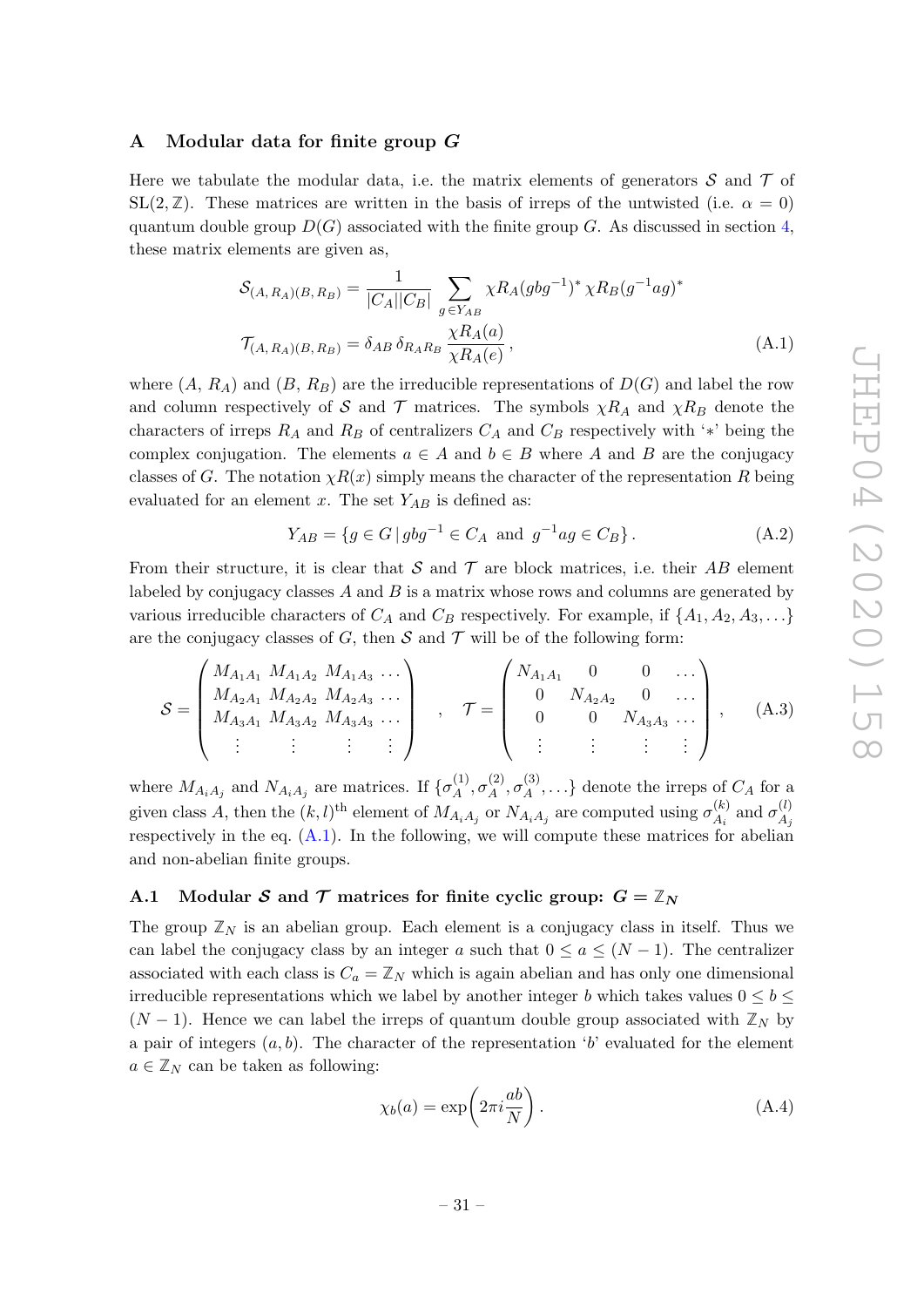## A Modular data for finite group $G$

Here we tabulate the modular data, i.e. the matrix elements of generators $\mathcal{S}$ and $\mathcal{T}$ of $\mathrm{SL}(2,\mathbb{Z})$. These matrices are written in the basis of irreps of the untwisted (i.e. $\alpha = 0$) quantum double group $D(G)$ associated with the finite group $G$. As discussed in section 4, these matrix elements are given as,

$$
\begin{aligned}
\mathcal{S}_{(A,\,R_A)(B,\,R_B)} &= \frac{1}{|C_A||C_B|} \sum_{g\,\in Y_{AB}} \chi R_A(gbg^{-1})^* \,\chi R_B(g^{-1}ag)^* \\
\mathcal{T}_{(A,\,R_A)(B,\,R_B)} &= \delta_{AB}\,\delta_{R_A R_B}\,\frac{\chi R_A(a)}{\chi R_A(e)}\,,
\end{aligned}
\tag{A.1}
$$

where $(A,\, R_A)$ and $(B,\, R_B)$ are the irreducible representations of $D(G)$ and label the row and column respectively of $\mathcal{S}$ and $\mathcal{T}$ matrices. The symbols $\chi R_A$ and $\chi R_B$ denote the characters of irreps $R_A$ and $R_B$ of centralizers $C_A$ and $C_B$ respectively with '$*$' being the complex conjugation. The elements $a \in A$ and $b \in B$ where $A$ and $B$ are the conjugacy classes of $G$. The notation $\chi R(x)$ simply means the character of the representation $R$ being evaluated for an element $x$. The set $Y_{AB}$ is defined as:

$$
Y_{AB} = \{g \in G \,|\, gbg^{-1} \in C_A \text{ and } g^{-1}ag \in C_B\}\,. \tag{A.2}
$$

From their structure, it is clear that $\mathcal{S}$ and $\mathcal{T}$ are block matrices, i.e. their $AB$ element labeled by conjugacy classes $A$ and $B$ is a matrix whose rows and columns are generated by various irreducible characters of $C_A$ and $C_B$ respectively. For example, if $\{A_1, A_2, A_3, \ldots\}$ are the conjugacy classes of $G$, then $\mathcal{S}$ and $\mathcal{T}$ will be of the following form:

$$
\mathcal{S} = \begin{pmatrix} M_{A_1A_1} & M_{A_1A_2} & M_{A_1A_3} & \ldots \\ M_{A_2A_1} & M_{A_2A_2} & M_{A_2A_3} & \ldots \\ M_{A_3A_1} & M_{A_3A_2} & M_{A_3A_3} & \ldots \\ \vdots & \vdots & \vdots & \vdots \end{pmatrix} \quad , \quad \mathcal{T} = \begin{pmatrix} N_{A_1A_1} & 0 & 0 & \ldots \\ 0 & N_{A_2A_2} & 0 & \ldots \\ 0 & 0 & N_{A_3A_3} & \ldots \\ \vdots & \vdots & \vdots & \vdots \end{pmatrix}\,, \tag{A.3}
$$

where $M_{A_iA_j}$ and $N_{A_iA_j}$ are matrices. If $\{\sigma_A^{(1)}, \sigma_A^{(2)}, \sigma_A^{(3)}, \ldots\}$ denote the irreps of $C_A$ for a given class $A$, then the $(k,l)^{\text{th}}$ element of $M_{A_iA_j}$ or $N_{A_iA_j}$ are computed using $\sigma_{A_i}^{(k)}$ and $\sigma_{A_j}^{(l)}$ respectively in the eq. (A.1). In the following, we will compute these matrices for abelian and non-abelian finite groups.

### A.1 Modular $\mathcal{S}$ and $\mathcal{T}$ matrices for finite cyclic group: $G = \mathbb{Z}_N$

The group $\mathbb{Z}_N$ is an abelian group. Each element is a conjugacy class in itself. Thus we can label the conjugacy class by an integer $a$ such that $0 \leq a \leq (N-1)$. The centralizer associated with each class is $C_a = \mathbb{Z}_N$ which is again abelian and has only one dimensional irreducible representations which we label by another integer $b$ which takes values $0 \leq b \leq (N-1)$. Hence we can label the irreps of quantum double group associated with $\mathbb{Z}_N$ by a pair of integers $(a,b)$. The character of the representation '$b$' evaluated for the element $a \in \mathbb{Z}_N$ can be taken as following:

$$
\chi_b(a) = \exp\!\left(2\pi i \frac{ab}{N}\right). \tag{A.4}
$$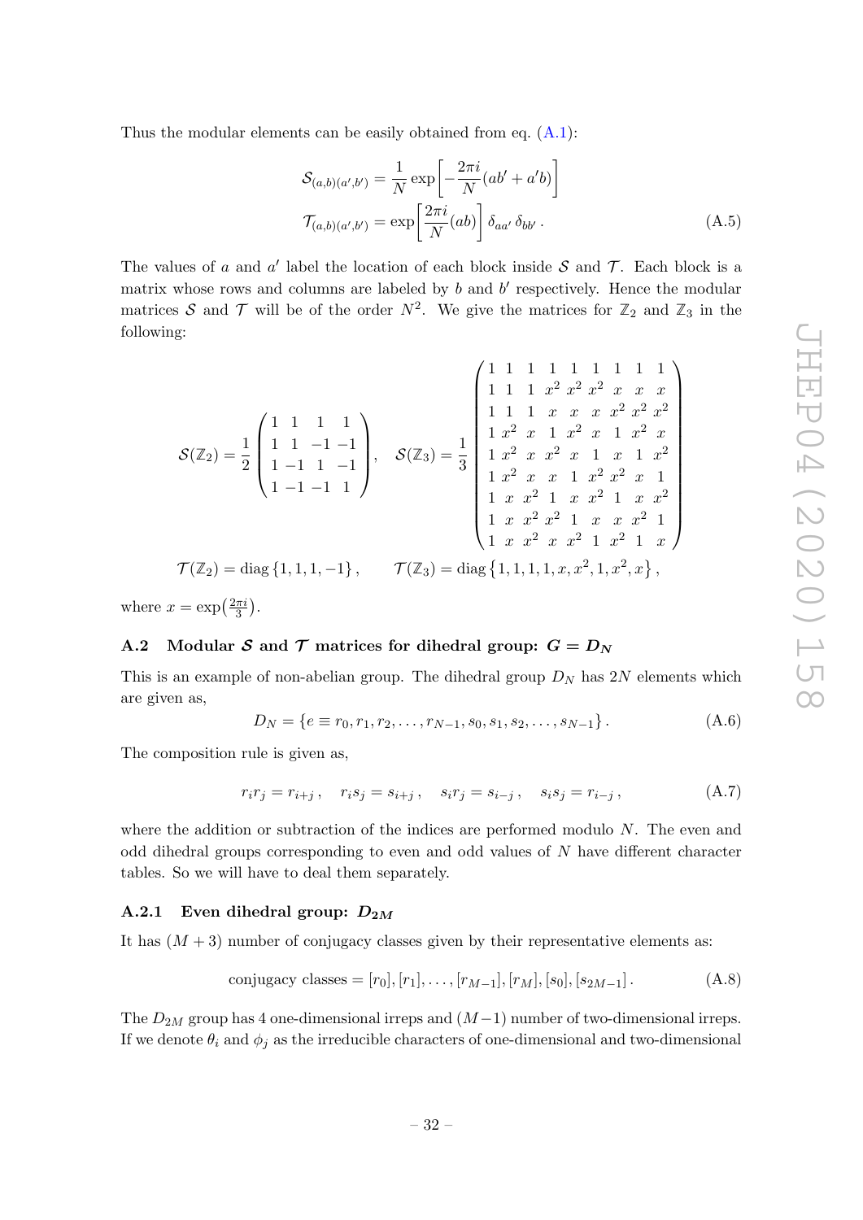Thus the modular elements can be easily obtained from eq. (A.1):

$$\mathcal{S}_{(a,b)(a',b')} = \frac{1}{N}\exp\left[-\frac{2\pi i}{N}(ab'+a'b)\right]$$
$$\mathcal{T}_{(a,b)(a',b')} = \exp\left[\frac{2\pi i}{N}(ab)\right]\delta_{aa'}\,\delta_{bb'}\,. \tag{A.5}$$

The values of $a$ and $a'$ label the location of each block inside $\mathcal{S}$ and $\mathcal{T}$. Each block is a matrix whose rows and columns are labeled by $b$ and $b'$ respectively. Hence the modular matrices $\mathcal{S}$ and $\mathcal{T}$ will be of the order $N^2$. We give the matrices for $\mathbb{Z}_2$ and $\mathbb{Z}_3$ in the following:

$$\mathcal{S}(\mathbb{Z}_2) = \frac{1}{2}\begin{pmatrix} 1 & 1 & 1 & 1 \\ 1 & 1 & -1 & -1 \\ 1 & -1 & 1 & -1 \\ 1 & -1 & -1 & 1 \end{pmatrix}, \quad \mathcal{S}(\mathbb{Z}_3) = \frac{1}{3}\begin{pmatrix} 1 & 1 & 1 & 1 & 1 & 1 & 1 & 1 & 1 \\ 1 & 1 & 1 & x^2 & x^2 & x^2 & x & x & x \\ 1 & 1 & 1 & x & x & x & x^2 & x^2 & x^2 \\ 1 & x^2 & x & 1 & x^2 & x & 1 & x^2 & x \\ 1 & x^2 & x & x^2 & x & 1 & x & 1 & x^2 \\ 1 & x^2 & x & x & 1 & x^2 & x^2 & x & 1 \\ 1 & x & x^2 & 1 & x & x^2 & 1 & x & x^2 \\ 1 & x & x^2 & x^2 & 1 & x & x & x^2 & 1 \\ 1 & x & x^2 & x & x^2 & 1 & x^2 & 1 & x \end{pmatrix}$$

$$\mathcal{T}(\mathbb{Z}_2) = \text{diag}\{1,1,1,-1\}\,, \qquad \mathcal{T}(\mathbb{Z}_3) = \text{diag}\{1,1,1,1,x,x^2,1,x^2,x\}\,,$$

where $x = \exp\left(\frac{2\pi i}{3}\right)$.

### A.2 Modular $\mathcal{S}$ and $\mathcal{T}$ matrices for dihedral group: $G = D_N$

This is an example of non-abelian group. The dihedral group $D_N$ has $2N$ elements which are given as,

$$D_N = \{e \equiv r_0, r_1, r_2, \ldots, r_{N-1}, s_0, s_1, s_2, \ldots, s_{N-1}\}\,. \tag{A.6}$$

The composition rule is given as,

$$r_i r_j = r_{i+j}\,, \quad r_i s_j = s_{i+j}\,, \quad s_i r_j = s_{i-j}\,, \quad s_i s_j = r_{i-j}\,, \tag{A.7}$$

where the addition or subtraction of the indices are performed modulo $N$. The even and odd dihedral groups corresponding to even and odd values of $N$ have different character tables. So we will have to deal them separately.

#### A.2.1 Even dihedral group: $D_{2M}$

It has $(M+3)$ number of conjugacy classes given by their representative elements as:

$$\text{conjugacy classes} = [r_0], [r_1], \ldots, [r_{M-1}], [r_M], [s_0], [s_{2M-1}]\,. \tag{A.8}$$

The $D_{2M}$ group has 4 one-dimensional irreps and $(M-1)$ number of two-dimensional irreps. If we denote $\theta_i$ and $\phi_j$ as the irreducible characters of one-dimensional and two-dimensional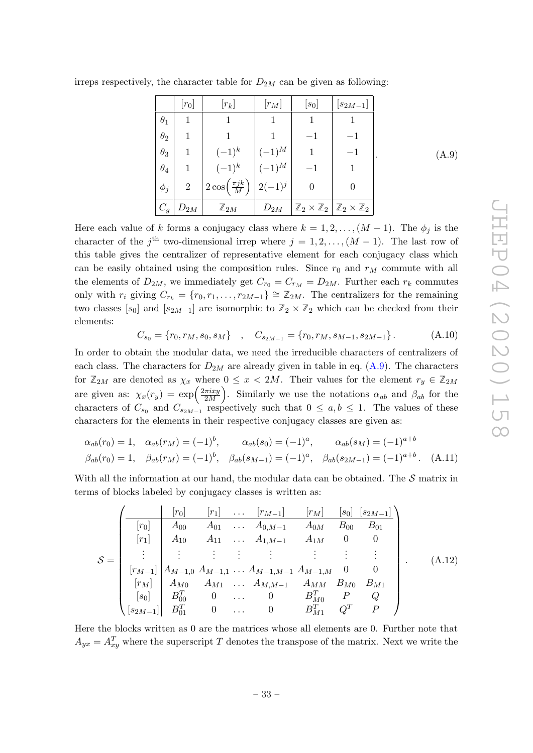irreps respectively, the character table for $D_{2M}$ can be given as following:

$$
\begin{array}{|c|c|c|c|c|c|}
\hline
 & [r_0] & [r_k] & [r_M] & [s_0] & [s_{2M-1}] \\
\hline
\theta_1 & 1 & 1 & 1 & 1 & 1 \\
\theta_2 & 1 & 1 & 1 & -1 & -1 \\
\theta_3 & 1 & (-1)^k & (-1)^M & 1 & -1 \\
\theta_4 & 1 & (-1)^k & (-1)^M & -1 & 1 \\
\phi_j & 2 & 2\cos\left(\frac{\pi j k}{M}\right) & 2(-1)^j & 0 & 0 \\
\hline
C_g & D_{2M} & \mathbb{Z}_{2M} & D_{2M} & \mathbb{Z}_2\times\mathbb{Z}_2 & \mathbb{Z}_2\times\mathbb{Z}_2 \\
\hline
\end{array}
\quad . \tag{A.9}
$$

Here each value of $k$ forms a conjugacy class where $k = 1, 2, \ldots, (M-1)$. The $\phi_j$ is the character of the $j^{\text{th}}$ two-dimensional irrep where $j = 1, 2, \ldots, (M-1)$. The last row of this table gives the centralizer of representative element for each conjugacy class which can be easily obtained using the composition rules. Since $r_0$ and $r_M$ commute with all the elements of $D_{2M}$, we immediately get $C_{r_0} = C_{r_M} = D_{2M}$. Further each $r_k$ commutes only with $r_i$ giving $C_{r_k} = \{r_0, r_1, \ldots, r_{2M-1}\} \cong \mathbb{Z}_{2M}$. The centralizers for the remaining two classes $[s_0]$ and $[s_{2M-1}]$ are isomorphic to $\mathbb{Z}_2 \times \mathbb{Z}_2$ which can be checked from their elements:

$$
C_{s_0} = \{r_0, r_M, s_0, s_M\} \quad , \quad C_{s_{2M-1}} = \{r_0, r_M, s_{M-1}, s_{2M-1}\} \,. \tag{A.10}
$$

In order to obtain the modular data, we need the irreducible characters of centralizers of each class. The characters for $D_{2M}$ are already given in table in eq. (A.9). The characters for $\mathbb{Z}_{2M}$ are denoted as $\chi_x$ where $0 \leq x < 2M$. Their values for the element $r_y \in \mathbb{Z}_{2M}$ are given as: $\chi_x(r_y) = \exp\left(\frac{2\pi i x y}{2M}\right)$. Similarly we use the notations $\alpha_{ab}$ and $\beta_{ab}$ for the characters of $C_{s_0}$ and $C_{s_{2M-1}}$ respectively such that $0 \leq a, b \leq 1$. The values of these characters for the elements in their respective conjugacy classes are given as:

$$
\begin{aligned}
&\alpha_{ab}(r_0) = 1, \quad \alpha_{ab}(r_M) = (-1)^b, \qquad \alpha_{ab}(s_0) = (-1)^a, \qquad \alpha_{ab}(s_M) = (-1)^{a+b} \\
&\beta_{ab}(r_0) = 1, \quad \beta_{ab}(r_M) = (-1)^b, \quad \beta_{ab}(s_{M-1}) = (-1)^a, \quad \beta_{ab}(s_{2M-1}) = (-1)^{a+b}.
\end{aligned} \tag{A.11}
$$

With all the information at our hand, the modular data can be obtained. The $\mathcal{S}$ matrix in terms of blocks labeled by conjugacy classes is written as:

$$
\mathcal{S} = \left(
\begin{array}{c|cccccccc}
 & [r_0] & [r_1] & \ldots & [r_{M-1}] & [r_M] & [s_0] & [s_{2M-1}] \\
\hline
[r_0] & A_{00} & A_{01} & \ldots & A_{0,M-1} & A_{0M} & B_{00} & B_{01} \\
[r_1] & A_{10} & A_{11} & \ldots & A_{1,M-1} & A_{1M} & 0 & 0 \\
\vdots & \vdots & \vdots & \vdots & \vdots & \vdots & \vdots & \vdots \\
[r_{M-1}] & A_{M-1,0} & A_{M-1,1} & \ldots & A_{M-1,M-1} & A_{M-1,M} & 0 & 0 \\
[r_M] & A_{M0} & A_{M1} & \ldots & A_{M,M-1} & A_{MM} & B_{M0} & B_{M1} \\
[s_0] & B_{00}^T & 0 & \ldots & 0 & B_{M0}^T & P & Q \\
[s_{2M-1}] & B_{01}^T & 0 & \ldots & 0 & B_{M1}^T & Q^T & P
\end{array}
\right) . \tag{A.12}
$$

Here the blocks written as 0 are the matrices whose all elements are 0. Further note that $A_{yx} = A_{xy}^T$ where the superscript $T$ denotes the transpose of the matrix. Next we write the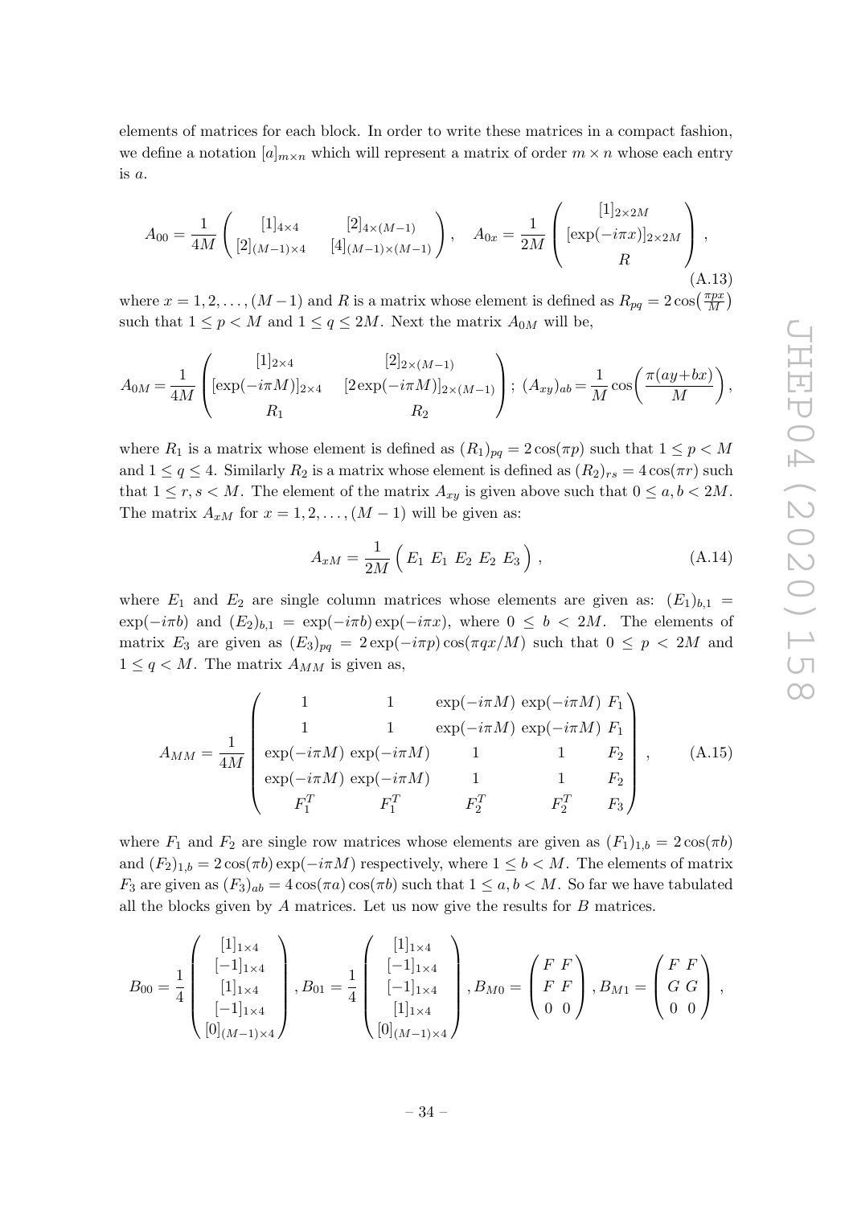elements of matrices for each block. In order to write these matrices in a compact fashion, we define a notation $[a]_{m\times n}$ which will represent a matrix of order $m \times n$ whose each entry is $a$.

$$A_{00} = \frac{1}{4M}\begin{pmatrix} [1]_{4\times 4} & [2]_{4\times(M-1)} \\ [2]_{(M-1)\times 4} & [4]_{(M-1)\times(M-1)} \end{pmatrix}, \quad A_{0x} = \frac{1}{2M}\begin{pmatrix} [1]_{2\times 2M} \\ [\exp(-i\pi x)]_{2\times 2M} \\ R \end{pmatrix}, \tag{A.13}$$

where $x = 1, 2, \ldots, (M-1)$ and $R$ is a matrix whose element is defined as $R_{pq} = 2\cos(\frac{\pi p x}{M})$ such that $1 \leq p < M$ and $1 \leq q \leq 2M$. Next the matrix $A_{0M}$ will be,

$$A_{0M} = \frac{1}{4M}\begin{pmatrix} [1]_{2\times 4} & [2]_{2\times(M-1)} \\ [\exp(-i\pi M)]_{2\times 4} & [2\exp(-i\pi M)]_{2\times(M-1)} \\ R_1 & R_2 \end{pmatrix}; \; (A_{xy})_{ab} = \frac{1}{M}\cos\left(\frac{\pi(ay+bx)}{M}\right),$$

where $R_1$ is a matrix whose element is defined as $(R_1)_{pq} = 2\cos(\pi p)$ such that $1 \leq p < M$ and $1 \leq q \leq 4$. Similarly $R_2$ is a matrix whose element is defined as $(R_2)_{rs} = 4\cos(\pi r)$ such that $1 \leq r, s < M$. The element of the matrix $A_{xy}$ is given above such that $0 \leq a, b < 2M$. The matrix $A_{xM}$ for $x = 1, 2, \ldots, (M-1)$ will be given as:

$$A_{xM} = \frac{1}{2M}\begin{pmatrix} E_1 & E_1 & E_2 & E_2 & E_3 \end{pmatrix}, \tag{A.14}$$

where $E_1$ and $E_2$ are single column matrices whose elements are given as: $(E_1)_{b,1} = \exp(-i\pi b)$ and $(E_2)_{b,1} = \exp(-i\pi b)\exp(-i\pi x)$, where $0 \leq b < 2M$. The elements of matrix $E_3$ are given as $(E_3)_{pq} = 2\exp(-i\pi p)\cos(\pi q x/M)$ such that $0 \leq p < 2M$ and $1 \leq q < M$. The matrix $A_{MM}$ is given as,

$$A_{MM} = \frac{1}{4M}\begin{pmatrix} 1 & 1 & \exp(-i\pi M) & \exp(-i\pi M) & F_1 \\ 1 & 1 & \exp(-i\pi M) & \exp(-i\pi M) & F_1 \\ \exp(-i\pi M) & \exp(-i\pi M) & 1 & 1 & F_2 \\ \exp(-i\pi M) & \exp(-i\pi M) & 1 & 1 & F_2 \\ F_1^T & F_1^T & F_2^T & F_2^T & F_3 \end{pmatrix}, \tag{A.15}$$

where $F_1$ and $F_2$ are single row matrices whose elements are given as $(F_1)_{1,b} = 2\cos(\pi b)$ and $(F_2)_{1,b} = 2\cos(\pi b)\exp(-i\pi M)$ respectively, where $1 \leq b < M$. The elements of matrix $F_3$ are given as $(F_3)_{ab} = 4\cos(\pi a)\cos(\pi b)$ such that $1 \leq a, b < M$. So far we have tabulated all the blocks given by $A$ matrices. Let us now give the results for $B$ matrices.

$$B_{00} = \frac{1}{4}\begin{pmatrix} [1]_{1\times 4} \\ [-1]_{1\times 4} \\ [1]_{1\times 4} \\ [-1]_{1\times 4} \\ [0]_{(M-1)\times 4} \end{pmatrix}, B_{01} = \frac{1}{4}\begin{pmatrix} [1]_{1\times 4} \\ [-1]_{1\times 4} \\ [-1]_{1\times 4} \\ [1]_{1\times 4} \\ [0]_{(M-1)\times 4} \end{pmatrix}, B_{M0} = \begin{pmatrix} F & F \\ F & F \\ 0 & 0 \end{pmatrix}, B_{M1} = \begin{pmatrix} F & F \\ G & G \\ 0 & 0 \end{pmatrix},$$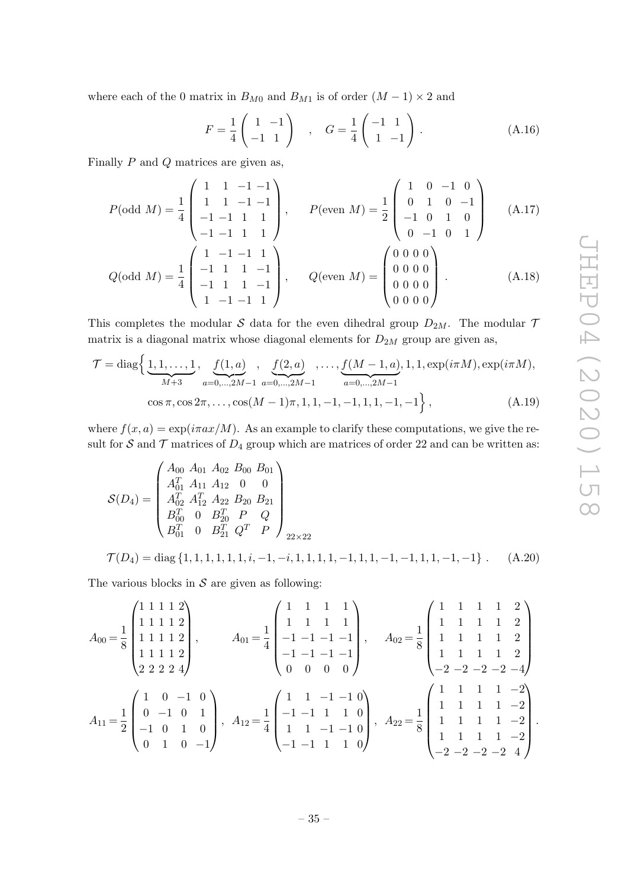where each of the 0 matrix in $B_{M0}$ and $B_{M1}$ is of order $(M-1)\times 2$ and

$$F=\frac{1}{4}\begin{pmatrix}1 & -1\\ -1 & 1\end{pmatrix}\quad,\quad G=\frac{1}{4}\begin{pmatrix}-1 & 1\\ 1 & -1\end{pmatrix}. \tag{A.16}$$

Finally $P$ and $Q$ matrices are given as,

$$P(\text{odd } M)=\frac{1}{4}\begin{pmatrix}1 & 1 & -1 & -1\\ 1 & 1 & -1 & -1\\ -1 & -1 & 1 & 1\\ -1 & -1 & 1 & 1\end{pmatrix},\qquad P(\text{even } M)=\frac{1}{2}\begin{pmatrix}1 & 0 & -1 & 0\\ 0 & 1 & 0 & -1\\ -1 & 0 & 1 & 0\\ 0 & -1 & 0 & 1\end{pmatrix} \tag{A.17}$$

$$Q(\text{odd } M)=\frac{1}{4}\begin{pmatrix}1 & -1 & -1 & 1\\ -1 & 1 & 1 & -1\\ -1 & 1 & 1 & -1\\ 1 & -1 & -1 & 1\end{pmatrix},\qquad Q(\text{even } M)=\begin{pmatrix}0&0&0&0\\0&0&0&0\\0&0&0&0\\0&0&0&0\end{pmatrix}. \tag{A.18}$$

This completes the modular $\mathcal{S}$ data for the even dihedral group $D_{2M}$. The modular $\mathcal{T}$ matrix is a diagonal matrix whose diagonal elements for $D_{2M}$ group are given as,

$$\begin{aligned}\mathcal{T}=\text{diag}\Big\{&\underbrace{1,1,\ldots,1}_{M+3},\ \underbrace{f(1,a)}_{a=0,\ldots,2M-1},\ \underbrace{f(2,a)}_{a=0,\ldots,2M-1},\ldots,\underbrace{f(M-1,a)}_{a=0,\ldots,2M-1},1,1,\exp(i\pi M),\exp(i\pi M),\\ &\cos\pi,\cos 2\pi,\ldots,\cos(M-1)\pi,1,1,-1,-1,1,1,-1,-1\Big\},\end{aligned} \tag{A.19}$$

where $f(x,a)=\exp(i\pi ax/M)$. As an example to clarify these computations, we give the result for $\mathcal{S}$ and $\mathcal{T}$ matrices of $D_4$ group which are matrices of order 22 and can be written as:

$$\mathcal{S}(D_4)=\begin{pmatrix}A_{00} & A_{01} & A_{02} & B_{00} & B_{01}\\ A_{01}^T & A_{11} & A_{12} & 0 & 0\\ A_{02}^T & A_{12}^T & A_{22} & B_{20} & B_{21}\\ B_{00}^T & 0 & B_{20}^T & P & Q\\ B_{01}^T & 0 & B_{21}^T & Q^T & P\end{pmatrix}_{22\times 22}$$

$$\mathcal{T}(D_4)=\text{diag}\left\{1,1,1,1,1,1,i,-1,-i,1,1,1,1,-1,1,1,-1,-1,1,1,-1,-1\right\}. \tag{A.20}$$

The various blocks in $\mathcal{S}$ are given as following:

$$A_{00}=\frac{1}{8}\begin{pmatrix}1&1&1&1&2\\1&1&1&1&2\\1&1&1&1&2\\1&1&1&1&2\\2&2&2&2&4\end{pmatrix},\qquad A_{01}=\frac{1}{4}\begin{pmatrix}1&1&1&1\\1&1&1&1\\-1&-1&-1&-1\\-1&-1&-1&-1\\0&0&0&0\end{pmatrix},\qquad A_{02}=\frac{1}{8}\begin{pmatrix}1&1&1&1&2\\1&1&1&1&2\\1&1&1&1&2\\1&1&1&1&2\\-2&-2&-2&-2&-4\end{pmatrix}$$

$$A_{11}=\frac{1}{2}\begin{pmatrix}1&0&-1&0\\0&-1&0&1\\-1&0&1&0\\0&1&0&-1\end{pmatrix},\quad A_{12}=\frac{1}{4}\begin{pmatrix}1&1&-1&-1&0\\-1&-1&1&1&0\\1&1&-1&-1&0\\-1&-1&1&1&0\end{pmatrix},\quad A_{22}=\frac{1}{8}\begin{pmatrix}1&1&1&1&-2\\1&1&1&1&-2\\1&1&1&1&-2\\1&1&1&1&-2\\-2&-2&-2&-2&4\end{pmatrix}.$$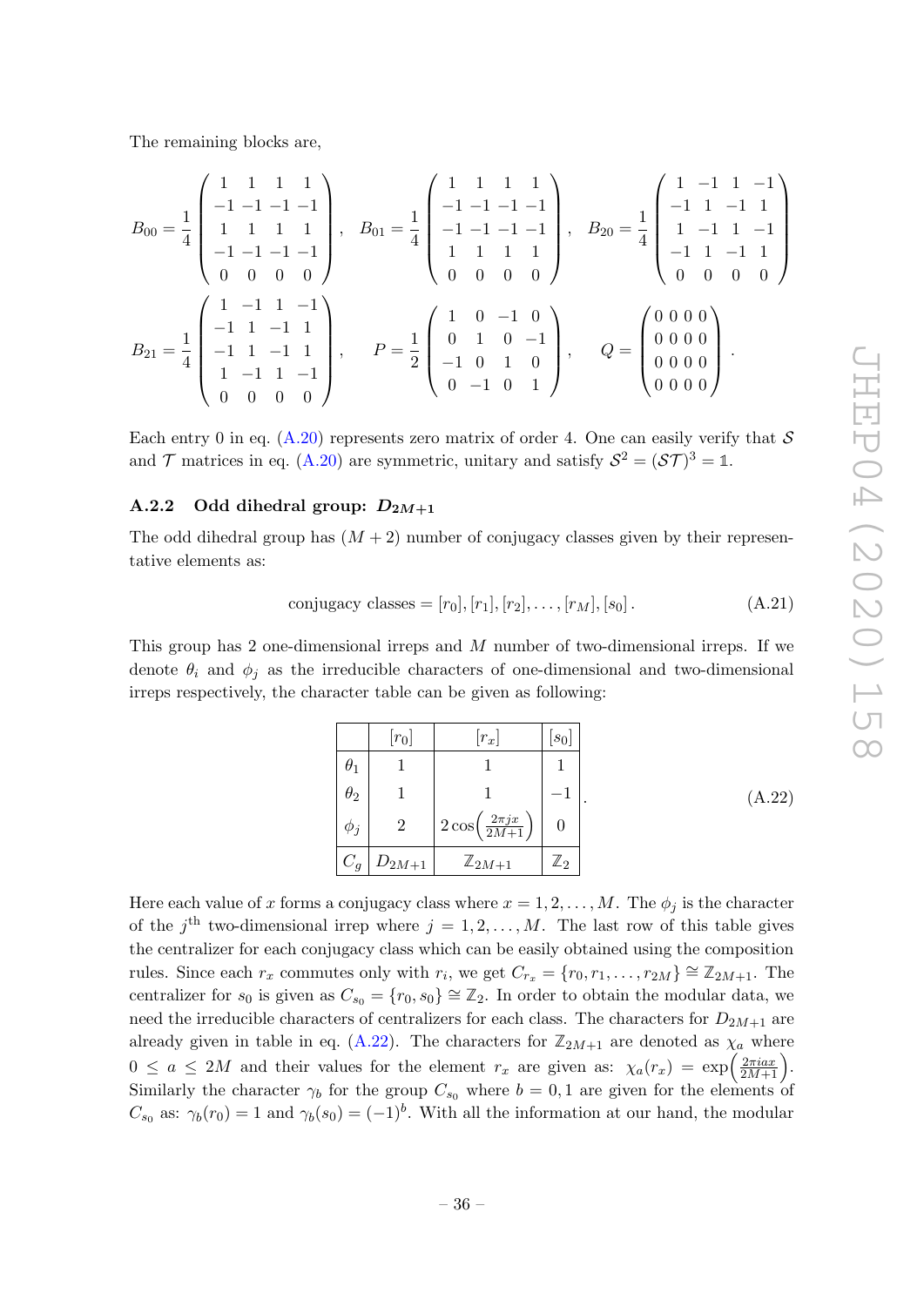The remaining blocks are,

$$B_{00} = \frac{1}{4}\begin{pmatrix} 1 & 1 & 1 & 1 \\ -1 & -1 & -1 & -1 \\ 1 & 1 & 1 & 1 \\ -1 & -1 & -1 & -1 \\ 0 & 0 & 0 & 0 \end{pmatrix}, \quad B_{01} = \frac{1}{4}\begin{pmatrix} 1 & 1 & 1 & 1 \\ -1 & -1 & -1 & -1 \\ -1 & -1 & -1 & -1 \\ 1 & 1 & 1 & 1 \\ 0 & 0 & 0 & 0 \end{pmatrix}, \quad B_{20} = \frac{1}{4}\begin{pmatrix} 1 & -1 & 1 & -1 \\ -1 & 1 & -1 & 1 \\ 1 & -1 & 1 & -1 \\ -1 & 1 & -1 & 1 \\ 0 & 0 & 0 & 0 \end{pmatrix}$$

$$B_{21} = \frac{1}{4}\begin{pmatrix} 1 & -1 & 1 & -1 \\ -1 & 1 & -1 & 1 \\ -1 & 1 & -1 & 1 \\ 1 & -1 & 1 & -1 \\ 0 & 0 & 0 & 0 \end{pmatrix}, \quad P = \frac{1}{2}\begin{pmatrix} 1 & 0 & -1 & 0 \\ 0 & 1 & 0 & -1 \\ -1 & 0 & 1 & 0 \\ 0 & -1 & 0 & 1 \end{pmatrix}, \quad Q = \begin{pmatrix} 0 & 0 & 0 & 0 \\ 0 & 0 & 0 & 0 \\ 0 & 0 & 0 & 0 \\ 0 & 0 & 0 & 0 \end{pmatrix}.$$

Each entry 0 in eq. (A.20) represents zero matrix of order 4. One can easily verify that $\mathcal{S}$ and $\mathcal{T}$ matrices in eq. (A.20) are symmetric, unitary and satisfy $\mathcal{S}^2 = (\mathcal{S}\mathcal{T})^3 = \mathbb{1}$.

### A.2.2 Odd dihedral group: $D_{2M+1}$

The odd dihedral group has $(M+2)$ number of conjugacy classes given by their representative elements as:

$$\text{conjugacy classes} = [r_0], [r_1], [r_2], \ldots, [r_M], [s_0]\,. \tag{A.21}$$

This group has 2 one-dimensional irreps and $M$ number of two-dimensional irreps. If we denote $\theta_i$ and $\phi_j$ as the irreducible characters of one-dimensional and two-dimensional irreps respectively, the character table can be given as following:

|  | $[r_0]$ | $[r_x]$ | $[s_0]$ |
|---|---|---|---|
| $\theta_1$ | 1 | 1 | 1 |
| $\theta_2$ | 1 | 1 | $-1$ |
| $\phi_j$ | 2 | $2\cos\left(\frac{2\pi jx}{2M+1}\right)$ | 0 |
| $C_g$ | $D_{2M+1}$ | $\mathbb{Z}_{2M+1}$ | $\mathbb{Z}_2$ |

(A.22)

Here each value of $x$ forms a conjugacy class where $x = 1, 2, \ldots, M$. The $\phi_j$ is the character of the $j^{\text{th}}$ two-dimensional irrep where $j = 1, 2, \ldots, M$. The last row of this table gives the centralizer for each conjugacy class which can be easily obtained using the composition rules. Since each $r_x$ commutes only with $r_i$, we get $C_{r_x} = \{r_0, r_1, \ldots, r_{2M}\} \cong \mathbb{Z}_{2M+1}$. The centralizer for $s_0$ is given as $C_{s_0} = \{r_0, s_0\} \cong \mathbb{Z}_2$. In order to obtain the modular data, we need the irreducible characters of centralizers for each class. The characters for $D_{2M+1}$ are already given in table in eq. (A.22). The characters for $\mathbb{Z}_{2M+1}$ are denoted as $\chi_a$ where $0 \leq a \leq 2M$ and their values for the element $r_x$ are given as: $\chi_a(r_x) = \exp\left(\frac{2\pi i a x}{2M+1}\right)$. Similarly the character $\gamma_b$ for the group $C_{s_0}$ where $b = 0, 1$ are given for the elements of $C_{s_0}$ as: $\gamma_b(r_0) = 1$ and $\gamma_b(s_0) = (-1)^b$. With all the information at our hand, the modular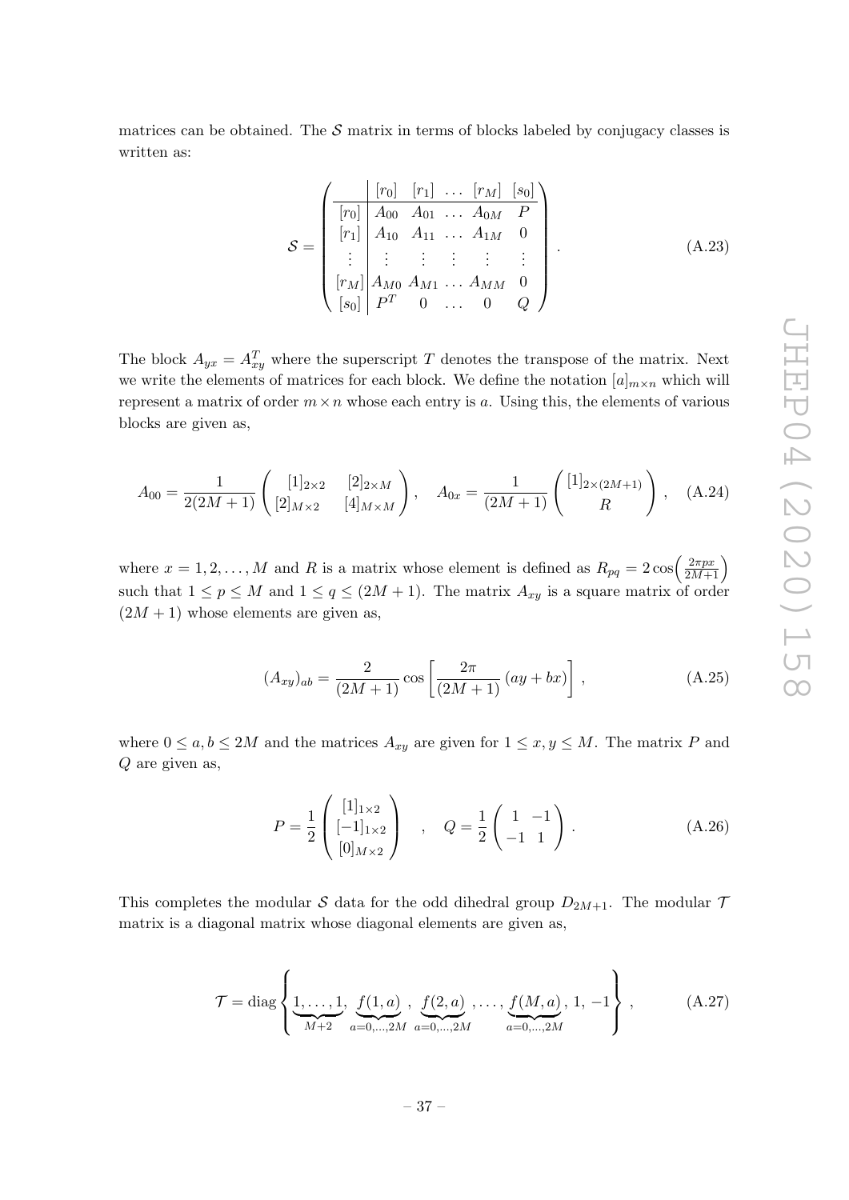matrices can be obtained. The $\mathcal{S}$ matrix in terms of blocks labeled by conjugacy classes is written as:

$$\mathcal{S} = \left( \begin{array}{c|ccccc} & [r_0] & [r_1] & \dots & [r_M] & [s_0] \\ \hline [r_0] & A_{00} & A_{01} & \dots & A_{0M} & P \\ [r_1] & A_{10} & A_{11} & \dots & A_{1M} & 0 \\ \vdots & \vdots & \vdots & \vdots & \vdots & \vdots \\ [r_M] & A_{M0} & A_{M1} & \dots & A_{MM} & 0 \\ [s_0] & P^T & 0 & \dots & 0 & Q \end{array} \right) . \tag{A.23}$$

The block $A_{yx} = A_{xy}^T$ where the superscript $T$ denotes the transpose of the matrix. Next we write the elements of matrices for each block. We define the notation $[a]_{m \times n}$ which will represent a matrix of order $m \times n$ whose each entry is $a$. Using this, the elements of various blocks are given as,

$$A_{00} = \frac{1}{2(2M+1)} \begin{pmatrix} [1]_{2\times 2} & [2]_{2\times M} \\ [2]_{M\times 2} & [4]_{M\times M} \end{pmatrix} , \quad A_{0x} = \frac{1}{(2M+1)} \begin{pmatrix} [1]_{2\times(2M+1)} \\ R \end{pmatrix} , \tag{A.24}$$

where $x = 1, 2, \dots, M$ and $R$ is a matrix whose element is defined as $R_{pq} = 2\cos\!\left(\frac{2\pi px}{2M+1}\right)$ such that $1 \leq p \leq M$ and $1 \leq q \leq (2M+1)$. The matrix $A_{xy}$ is a square matrix of order $(2M+1)$ whose elements are given as,

$$(A_{xy})_{ab} = \frac{2}{(2M+1)} \cos\left[\frac{2\pi}{(2M+1)}\,(ay+bx)\right] , \tag{A.25}$$

where $0 \leq a, b \leq 2M$ and the matrices $A_{xy}$ are given for $1 \leq x, y \leq M$. The matrix $P$ and $Q$ are given as,

$$P = \frac{1}{2} \begin{pmatrix} [1]_{1\times 2} \\ [-1]_{1\times 2} \\ [0]_{M\times 2} \end{pmatrix} \quad , \quad Q = \frac{1}{2} \begin{pmatrix} 1 & -1 \\ -1 & 1 \end{pmatrix} . \tag{A.26}$$

This completes the modular $\mathcal{S}$ data for the odd dihedral group $D_{2M+1}$. The modular $\mathcal{T}$ matrix is a diagonal matrix whose diagonal elements are given as,

$$\mathcal{T} = \text{diag}\left\{ \underbrace{1, \dots, 1}_{M+2}, \underbrace{f(1,a)}_{a=0,\dots,2M}, \underbrace{f(2,a)}_{a=0,\dots,2M}, \dots, \underbrace{f(M,a)}_{a=0,\dots,2M}, 1, -1 \right\} , \tag{A.27}$$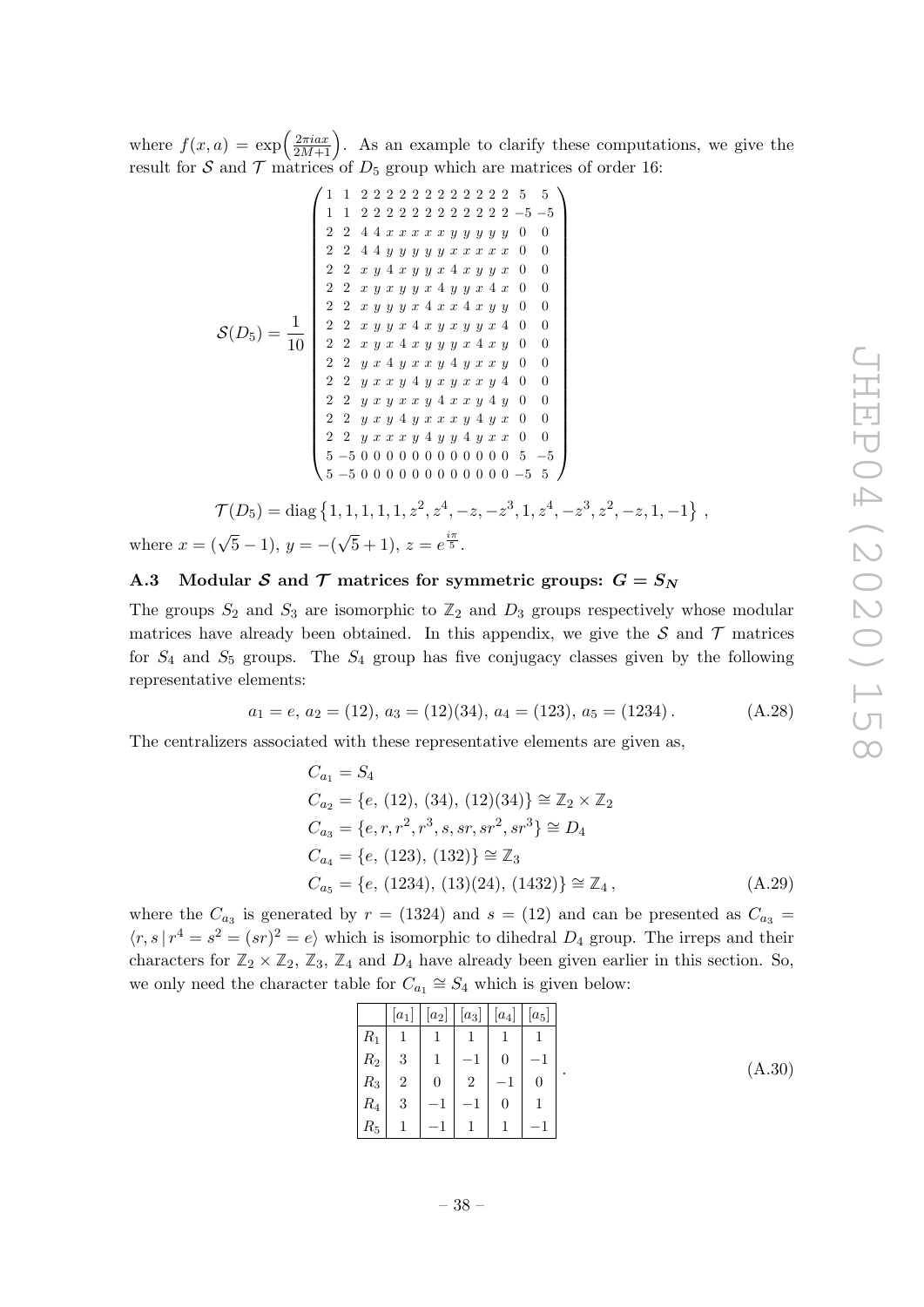where $f(x,a) = \exp\!\left(\frac{2\pi i a x}{2M+1}\right)$. As an example to clarify these computations, we give the result for $\mathcal{S}$ and $\mathcal{T}$ matrices of $D_5$ group which are matrices of order 16:

$$
\mathcal{S}(D_5) = \frac{1}{10}\begin{pmatrix}
1 & 1 & 2 & 2 & 2 & 2 & 2 & 2 & 2 & 2 & 2 & 2 & 2 & 2 & 5 & 5 \\
1 & 1 & 2 & 2 & 2 & 2 & 2 & 2 & 2 & 2 & 2 & 2 & 2 & 2 & -5 & -5 \\
2 & 2 & 4 & 4 & x & x & x & x & x & y & y & y & y & y & 0 & 0 \\
2 & 2 & 4 & 4 & y & y & y & y & y & x & x & x & x & x & 0 & 0 \\
2 & 2 & x & y & 4 & x & y & y & x & 4 & x & y & y & x & 0 & 0 \\
2 & 2 & x & y & x & y & y & x & 4 & y & y & x & 4 & x & 0 & 0 \\
2 & 2 & x & y & y & y & x & 4 & x & x & 4 & x & y & y & 0 & 0 \\
2 & 2 & x & y & y & x & 4 & x & y & x & y & y & x & 4 & 0 & 0 \\
2 & 2 & x & y & x & 4 & x & y & y & y & x & 4 & x & y & 0 & 0 \\
2 & 2 & y & x & 4 & y & x & x & y & 4 & y & x & x & y & 0 & 0 \\
2 & 2 & y & x & x & y & 4 & y & x & y & x & x & y & 4 & 0 & 0 \\
2 & 2 & y & x & y & x & x & y & 4 & x & x & y & 4 & y & 0 & 0 \\
2 & 2 & y & x & y & 4 & y & x & x & x & y & 4 & y & x & 0 & 0 \\
2 & 2 & y & x & x & x & y & 4 & y & y & 4 & y & x & x & 0 & 0 \\
5 & -5 & 0 & 0 & 0 & 0 & 0 & 0 & 0 & 0 & 0 & 0 & 0 & 0 & 5 & -5 \\
5 & -5 & 0 & 0 & 0 & 0 & 0 & 0 & 0 & 0 & 0 & 0 & 0 & 0 & -5 & 5
\end{pmatrix}
$$

$$
\mathcal{T}(D_5) = \mathrm{diag}\left\{1, 1, 1, 1, 1, z^2, z^4, -z, -z^3, 1, z^4, -z^3, z^2, -z, 1, -1\right\},
$$

where $x = (\sqrt{5}-1)$, $y = -(\sqrt{5}+1)$, $z = e^{\frac{i\pi}{5}}$.

### A.3 Modular $\mathcal{S}$ and $\mathcal{T}$ matrices for symmetric groups: $G = S_N$

The groups $S_2$ and $S_3$ are isomorphic to $\mathbb{Z}_2$ and $D_3$ groups respectively whose modular matrices have already been obtained. In this appendix, we give the $\mathcal{S}$ and $\mathcal{T}$ matrices for $S_4$ and $S_5$ groups. The $S_4$ group has five conjugacy classes given by the following representative elements:

$$
a_1 = e,\ a_2 = (12),\ a_3 = (12)(34),\ a_4 = (123),\ a_5 = (1234)\,. \tag{A.28}
$$

The centralizers associated with these representative elements are given as,

$$
\begin{aligned}
C_{a_1} &= S_4 \\
C_{a_2} &= \{e,\ (12),\ (34),\ (12)(34)\} \cong \mathbb{Z}_2 \times \mathbb{Z}_2 \\
C_{a_3} &= \{e, r, r^2, r^3, s, sr, sr^2, sr^3\} \cong D_4 \\
C_{a_4} &= \{e,\ (123),\ (132)\} \cong \mathbb{Z}_3 \\
C_{a_5} &= \{e,\ (1234),\ (13)(24),\ (1432)\} \cong \mathbb{Z}_4\,,
\end{aligned} \tag{A.29}
$$

where the $C_{a_3}$ is generated by $r = (1324)$ and $s = (12)$ and can be presented as $C_{a_3} = \langle r, s\,|\, r^4 = s^2 = (sr)^2 = e\rangle$ which is isomorphic to dihedral $D_4$ group. The irreps and their characters for $\mathbb{Z}_2 \times \mathbb{Z}_2$, $\mathbb{Z}_3$, $\mathbb{Z}_4$ and $D_4$ have already been given earlier in this section. So, we only need the character table for $C_{a_1} \cong S_4$ which is given below:

|  | $[a_1]$ | $[a_2]$ | $[a_3]$ | $[a_4]$ | $[a_5]$ |
|---|---|---|---|---|---|
| $R_1$ | 1 | 1 | 1 | 1 | 1 |
| $R_2$ | 3 | 1 | $-1$ | 0 | $-1$ |
| $R_3$ | 2 | 0 | 2 | $-1$ | 0 |
| $R_4$ | 3 | $-1$ | $-1$ | 0 | 1 |
| $R_5$ | 1 | $-1$ | 1 | 1 | $-1$ |

(A.30)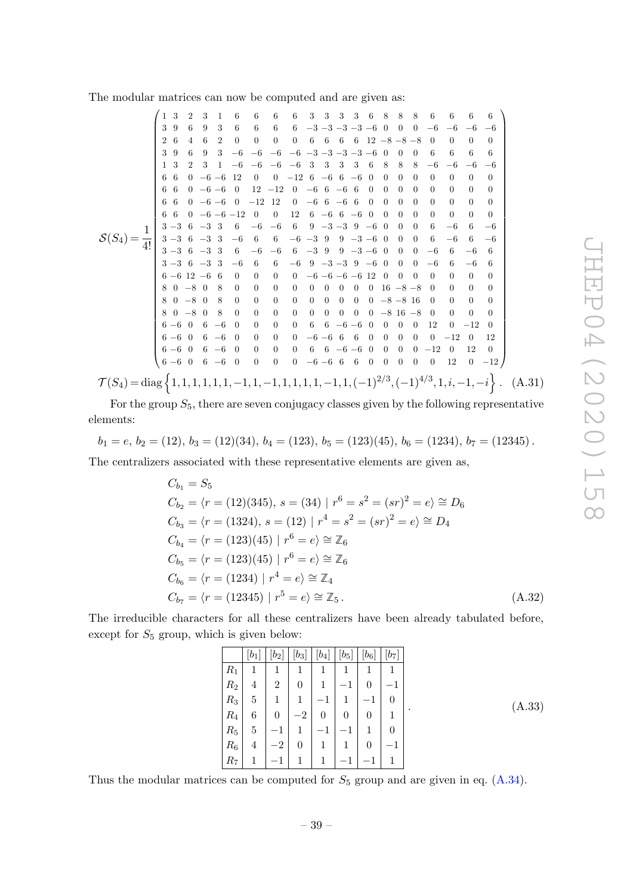The modular matrices can now be computed and are given as:

$$
\mathcal{S}(S_4)=\frac{1}{4!}\left(\begin{array}{ccccccccccccccccccccc}
1&3&2&3&1&6&6&6&6&3&3&3&3&6&8&8&8&6&6&6&6\\
3&9&6&9&3&6&6&6&6&-3&-3&-3&-3&-6&0&0&0&-6&-6&-6&-6\\
2&6&4&6&2&0&0&0&0&6&6&6&6&12&-8&-8&-8&0&0&0&0\\
3&9&6&9&3&-6&-6&-6&-6&-3&-3&-3&-3&-6&0&0&0&6&6&6&6\\
1&3&2&3&1&-6&-6&-6&-6&3&3&3&3&6&8&8&8&-6&-6&-6&-6\\
6&6&0&-6&-6&12&0&0&-12&6&-6&6&-6&0&0&0&0&0&0&0&0\\
6&6&0&-6&-6&0&12&-12&0&-6&6&-6&6&0&0&0&0&0&0&0&0\\
6&6&0&-6&-6&0&-12&12&0&-6&6&-6&6&0&0&0&0&0&0&0&0\\
6&6&0&-6&-6&-12&0&0&12&6&-6&6&-6&0&0&0&0&0&0&0&0\\
3&-3&6&-3&3&6&-6&-6&6&9&-3&-3&9&-6&0&0&0&6&-6&6&-6\\
3&-3&6&-3&3&-6&6&6&-6&-3&9&9&-3&-6&0&0&0&6&-6&6&-6\\
3&-3&6&-3&3&6&-6&-6&6&-3&9&9&-3&-6&0&0&0&-6&6&-6&6\\
3&-3&6&-3&3&-6&6&6&-6&9&-3&-3&9&-6&0&0&0&-6&6&-6&6\\
6&-6&12&-6&6&0&0&0&0&-6&-6&-6&-6&12&0&0&0&0&0&0&0\\
8&0&-8&0&8&0&0&0&0&0&0&0&0&0&16&-8&-8&0&0&0&0\\
8&0&-8&0&8&0&0&0&0&0&0&0&0&0&-8&-8&16&0&0&0&0\\
8&0&-8&0&8&0&0&0&0&0&0&0&0&0&-8&16&-8&0&0&0&0\\
6&-6&0&6&-6&0&0&0&0&6&6&-6&-6&0&0&0&0&12&0&-12&0\\
6&-6&0&6&-6&0&0&0&0&-6&-6&6&6&0&0&0&0&0&-12&0&12\\
6&-6&0&6&-6&0&0&0&0&6&6&-6&-6&0&0&0&0&-12&0&12&0\\
6&-6&0&6&-6&0&0&0&0&-6&-6&6&6&0&0&0&0&0&12&0&-12
\end{array}\right)
$$

$$
\mathcal{T}(S_4)=\mathrm{diag}\left\{1,1,1,1,1,1,-1,1,-1,1,1,1,1,-1,1,(-1)^{2/3},(-1)^{4/3},1,i,-1,-i\right\}. \quad \text{(A.31)}
$$

For the group $S_5$, there are seven conjugacy classes given by the following representative elements:

$$
b_1=e,\ b_2=(12),\ b_3=(12)(34),\ b_4=(123),\ b_5=(123)(45),\ b_6=(1234),\ b_7=(12345)\,.
$$

The centralizers associated with these representative elements are given as,

$$
\begin{aligned}
&C_{b_1}=S_5\\
&C_{b_2}=\langle r=(12)(345),\ s=(34)\mid r^6=s^2=(sr)^2=e\rangle\cong D_6\\
&C_{b_3}=\langle r=(1324),\ s=(12)\mid r^4=s^2=(sr)^2=e\rangle\cong D_4\\
&C_{b_4}=\langle r=(123)(45)\mid r^6=e\rangle\cong \mathbb{Z}_6\\
&C_{b_5}=\langle r=(123)(45)\mid r^6=e\rangle\cong \mathbb{Z}_6\\
&C_{b_6}=\langle r=(1234)\mid r^4=e\rangle\cong \mathbb{Z}_4\\
&C_{b_7}=\langle r=(12345)\mid r^5=e\rangle\cong \mathbb{Z}_5\,.
\end{aligned}
\qquad \text{(A.32)}
$$

The irreducible characters for all these centralizers have been already tabulated before, except for $S_5$ group, which is given below:

|  | $[b_1]$ | $[b_2]$ | $[b_3]$ | $[b_4]$ | $[b_5]$ | $[b_6]$ | $[b_7]$ |
|---|---|---|---|---|---|---|---|
| $R_1$ | 1 | 1 | 1 | 1 | 1 | 1 | 1 |
| $R_2$ | 4 | 2 | 0 | 1 | $-1$ | 0 | $-1$ |
| $R_3$ | 5 | 1 | 1 | $-1$ | 1 | $-1$ | 0 |
| $R_4$ | 6 | 0 | $-2$ | 0 | 0 | 0 | 1 |
| $R_5$ | 5 | $-1$ | 1 | $-1$ | $-1$ | 1 | 0 |
| $R_6$ | 4 | $-2$ | 0 | 1 | 1 | 0 | $-1$ |
| $R_7$ | 1 | $-1$ | 1 | 1 | $-1$ | $-1$ | 1 |

(A.33)

Thus the modular matrices can be computed for $S_5$ group and are given in eq. (A.34).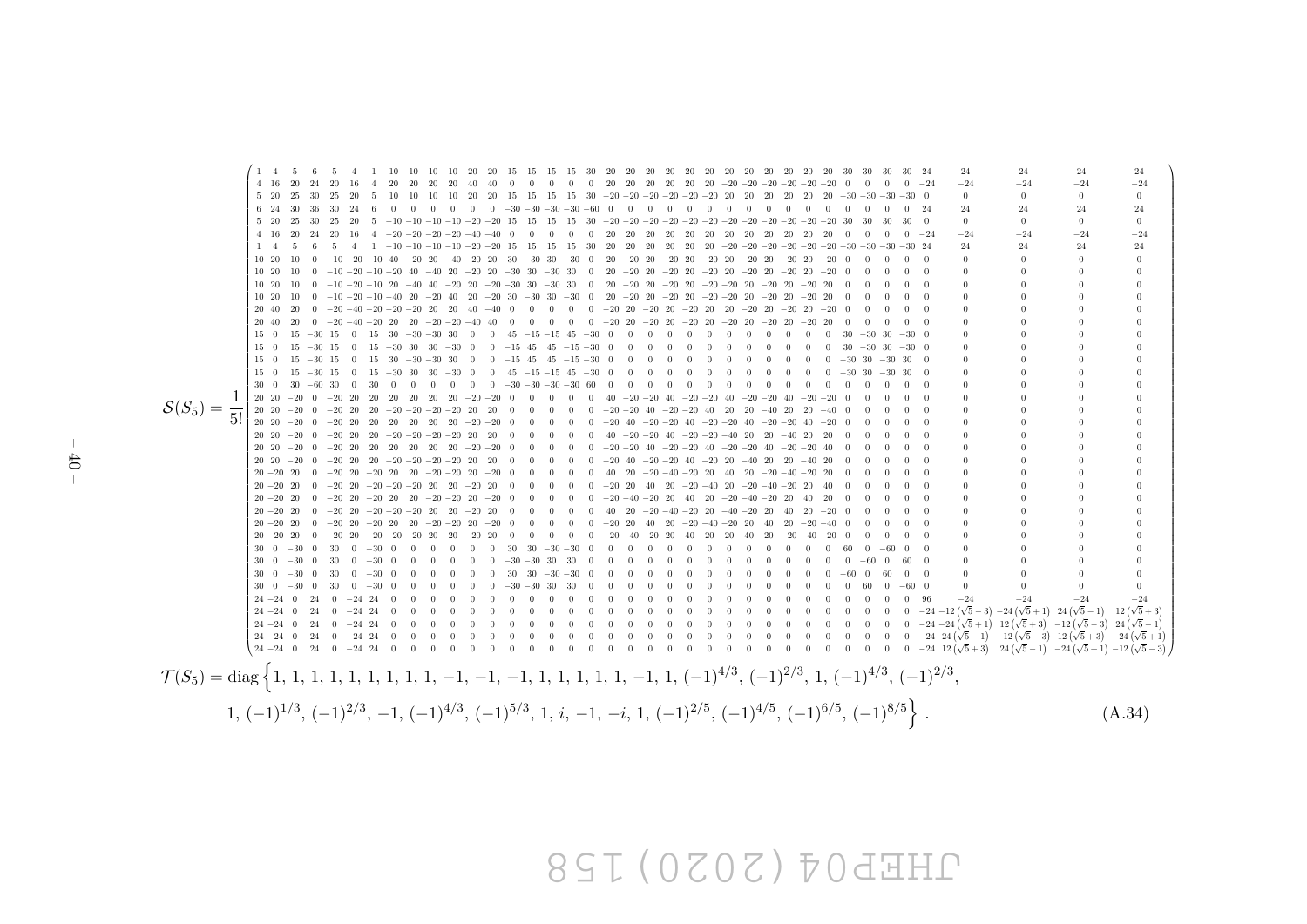$$
\mathcal{S}(S_5) = \frac{1}{5!}\left(\begin{array}{ccccccccccccccccccccccccccccccccccccccc}
1 & 4 & 5 & 6 & 5 & 4 & 1 & 10 & 10 & 10 & 10 & 20 & 20 & 15 & 15 & 15 & 15 & 30 & 20 & 20 & 20 & 20 & 20 & 20 & 20 & 20 & 20 & 20 & 20 & 20 & 30 & 30 & 30 & 30 & 24 & 24 & 24 & 24 & 24 \\
4 & 16 & 20 & 24 & 20 & 16 & 4 & 20 & 20 & 20 & 20 & 40 & 40 & 0 & 0 & 0 & 0 & 0 & 20 & 20 & 20 & 20 & 20 & 20 & -20 & -20 & -20 & -20 & -20 & -20 & 0 & 0 & 0 & 0 & -24 & -24 & -24 & -24 & -24 \\
5 & 20 & 25 & 30 & 25 & 20 & 5 & 10 & 10 & 10 & 10 & 20 & 20 & 15 & 15 & 15 & 15 & 30 & -20 & -20 & -20 & -20 & -20 & -20 & 20 & 20 & 20 & 20 & 20 & 20 & -30 & -30 & -30 & -30 & 0 & 0 & 0 & 0 & 0 \\
6 & 24 & 30 & 36 & 30 & 24 & 6 & 0 & 0 & 0 & 0 & 0 & 0 & -30 & -30 & -30 & -30 & -60 & 0 & 0 & 0 & 0 & 0 & 0 & 0 & 0 & 0 & 0 & 0 & 0 & 0 & 0 & 0 & 0 & 24 & 24 & 24 & 24 & 24 \\
5 & 20 & 25 & 30 & 25 & 20 & 5 & -10 & -10 & -10 & -10 & -20 & -20 & 15 & 15 & 15 & 15 & 30 & -20 & -20 & -20 & -20 & -20 & -20 & -20 & -20 & -20 & -20 & -20 & -20 & 30 & 30 & 30 & 30 & 0 & 0 & 0 & 0 & 0 \\
4 & 16 & 20 & 24 & 20 & 16 & 4 & -20 & -20 & -20 & -20 & -40 & -40 & 0 & 0 & 0 & 0 & 0 & 20 & 20 & 20 & 20 & 20 & 20 & 20 & 20 & 20 & 20 & 20 & 20 & 0 & 0 & 0 & 0 & -24 & -24 & -24 & -24 & -24 \\
1 & 4 & 5 & 6 & 5 & 4 & 1 & -10 & -10 & -10 & -10 & -20 & -20 & 15 & 15 & 15 & 15 & 30 & 20 & 20 & 20 & 20 & 20 & 20 & -20 & -20 & -20 & -20 & -20 & -20 & -30 & -30 & -30 & -30 & 24 & 24 & 24 & 24 & 24 \\
10 & 20 & 10 & 0 & -10 & -20 & -10 & 40 & -20 & 20 & -40 & -20 & 20 & 30 & -30 & 30 & -30 & 0 & 20 & -20 & 20 & -20 & 20 & -20 & 20 & -20 & 20 & -20 & 20 & -20 & 0 & 0 & 0 & 0 & 0 & 0 & 0 & 0 & 0 \\
10 & 20 & 10 & 0 & -10 & -20 & -10 & -20 & 40 & -40 & 20 & -20 & 20 & -30 & 30 & -30 & 30 & 0 & 20 & -20 & 20 & -20 & 20 & -20 & 20 & -20 & 20 & -20 & 20 & -20 & 0 & 0 & 0 & 0 & 0 & 0 & 0 & 0 & 0 \\
10 & 20 & 10 & 0 & -10 & -20 & -10 & 20 & -40 & 40 & -20 & 20 & -20 & -30 & 30 & -30 & 30 & 0 & 20 & -20 & 20 & -20 & 20 & -20 & -20 & 20 & -20 & 20 & -20 & 20 & 0 & 0 & 0 & 0 & 0 & 0 & 0 & 0 & 0 \\
10 & 20 & 10 & 0 & -10 & -20 & -10 & -40 & 20 & -20 & 40 & 20 & -20 & 30 & -30 & 30 & -30 & 0 & 20 & -20 & 20 & -20 & 20 & -20 & -20 & 20 & -20 & 20 & -20 & 20 & 0 & 0 & 0 & 0 & 0 & 0 & 0 & 0 & 0 \\
20 & 40 & 20 & 0 & -20 & -40 & -20 & -20 & -20 & 20 & 20 & 40 & -40 & 0 & 0 & 0 & 0 & 0 & -20 & 20 & -20 & 20 & -20 & 20 & 20 & -20 & 20 & -20 & 20 & -20 & 0 & 0 & 0 & 0 & 0 & 0 & 0 & 0 & 0 \\
20 & 40 & 20 & 0 & -20 & -40 & -20 & 20 & 20 & -20 & -20 & -40 & 40 & 0 & 0 & 0 & 0 & 0 & -20 & 20 & -20 & 20 & -20 & 20 & -20 & 20 & -20 & 20 & -20 & 20 & 0 & 0 & 0 & 0 & 0 & 0 & 0 & 0 & 0 \\
15 & 0 & 15 & -30 & 15 & 0 & 15 & 30 & -30 & -30 & 30 & 0 & 0 & 45 & -15 & -15 & 45 & -30 & 0 & 0 & 0 & 0 & 0 & 0 & 0 & 0 & 0 & 0 & 0 & 0 & 30 & -30 & 30 & -30 & 0 & 0 & 0 & 0 & 0 \\
15 & 0 & 15 & -30 & 15 & 0 & 15 & -30 & 30 & 30 & -30 & 0 & 0 & -15 & 45 & 45 & -15 & -30 & 0 & 0 & 0 & 0 & 0 & 0 & 0 & 0 & 0 & 0 & 0 & 0 & 30 & -30 & 30 & -30 & 0 & 0 & 0 & 0 & 0 \\
15 & 0 & 15 & -30 & 15 & 0 & 15 & 30 & -30 & -30 & 30 & 0 & 0 & -15 & 45 & 45 & -15 & -30 & 0 & 0 & 0 & 0 & 0 & 0 & 0 & 0 & 0 & 0 & 0 & 0 & -30 & 30 & -30 & 30 & 0 & 0 & 0 & 0 & 0 \\
15 & 0 & 15 & -30 & 15 & 0 & 15 & -30 & 30 & 30 & -30 & 0 & 0 & 45 & -15 & -15 & 45 & -30 & 0 & 0 & 0 & 0 & 0 & 0 & 0 & 0 & 0 & 0 & 0 & 0 & -30 & 30 & -30 & 30 & 0 & 0 & 0 & 0 & 0 \\
30 & 0 & 30 & -60 & 30 & 0 & 30 & 0 & 0 & 0 & 0 & 0 & 0 & -30 & -30 & -30 & -30 & 60 & 0 & 0 & 0 & 0 & 0 & 0 & 0 & 0 & 0 & 0 & 0 & 0 & 0 & 0 & 0 & 0 & 0 & 0 & 0 & 0 & 0 \\
20 & 20 & -20 & 0 & -20 & 20 & 20 & 20 & 20 & 20 & 20 & -20 & -20 & 0 & 0 & 0 & 0 & 0 & 40 & -20 & -20 & 40 & -20 & -20 & 40 & -20 & -20 & 40 & -20 & -20 & 0 & 0 & 0 & 0 & 0 & 0 & 0 & 0 & 0 \\
20 & 20 & -20 & 0 & -20 & 20 & 20 & -20 & -20 & -20 & -20 & 20 & 20 & 0 & 0 & 0 & 0 & 0 & -20 & -20 & 40 & -20 & -20 & 40 & 20 & 20 & -40 & 20 & 20 & -40 & 0 & 0 & 0 & 0 & 0 & 0 & 0 & 0 & 0 \\
20 & 20 & -20 & 0 & -20 & 20 & 20 & 20 & 20 & 20 & 20 & -20 & -20 & 0 & 0 & 0 & 0 & 0 & -20 & 40 & -20 & -20 & 40 & -20 & -20 & 40 & -20 & -20 & 40 & -20 & 0 & 0 & 0 & 0 & 0 & 0 & 0 & 0 & 0 \\
20 & 20 & -20 & 0 & -20 & 20 & 20 & -20 & -20 & -20 & -20 & 20 & 20 & 0 & 0 & 0 & 0 & 0 & 40 & -20 & -20 & 40 & -20 & -20 & -40 & 20 & 20 & -40 & 20 & 20 & 0 & 0 & 0 & 0 & 0 & 0 & 0 & 0 & 0 \\
20 & 20 & -20 & 0 & -20 & 20 & 20 & 20 & 20 & 20 & 20 & -20 & -20 & 0 & 0 & 0 & 0 & 0 & -20 & -20 & 40 & -20 & -20 & 40 & -20 & -20 & 40 & -20 & -20 & 40 & 0 & 0 & 0 & 0 & 0 & 0 & 0 & 0 & 0 \\
20 & 20 & -20 & 0 & -20 & 20 & 20 & -20 & -20 & -20 & -20 & 20 & 20 & 0 & 0 & 0 & 0 & 0 & -20 & 40 & -20 & -20 & 40 & -20 & 20 & -40 & 20 & 20 & -40 & 20 & 0 & 0 & 0 & 0 & 0 & 0 & 0 & 0 & 0 \\
20 & -20 & 20 & 0 & -20 & 20 & -20 & 20 & 20 & -20 & -20 & 20 & -20 & 0 & 0 & 0 & 0 & 0 & 40 & 20 & -20 & -40 & -20 & 20 & 40 & 20 & -20 & -40 & -20 & 20 & 0 & 0 & 0 & 0 & 0 & 0 & 0 & 0 & 0 \\
20 & -20 & 20 & 0 & -20 & 20 & -20 & -20 & -20 & 20 & 20 & -20 & 20 & 0 & 0 & 0 & 0 & 0 & -20 & 20 & 40 & 20 & -20 & -40 & 20 & -20 & -40 & -20 & 20 & 40 & 0 & 0 & 0 & 0 & 0 & 0 & 0 & 0 & 0 \\
20 & -20 & 20 & 0 & -20 & 20 & -20 & 20 & 20 & -20 & -20 & 20 & -20 & 0 & 0 & 0 & 0 & 0 & -20 & -40 & -20 & 20 & 40 & 20 & -20 & -40 & -20 & 20 & 40 & 20 & 0 & 0 & 0 & 0 & 0 & 0 & 0 & 0 & 0 \\
20 & -20 & 20 & 0 & -20 & 20 & -20 & -20 & -20 & 20 & 20 & -20 & 20 & 0 & 0 & 0 & 0 & 0 & 40 & 20 & -20 & -40 & -20 & 20 & -40 & -20 & 20 & 40 & 20 & -20 & 0 & 0 & 0 & 0 & 0 & 0 & 0 & 0 & 0 \\
20 & -20 & 20 & 0 & -20 & 20 & -20 & 20 & 20 & -20 & -20 & 20 & -20 & 0 & 0 & 0 & 0 & 0 & -20 & 20 & 40 & 20 & -20 & -40 & -20 & 20 & 40 & 20 & -20 & -40 & 0 & 0 & 0 & 0 & 0 & 0 & 0 & 0 & 0 \\
20 & -20 & 20 & 0 & -20 & 20 & -20 & -20 & -20 & 20 & 20 & -20 & 20 & 0 & 0 & 0 & 0 & 0 & -20 & -40 & -20 & 20 & 40 & 20 & 20 & 40 & 20 & -20 & -40 & -20 & 0 & 0 & 0 & 0 & 0 & 0 & 0 & 0 & 0 \\
30 & 0 & -30 & 0 & 30 & 0 & -30 & 0 & 0 & 0 & 0 & 0 & 0 & 30 & 30 & -30 & -30 & 0 & 0 & 0 & 0 & 0 & 0 & 0 & 0 & 0 & 0 & 0 & 0 & 0 & 60 & 0 & -60 & 0 & 0 & 0 & 0 & 0 & 0 \\
30 & 0 & -30 & 0 & 30 & 0 & -30 & 0 & 0 & 0 & 0 & 0 & 0 & -30 & -30 & 30 & 30 & 0 & 0 & 0 & 0 & 0 & 0 & 0 & 0 & 0 & 0 & 0 & 0 & 0 & 0 & -60 & 0 & 60 & 0 & 0 & 0 & 0 & 0 \\
30 & 0 & -30 & 0 & 30 & 0 & -30 & 0 & 0 & 0 & 0 & 0 & 0 & 30 & 30 & -30 & -30 & 0 & 0 & 0 & 0 & 0 & 0 & 0 & 0 & 0 & 0 & 0 & 0 & 0 & -60 & 0 & 60 & 0 & 0 & 0 & 0 & 0 & 0 \\
30 & 0 & -30 & 0 & 30 & 0 & -30 & 0 & 0 & 0 & 0 & 0 & 0 & -30 & -30 & 30 & 30 & 0 & 0 & 0 & 0 & 0 & 0 & 0 & 0 & 0 & 0 & 0 & 0 & 0 & 0 & 60 & 0 & -60 & 0 & 0 & 0 & 0 & 0 \\
24 & -24 & 0 & 24 & 0 & -24 & 24 & 0 & 0 & 0 & 0 & 0 & 0 & 0 & 0 & 0 & 0 & 0 & 0 & 0 & 0 & 0 & 0 & 0 & 0 & 0 & 0 & 0 & 0 & 0 & 0 & 0 & 0 & 0 & 96 & -24 & -24 & -24 & -24 \\
24 & -24 & 0 & 24 & 0 & -24 & 24 & 0 & 0 & 0 & 0 & 0 & 0 & 0 & 0 & 0 & 0 & 0 & 0 & 0 & 0 & 0 & 0 & 0 & 0 & 0 & 0 & 0 & 0 & 0 & 0 & 0 & 0 & 0 & -24 & -12(\sqrt{5}-3) & -24(\sqrt{5}+1) & 24(\sqrt{5}-1) & 12(\sqrt{5}+3) \\
24 & -24 & 0 & 24 & 0 & -24 & 24 & 0 & 0 & 0 & 0 & 0 & 0 & 0 & 0 & 0 & 0 & 0 & 0 & 0 & 0 & 0 & 0 & 0 & 0 & 0 & 0 & 0 & 0 & 0 & 0 & 0 & 0 & 0 & -24 & -24(\sqrt{5}+1) & 12(\sqrt{5}+3) & -12(\sqrt{5}-3) & 24(\sqrt{5}-1) \\
24 & -24 & 0 & 24 & 0 & -24 & 24 & 0 & 0 & 0 & 0 & 0 & 0 & 0 & 0 & 0 & 0 & 0 & 0 & 0 & 0 & 0 & 0 & 0 & 0 & 0 & 0 & 0 & 0 & 0 & 0 & 0 & 0 & 0 & -24 & 24(\sqrt{5}-1) & -12(\sqrt{5}-3) & 12(\sqrt{5}+3) & -24(\sqrt{5}+1) \\
24 & -24 & 0 & 24 & 0 & -24 & 24 & 0 & 0 & 0 & 0 & 0 & 0 & 0 & 0 & 0 & 0 & 0 & 0 & 0 & 0 & 0 & 0 & 0 & 0 & 0 & 0 & 0 & 0 & 0 & 0 & 0 & 0 & 0 & -24 & 12(\sqrt{5}+3) & 24(\sqrt{5}-1) & -24(\sqrt{5}+1) & -12(\sqrt{5}-3)
\end{array}\right)
$$

$$
\mathcal{T}(S_5) = \mathrm{diag}\Big\{1,\, 1,\, 1,\, 1,\, 1,\, 1,\, 1,\, 1,\, 1,\, -1,\, -1,\, -1,\, 1,\, 1,\, 1,\, 1,\, 1,\, -1,\, 1,\, (-1)^{4/3},\, (-1)^{2/3},\, 1,\, (-1)^{4/3},\, (-1)^{2/3},\, 1,\, (-1)^{1/3},\, (-1)^{2/3},\, -1,\, (-1)^{4/3},\, (-1)^{5/3},\, 1,\, i,\, -1,\, -i,\, 1,\, (-1)^{2/5},\, (-1)^{4/5},\, (-1)^{6/5},\, (-1)^{8/5}\Big\}\,. \tag{A.34}
$$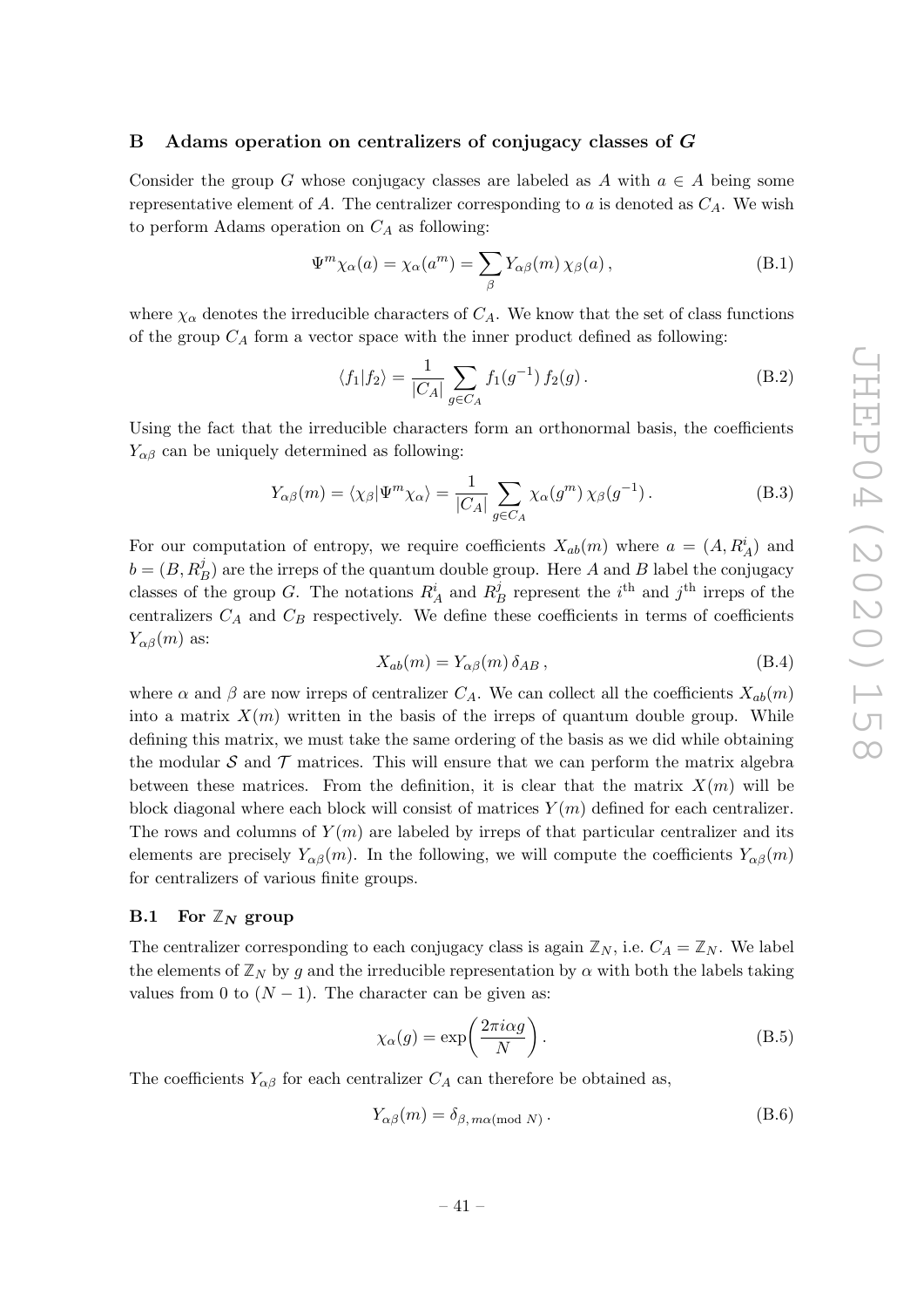## B Adams operation on centralizers of conjugacy classes of $G$

Consider the group $G$ whose conjugacy classes are labeled as $A$ with $a \in A$ being some representative element of $A$. The centralizer corresponding to $a$ is denoted as $C_A$. We wish to perform Adams operation on $C_A$ as following:

$$\Psi^m \chi_\alpha(a) = \chi_\alpha(a^m) = \sum_\beta Y_{\alpha\beta}(m)\, \chi_\beta(a)\,, \tag{B.1}$$

where $\chi_\alpha$ denotes the irreducible characters of $C_A$. We know that the set of class functions of the group $C_A$ form a vector space with the inner product defined as following:

$$\langle f_1 | f_2 \rangle = \frac{1}{|C_A|} \sum_{g \in C_A} f_1(g^{-1})\, f_2(g)\,. \tag{B.2}$$

Using the fact that the irreducible characters form an orthonormal basis, the coefficients $Y_{\alpha\beta}$ can be uniquely determined as following:

$$Y_{\alpha\beta}(m) = \langle \chi_\beta | \Psi^m \chi_\alpha \rangle = \frac{1}{|C_A|} \sum_{g \in C_A} \chi_\alpha(g^m)\, \chi_\beta(g^{-1})\,. \tag{B.3}$$

For our computation of entropy, we require coefficients $X_{ab}(m)$ where $a = (A, R_A^i)$ and $b = (B, R_B^j)$ are the irreps of the quantum double group. Here $A$ and $B$ label the conjugacy classes of the group $G$. The notations $R_A^i$ and $R_B^j$ represent the $i^{\text{th}}$ and $j^{\text{th}}$ irreps of the centralizers $C_A$ and $C_B$ respectively. We define these coefficients in terms of coefficients $Y_{\alpha\beta}(m)$ as:

$$X_{ab}(m) = Y_{\alpha\beta}(m)\, \delta_{AB}\,, \tag{B.4}$$

where $\alpha$ and $\beta$ are now irreps of centralizer $C_A$. We can collect all the coefficients $X_{ab}(m)$ into a matrix $X(m)$ written in the basis of the irreps of quantum double group. While defining this matrix, we must take the same ordering of the basis as we did while obtaining the modular $\mathcal{S}$ and $\mathcal{T}$ matrices. This will ensure that we can perform the matrix algebra between these matrices. From the definition, it is clear that the matrix $X(m)$ will be block diagonal where each block will consist of matrices $Y(m)$ defined for each centralizer. The rows and columns of $Y(m)$ are labeled by irreps of that particular centralizer and its elements are precisely $Y_{\alpha\beta}(m)$. In the following, we will compute the coefficients $Y_{\alpha\beta}(m)$ for centralizers of various finite groups.

### B.1 For $\mathbb{Z}_N$ group

The centralizer corresponding to each conjugacy class is again $\mathbb{Z}_N$, i.e. $C_A = \mathbb{Z}_N$. We label the elements of $\mathbb{Z}_N$ by $g$ and the irreducible representation by $\alpha$ with both the labels taking values from 0 to $(N-1)$. The character can be given as:

$$\chi_\alpha(g) = \exp\!\left(\frac{2\pi i \alpha g}{N}\right). \tag{B.5}$$

The coefficients $Y_{\alpha\beta}$ for each centralizer $C_A$ can therefore be obtained as,

$$Y_{\alpha\beta}(m) = \delta_{\beta,\, m\alpha (\text{mod } N)}\,. \tag{B.6}$$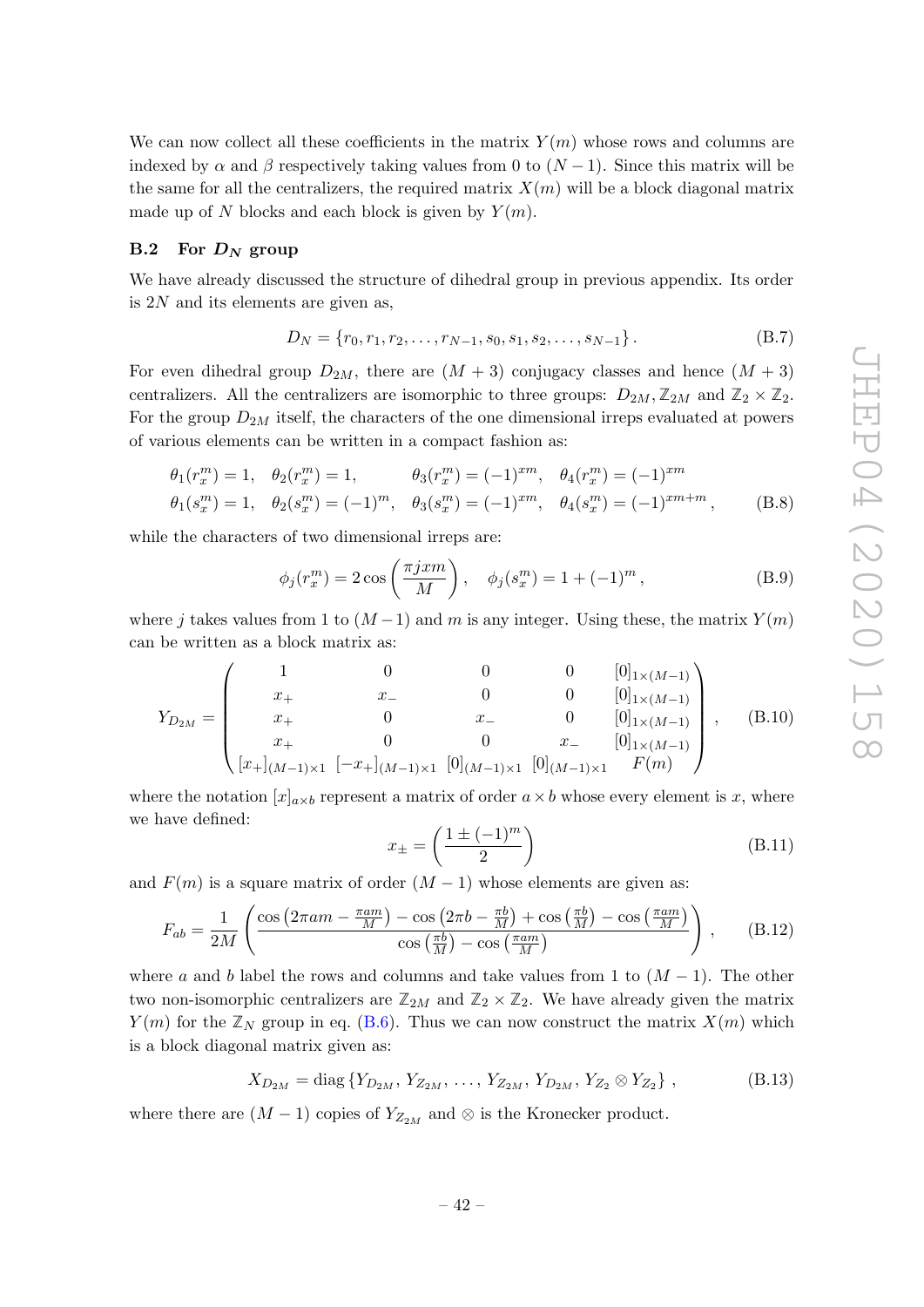We can now collect all these coefficients in the matrix $Y(m)$ whose rows and columns are indexed by $\alpha$ and $\beta$ respectively taking values from 0 to $(N-1)$. Since this matrix will be the same for all the centralizers, the required matrix $X(m)$ will be a block diagonal matrix made up of $N$ blocks and each block is given by $Y(m)$.

### B.2 For $D_N$ group

We have already discussed the structure of dihedral group in previous appendix. Its order is $2N$ and its elements are given as,

$$D_N = \{r_0, r_1, r_2, \ldots, r_{N-1}, s_0, s_1, s_2, \ldots, s_{N-1}\}\,. \tag{B.7}$$

For even dihedral group $D_{2M}$, there are $(M+3)$ conjugacy classes and hence $(M+3)$ centralizers. All the centralizers are isomorphic to three groups: $D_{2M}, \mathbb{Z}_{2M}$ and $\mathbb{Z}_2 \times \mathbb{Z}_2$. For the group $D_{2M}$ itself, the characters of the one dimensional irreps evaluated at powers of various elements can be written in a compact fashion as:

$$\begin{aligned}
&\theta_1(r_x^m) = 1, \quad \theta_2(r_x^m) = 1, \qquad\quad \theta_3(r_x^m) = (-1)^{xm}, \quad \theta_4(r_x^m) = (-1)^{xm} \\
&\theta_1(s_x^m) = 1, \quad \theta_2(s_x^m) = (-1)^m, \quad \theta_3(s_x^m) = (-1)^{xm}, \quad \theta_4(s_x^m) = (-1)^{xm+m}\,,
\end{aligned} \tag{B.8}$$

while the characters of two dimensional irreps are:

$$\phi_j(r_x^m) = 2\cos\left(\frac{\pi j x m}{M}\right), \quad \phi_j(s_x^m) = 1 + (-1)^m\,, \tag{B.9}$$

where $j$ takes values from 1 to $(M-1)$ and $m$ is any integer. Using these, the matrix $Y(m)$ can be written as a block matrix as:

$$Y_{D_{2M}} = \begin{pmatrix}
1 & 0 & 0 & 0 & [0]_{1\times(M-1)} \\
x_+ & x_- & 0 & 0 & [0]_{1\times(M-1)} \\
x_+ & 0 & x_- & 0 & [0]_{1\times(M-1)} \\
x_+ & 0 & 0 & x_- & [0]_{1\times(M-1)} \\
[x_+]_{(M-1)\times 1} & [-x_+]_{(M-1)\times 1} & [0]_{(M-1)\times 1} & [0]_{(M-1)\times 1} & F(m)
\end{pmatrix}, \tag{B.10}$$

where the notation $[x]_{a\times b}$ represent a matrix of order $a \times b$ whose every element is $x$, where we have defined:

$$x_\pm = \left(\frac{1 \pm (-1)^m}{2}\right) \tag{B.11}$$

and $F(m)$ is a square matrix of order $(M-1)$ whose elements are given as:

$$F_{ab} = \frac{1}{2M}\left(\frac{\cos\left(2\pi a m - \frac{\pi a m}{M}\right) - \cos\left(2\pi b - \frac{\pi b}{M}\right) + \cos\left(\frac{\pi b}{M}\right) - \cos\left(\frac{\pi a m}{M}\right)}{\cos\left(\frac{\pi b}{M}\right) - \cos\left(\frac{\pi a m}{M}\right)}\right), \tag{B.12}$$

where $a$ and $b$ label the rows and columns and take values from 1 to $(M-1)$. The other two non-isomorphic centralizers are $\mathbb{Z}_{2M}$ and $\mathbb{Z}_2 \times \mathbb{Z}_2$. We have already given the matrix $Y(m)$ for the $\mathbb{Z}_N$ group in eq. (B.6). Thus we can now construct the matrix $X(m)$ which is a block diagonal matrix given as:

$$X_{D_{2M}} = \text{diag}\left\{Y_{D_{2M}}, Y_{Z_{2M}}, \ldots, Y_{Z_{2M}}, Y_{D_{2M}}, Y_{Z_2} \otimes Y_{Z_2}\right\}, \tag{B.13}$$

where there are $(M-1)$ copies of $Y_{Z_{2M}}$ and $\otimes$ is the Kronecker product.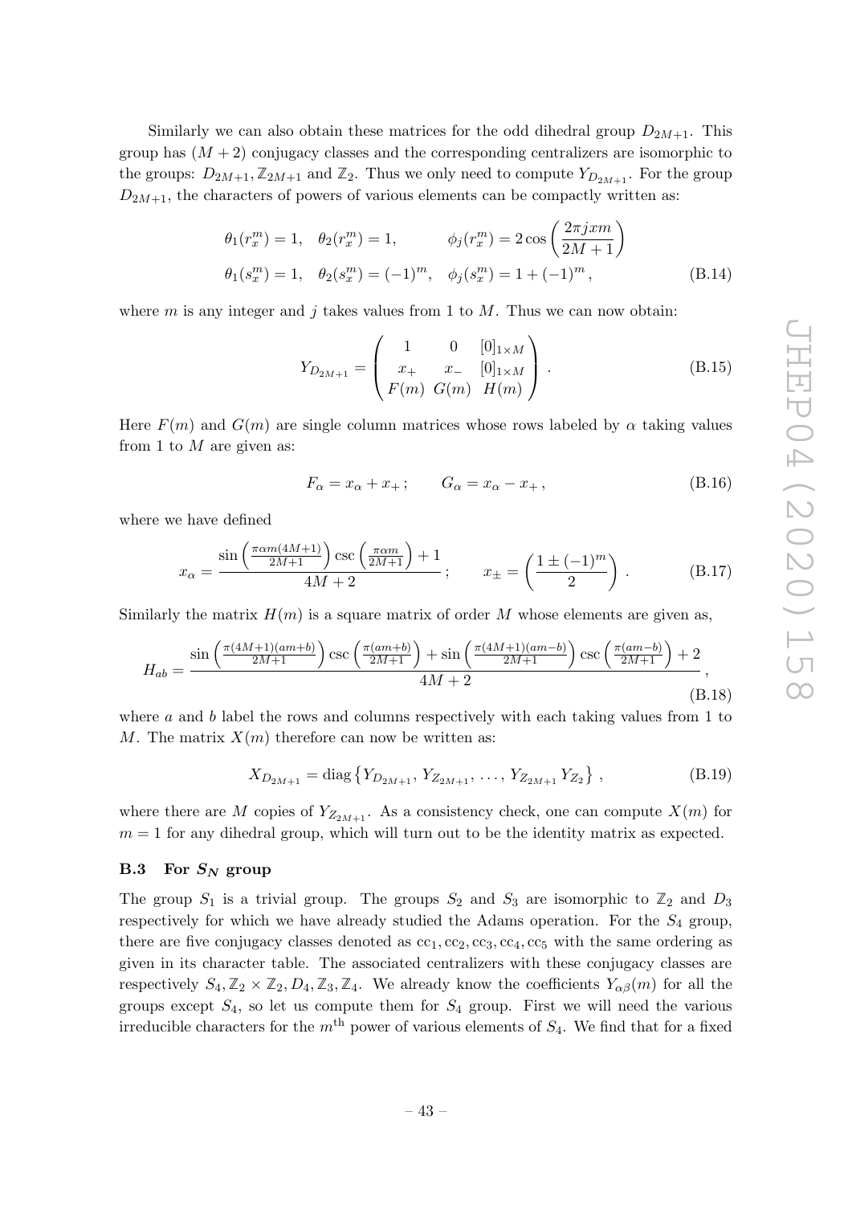Similarly we can also obtain these matrices for the odd dihedral group $D_{2M+1}$. This group has $(M+2)$ conjugacy classes and the corresponding centralizers are isomorphic to the groups: $D_{2M+1}, \mathbb{Z}_{2M+1}$ and $\mathbb{Z}_2$. Thus we only need to compute $Y_{D_{2M+1}}$. For the group $D_{2M+1}$, the characters of powers of various elements can be compactly written as:

$$
\begin{aligned}
&\theta_1(r_x^m) = 1, \quad \theta_2(r_x^m) = 1, \qquad\quad \phi_j(r_x^m) = 2\cos\left(\frac{2\pi j x m}{2M+1}\right) \\
&\theta_1(s_x^m) = 1, \quad \theta_2(s_x^m) = (-1)^m, \quad \phi_j(s_x^m) = 1 + (-1)^m,
\end{aligned}
\tag{B.14}
$$

where $m$ is any integer and $j$ takes values from 1 to $M$. Thus we can now obtain:

$$
Y_{D_{2M+1}} = \begin{pmatrix} 1 & 0 & [0]_{1\times M} \\ x_+ & x_- & [0]_{1\times M} \\ F(m) & G(m) & H(m) \end{pmatrix}. \tag{B.15}
$$

Here $F(m)$ and $G(m)$ are single column matrices whose rows labeled by $\alpha$ taking values from 1 to $M$ are given as:

$$
F_\alpha = x_\alpha + x_+ ; \qquad G_\alpha = x_\alpha - x_+ , \tag{B.16}
$$

where we have defined

$$
x_\alpha = \frac{\sin\left(\frac{\pi \alpha m(4M+1)}{2M+1}\right)\csc\left(\frac{\pi\alpha m}{2M+1}\right) + 1}{4M+2}; \qquad x_\pm = \left(\frac{1 \pm (-1)^m}{2}\right). \tag{B.17}
$$

Similarly the matrix $H(m)$ is a square matrix of order $M$ whose elements are given as,

$$
H_{ab} = \frac{\sin\left(\frac{\pi(4M+1)(am+b)}{2M+1}\right)\csc\left(\frac{\pi(am+b)}{2M+1}\right) + \sin\left(\frac{\pi(4M+1)(am-b)}{2M+1}\right)\csc\left(\frac{\pi(am-b)}{2M+1}\right) + 2}{4M+2}, \tag{B.18}
$$

where $a$ and $b$ label the rows and columns respectively with each taking values from 1 to $M$. The matrix $X(m)$ therefore can now be written as:

$$
X_{D_{2M+1}} = \text{diag}\left\{Y_{D_{2M+1}}, Y_{Z_{2M+1}}, \ldots, Y_{Z_{2M+1}} Y_{Z_2}\right\}, \tag{B.19}
$$

where there are $M$ copies of $Y_{Z_{2M+1}}$. As a consistency check, one can compute $X(m)$ for $m=1$ for any dihedral group, which will turn out to be the identity matrix as expected.

### B.3 For $S_N$ group

The group $S_1$ is a trivial group. The groups $S_2$ and $S_3$ are isomorphic to $\mathbb{Z}_2$ and $D_3$ respectively for which we have already studied the Adams operation. For the $S_4$ group, there are five conjugacy classes denoted as $\text{cc}_1, \text{cc}_2, \text{cc}_3, \text{cc}_4, \text{cc}_5$ with the same ordering as given in its character table. The associated centralizers with these conjugacy classes are respectively $S_4, \mathbb{Z}_2 \times \mathbb{Z}_2, D_4, \mathbb{Z}_3, \mathbb{Z}_4$. We already know the coefficients $Y_{\alpha\beta}(m)$ for all the groups except $S_4$, so let us compute them for $S_4$ group. First we will need the various irreducible characters for the $m^{\text{th}}$ power of various elements of $S_4$. We find that for a fixed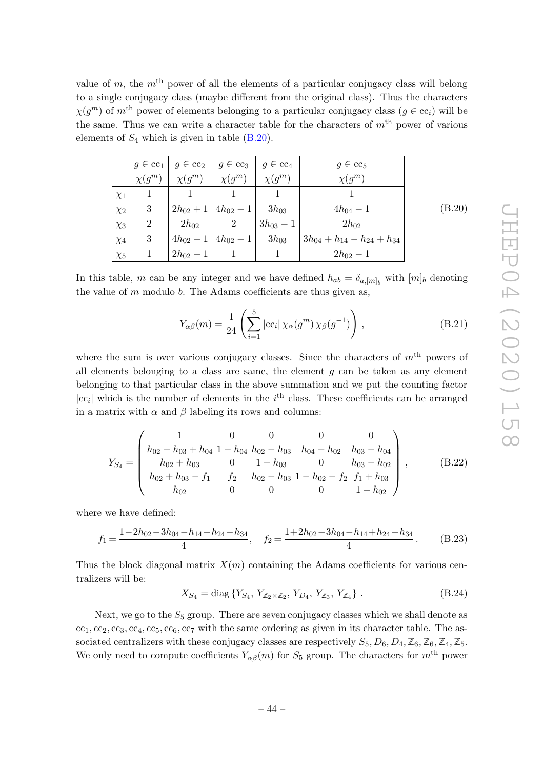value of $m$, the $m^{\text{th}}$ power of all the elements of a particular conjugacy class will belong to a single conjugacy class (maybe different from the original class). Thus the characters $\chi(g^m)$ of $m^{\text{th}}$ power of elements belonging to a particular conjugacy class ($g \in \text{cc}_i$) will be the same. Thus we can write a character table for the characters of $m^{\text{th}}$ power of various elements of $S_4$ which is given in table (B.20).

|  | $g \in \text{cc}_1$ $\chi(g^m)$ | $g \in \text{cc}_2$ $\chi(g^m)$ | $g \in \text{cc}_3$ $\chi(g^m)$ | $g \in \text{cc}_4$ $\chi(g^m)$ | $g \in \text{cc}_5$ $\chi(g^m)$ |
|---|---|---|---|---|---|
| $\chi_1$ | 1 | 1 | 1 | 1 | 1 |
| $\chi_2$ | 3 | $2h_{02}+1$ | $4h_{02}-1$ | $3h_{03}$ | $4h_{04}-1$ |
| $\chi_3$ | 2 | $2h_{02}$ | 2 | $3h_{03}-1$ | $2h_{02}$ |
| $\chi_4$ | 3 | $4h_{02}-1$ | $4h_{02}-1$ | $3h_{03}$ | $3h_{04}+h_{14}-h_{24}+h_{34}$ |
| $\chi_5$ | 1 | $2h_{02}-1$ | 1 | 1 | $2h_{02}-1$ |

(B.20)

In this table, $m$ can be any integer and we have defined $h_{ab} = \delta_{a,[m]_b}$ with $[m]_b$ denoting the value of $m$ modulo $b$. The Adams coefficients are thus given as,

$$Y_{\alpha\beta}(m) = \frac{1}{24}\left(\sum_{i=1}^{5} |\text{cc}_i|\, \chi_\alpha(g^m)\, \chi_\beta(g^{-1})\right), \tag{B.21}$$

where the sum is over various conjugacy classes. Since the characters of $m^{\text{th}}$ powers of all elements belonging to a class are same, the element $g$ can be taken as any element belonging to that particular class in the above summation and we put the counting factor $|\text{cc}_i|$ which is the number of elements in the $i^{\text{th}}$ class. These coefficients can be arranged in a matrix with $\alpha$ and $\beta$ labeling its rows and columns:

$$Y_{S_4} = \begin{pmatrix} 1 & 0 & 0 & 0 & 0 \\ h_{02}+h_{03}+h_{04} & 1-h_{04} & h_{02}-h_{03} & h_{04}-h_{02} & h_{03}-h_{04} \\ h_{02}+h_{03} & 0 & 1-h_{03} & 0 & h_{03}-h_{02} \\ h_{02}+h_{03}-f_1 & f_2 & h_{02}-h_{03} & 1-h_{02}-f_2 & f_1+h_{03} \\ h_{02} & 0 & 0 & 0 & 1-h_{02} \end{pmatrix}, \tag{B.22}$$

where we have defined:

$$f_1 = \frac{1-2h_{02}-3h_{04}-h_{14}+h_{24}-h_{34}}{4}, \quad f_2 = \frac{1+2h_{02}-3h_{04}-h_{14}+h_{24}-h_{34}}{4}. \tag{B.23}$$

Thus the block diagonal matrix $X(m)$ containing the Adams coefficients for various centralizers will be:

$$X_{S_4} = \text{diag}\left\{Y_{S_4},\, Y_{\mathbb{Z}_2\times\mathbb{Z}_2},\, Y_{D_4},\, Y_{\mathbb{Z}_3},\, Y_{\mathbb{Z}_4}\right\}. \tag{B.24}$$

Next, we go to the $S_5$ group. There are seven conjugacy classes which we shall denote as $\text{cc}_1, \text{cc}_2, \text{cc}_3, \text{cc}_4, \text{cc}_5, \text{cc}_6, \text{cc}_7$ with the same ordering as given in its character table. The associated centralizers with these conjugacy classes are respectively $S_5, D_6, D_4, \mathbb{Z}_6, \mathbb{Z}_6, \mathbb{Z}_4, \mathbb{Z}_5$. We only need to compute coefficients $Y_{\alpha\beta}(m)$ for $S_5$ group. The characters for $m^{\text{th}}$ power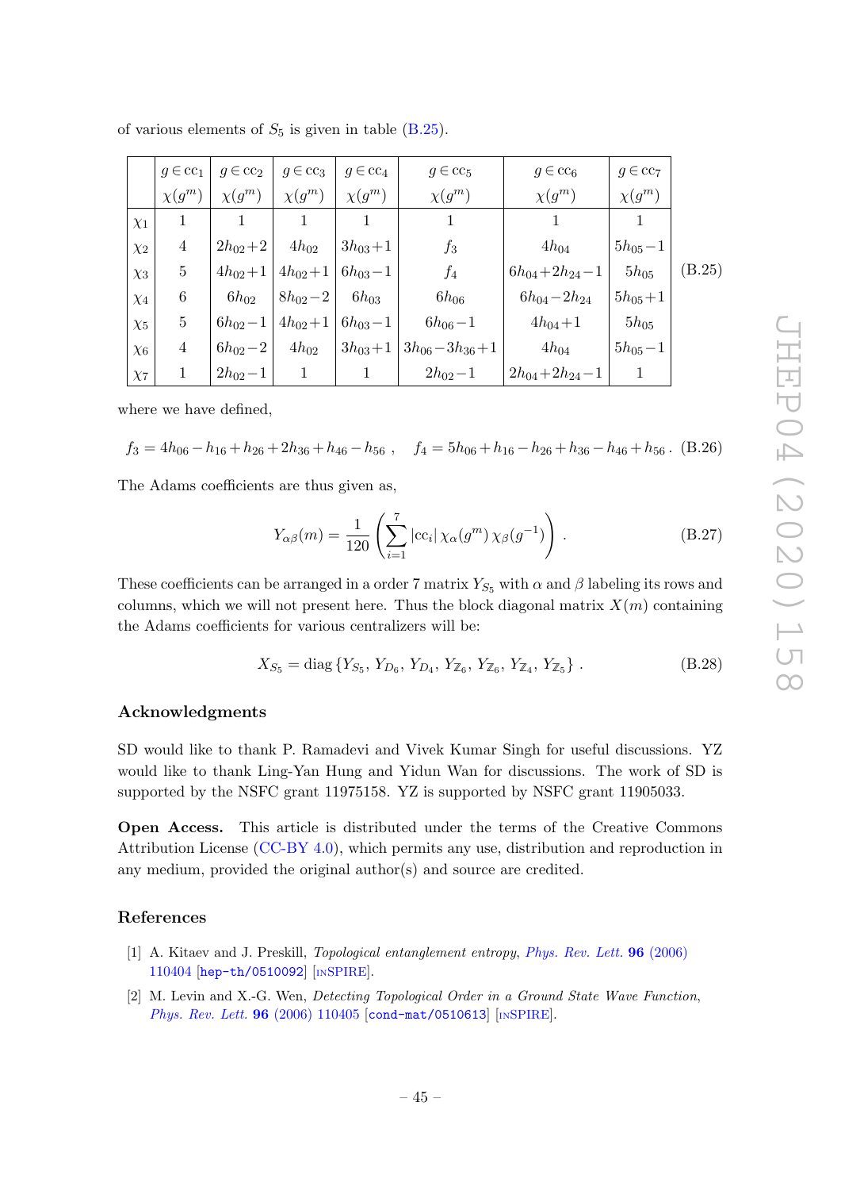of various elements of $S_5$ is given in table (B.25).

|  | $g \in \text{cc}_1$ $\chi(g^m)$ | $g \in \text{cc}_2$ $\chi(g^m)$ | $g \in \text{cc}_3$ $\chi(g^m)$ | $g \in \text{cc}_4$ $\chi(g^m)$ | $g \in \text{cc}_5$ $\chi(g^m)$ | $g \in \text{cc}_6$ $\chi(g^m)$ | $g \in \text{cc}_7$ $\chi(g^m)$ |
|---|---|---|---|---|---|---|---|
| $\chi_1$ | 1 | 1 | 1 | 1 | 1 | 1 | 1 |
| $\chi_2$ | 4 | $2h_{02}+2$ | $4h_{02}$ | $3h_{03}+1$ | $f_3$ | $4h_{04}$ | $5h_{05}-1$ |
| $\chi_3$ | 5 | $4h_{02}+1$ | $4h_{02}+1$ | $6h_{03}-1$ | $f_4$ | $6h_{04}+2h_{24}-1$ | $5h_{05}$ |
| $\chi_4$ | 6 | $6h_{02}$ | $8h_{02}-2$ | $6h_{03}$ | $6h_{06}$ | $6h_{04}-2h_{24}$ | $5h_{05}+1$ |
| $\chi_5$ | 5 | $6h_{02}-1$ | $4h_{02}+1$ | $6h_{03}-1$ | $6h_{06}-1$ | $4h_{04}+1$ | $5h_{05}$ |
| $\chi_6$ | 4 | $6h_{02}-2$ | $4h_{02}$ | $3h_{03}+1$ | $3h_{06}-3h_{36}+1$ | $4h_{04}$ | $5h_{05}-1$ |
| $\chi_7$ | 1 | $2h_{02}-1$ | 1 | 1 | $2h_{02}-1$ | $2h_{04}+2h_{24}-1$ | 1 |

(B.25)

where we have defined,

$$f_3 = 4h_{06} - h_{16} + h_{26} + 2h_{36} + h_{46} - h_{56}\ , \quad f_4 = 5h_{06} + h_{16} - h_{26} + h_{36} - h_{46} + h_{56}\,. \tag{B.26}$$

The Adams coefficients are thus given as,

$$Y_{\alpha\beta}(m) = \frac{1}{120}\left(\sum_{i=1}^{7} |\text{cc}_i|\, \chi_\alpha(g^m)\, \chi_\beta(g^{-1})\right)\,. \tag{B.27}$$

These coefficients can be arranged in a order 7 matrix $Y_{S_5}$ with $\alpha$ and $\beta$ labeling its rows and columns, which we will not present here. Thus the block diagonal matrix $X(m)$ containing the Adams coefficients for various centralizers will be:

$$X_{S_5} = \text{diag}\,\{Y_{S_5},\, Y_{D_6},\, Y_{D_4},\, Y_{\mathbb{Z}_6},\, Y_{\mathbb{Z}_6},\, Y_{\mathbb{Z}_4},\, Y_{\mathbb{Z}_5}\}\,. \tag{B.28}$$

## Acknowledgments

SD would like to thank P. Ramadevi and Vivek Kumar Singh for useful discussions. YZ would like to thank Ling-Yan Hung and Yidun Wan for discussions. The work of SD is supported by the NSFC grant 11975158. YZ is supported by NSFC grant 11905033.

**Open Access.** This article is distributed under the terms of the Creative Commons Attribution License (CC-BY 4.0), which permits any use, distribution and reproduction in any medium, provided the original author(s) and source are credited.

## References

[1] A. Kitaev and J. Preskill, *Topological entanglement entropy*, *Phys. Rev. Lett.* **96** (2006) 110404 [hep-th/0510092] [INSPIRE].

[2] M. Levin and X.-G. Wen, *Detecting Topological Order in a Ground State Wave Function*, *Phys. Rev. Lett.* **96** (2006) 110405 [cond-mat/0510613] [INSPIRE].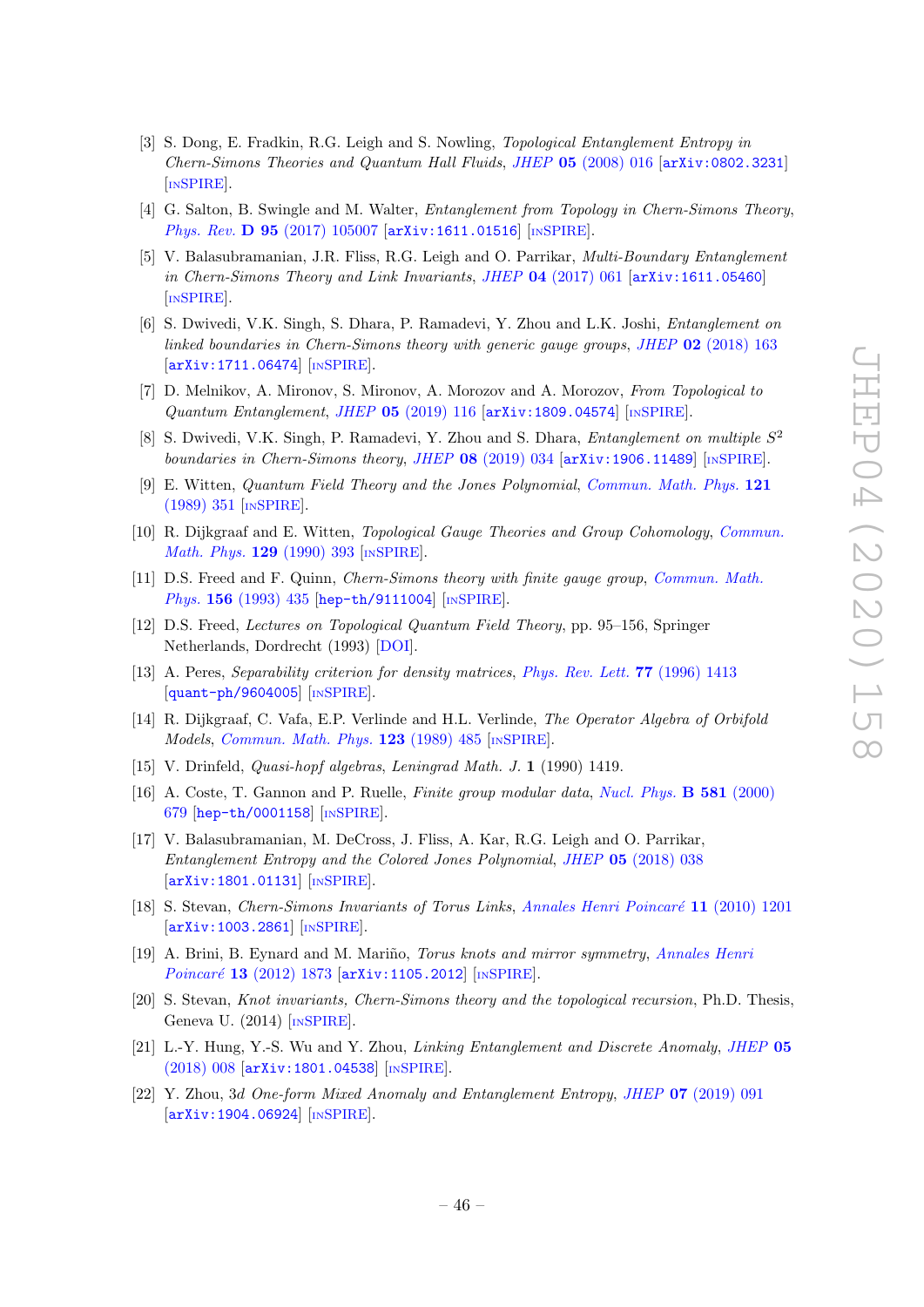[3] S. Dong, E. Fradkin, R.G. Leigh and S. Nowling, *Topological Entanglement Entropy in Chern-Simons Theories and Quantum Hall Fluids*, JHEP **05** (2008) 016 [arXiv:0802.3231] [INSPIRE].

[4] G. Salton, B. Swingle and M. Walter, *Entanglement from Topology in Chern-Simons Theory*, *Phys. Rev.* **D 95** (2017) 105007 [arXiv:1611.01516] [INSPIRE].

[5] V. Balasubramanian, J.R. Fliss, R.G. Leigh and O. Parrikar, *Multi-Boundary Entanglement in Chern-Simons Theory and Link Invariants*, JHEP **04** (2017) 061 [arXiv:1611.05460] [INSPIRE].

[6] S. Dwivedi, V.K. Singh, S. Dhara, P. Ramadevi, Y. Zhou and L.K. Joshi, *Entanglement on linked boundaries in Chern-Simons theory with generic gauge groups*, JHEP **02** (2018) 163 [arXiv:1711.06474] [INSPIRE].

[7] D. Melnikov, A. Mironov, S. Mironov, A. Morozov and A. Morozov, *From Topological to Quantum Entanglement*, JHEP **05** (2019) 116 [arXiv:1809.04574] [INSPIRE].

[8] S. Dwivedi, V.K. Singh, P. Ramadevi, Y. Zhou and S. Dhara, *Entanglement on multiple $S^2$ boundaries in Chern-Simons theory*, JHEP **08** (2019) 034 [arXiv:1906.11489] [INSPIRE].

[9] E. Witten, *Quantum Field Theory and the Jones Polynomial*, *Commun. Math. Phys.* **121** (1989) 351 [INSPIRE].

[10] R. Dijkgraaf and E. Witten, *Topological Gauge Theories and Group Cohomology*, *Commun. Math. Phys.* **129** (1990) 393 [INSPIRE].

[11] D.S. Freed and F. Quinn, *Chern-Simons theory with finite gauge group*, *Commun. Math. Phys.* **156** (1993) 435 [hep-th/9111004] [INSPIRE].

[12] D.S. Freed, *Lectures on Topological Quantum Field Theory*, pp. 95–156, Springer Netherlands, Dordrecht (1993) [DOI].

[13] A. Peres, *Separability criterion for density matrices*, *Phys. Rev. Lett.* **77** (1996) 1413 [quant-ph/9604005] [INSPIRE].

[14] R. Dijkgraaf, C. Vafa, E.P. Verlinde and H.L. Verlinde, *The Operator Algebra of Orbifold Models*, *Commun. Math. Phys.* **123** (1989) 485 [INSPIRE].

[15] V. Drinfeld, *Quasi-hopf algebras*, *Leningrad Math. J.* **1** (1990) 1419.

[16] A. Coste, T. Gannon and P. Ruelle, *Finite group modular data*, *Nucl. Phys.* **B 581** (2000) 679 [hep-th/0001158] [INSPIRE].

[17] V. Balasubramanian, M. DeCross, J. Fliss, A. Kar, R.G. Leigh and O. Parrikar, *Entanglement Entropy and the Colored Jones Polynomial*, JHEP **05** (2018) 038 [arXiv:1801.01131] [INSPIRE].

[18] S. Stevan, *Chern-Simons Invariants of Torus Links*, *Annales Henri Poincaré* **11** (2010) 1201 [arXiv:1003.2861] [INSPIRE].

[19] A. Brini, B. Eynard and M. Mariño, *Torus knots and mirror symmetry*, *Annales Henri Poincaré* **13** (2012) 1873 [arXiv:1105.2012] [INSPIRE].

[20] S. Stevan, *Knot invariants, Chern-Simons theory and the topological recursion*, Ph.D. Thesis, Geneva U. (2014) [INSPIRE].

[21] L.-Y. Hung, Y.-S. Wu and Y. Zhou, *Linking Entanglement and Discrete Anomaly*, JHEP **05** (2018) 008 [arXiv:1801.04538] [INSPIRE].

[22] Y. Zhou, *3d One-form Mixed Anomaly and Entanglement Entropy*, JHEP **07** (2019) 091 [arXiv:1904.06924] [INSPIRE].